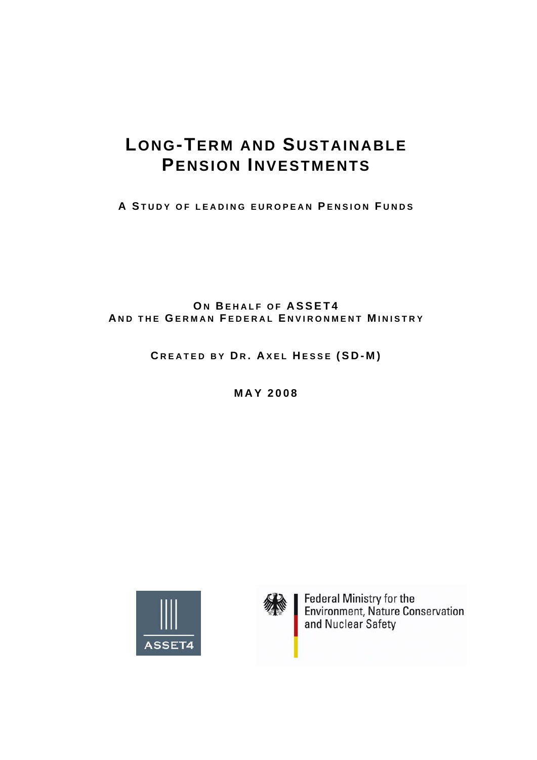# LONG-TERM AND SUSTAINABLE PENSION INVESTMENTS

## A STUDY OF LEADING EUROPEAN PENSION FUNDS

**ON BEHALF OF ASSET4**
**AND THE GERMAN FEDERAL ENVIRONMENT MINISTRY**

**CREATED BY DR. AXEL HESSE (SD-M)**

**MAY 2008**

ASSET4

Federal Ministry for the Environment, Nature Conservation and Nuclear Safety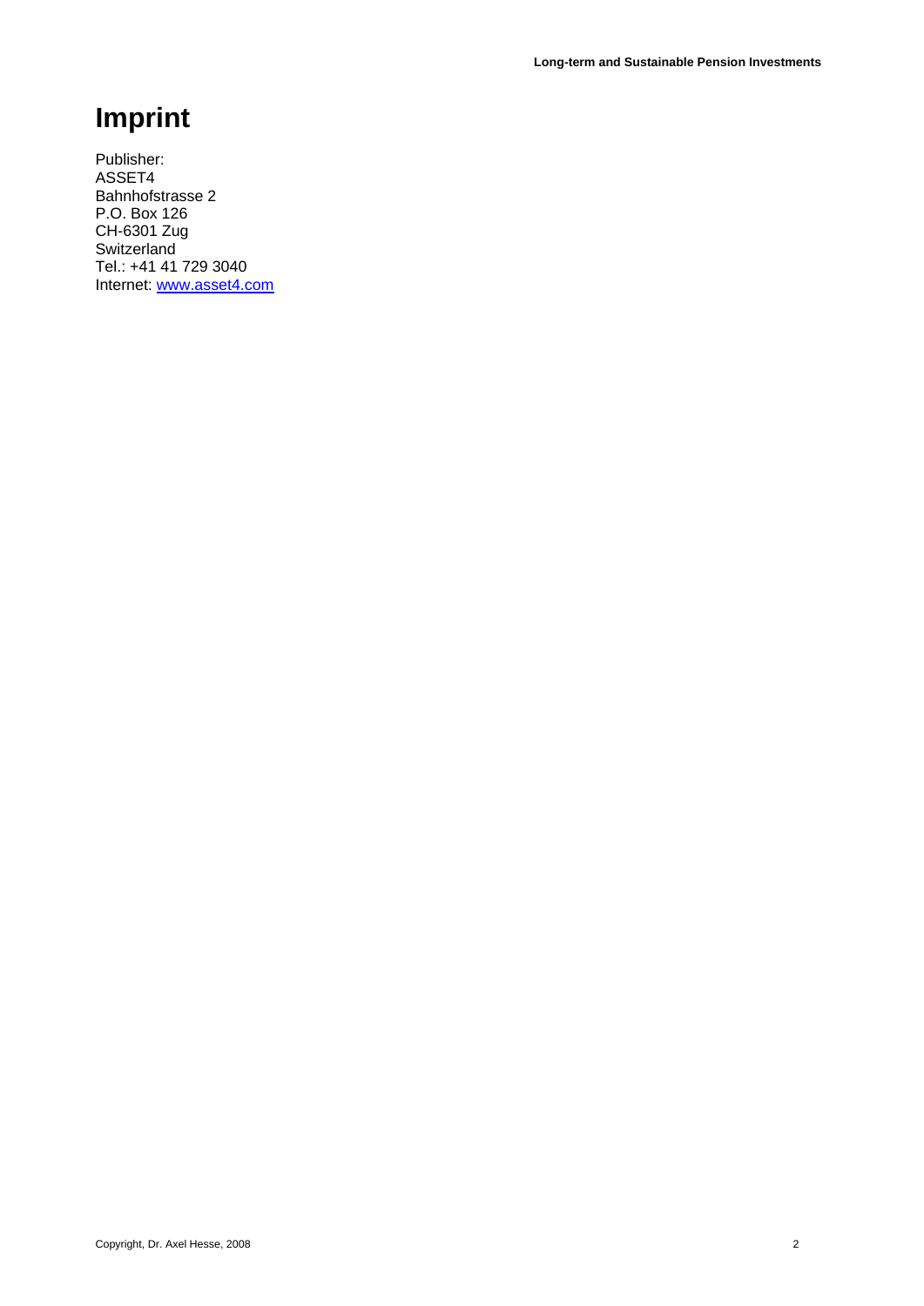# Imprint

Publisher:
ASSET4
Bahnhofstrasse 2
P.O. Box 126
CH-6301 Zug
Switzerland
Tel.: +41 41 729 3040
Internet: www.asset4.com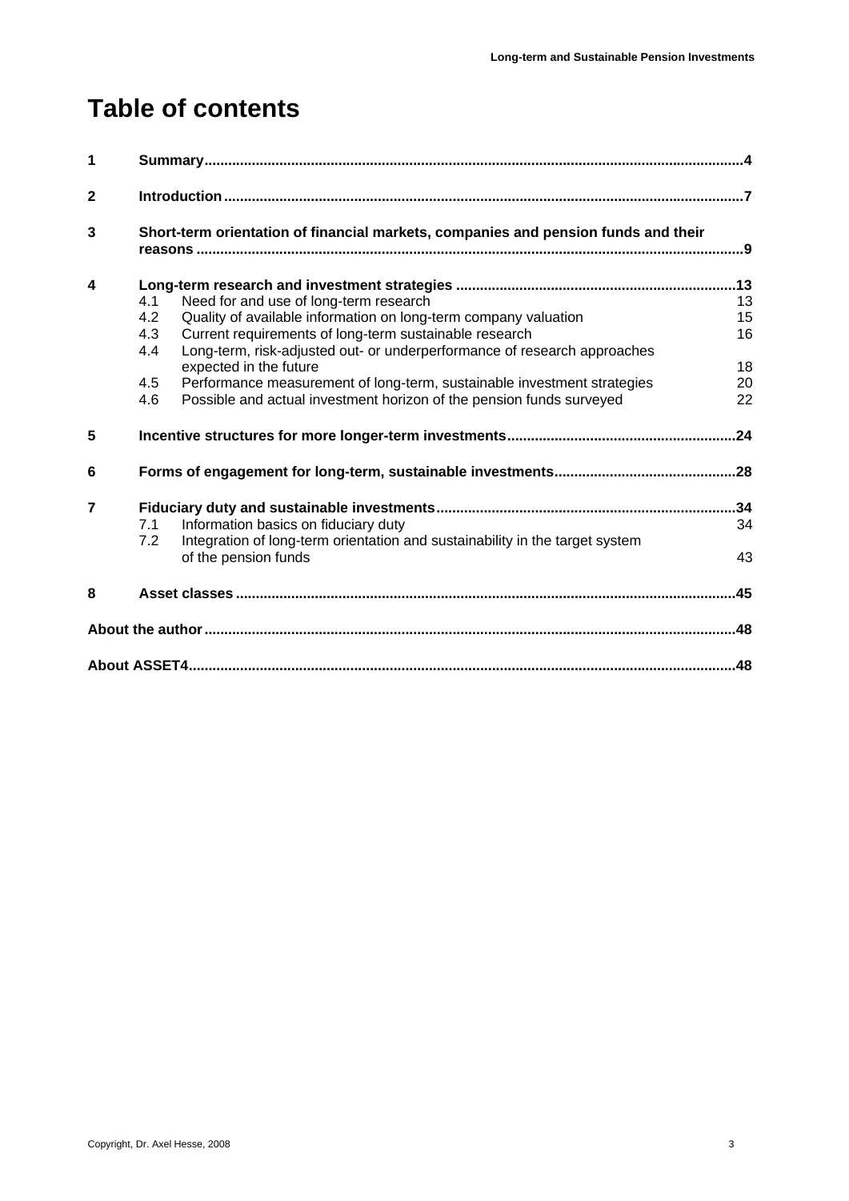# Table of contents

| | | | |
|---|---|---|---|
| **1** | **Summary** | | **4** |
| **2** | **Introduction** | | **7** |
| **3** | **Short-term orientation of financial markets, companies and pension funds and their reasons** | | **9** |
| **4** | **Long-term research and investment strategies** | | **13** |
| | 4.1 | Need for and use of long-term research | 13 |
| | 4.2 | Quality of available information on long-term company valuation | 15 |
| | 4.3 | Current requirements of long-term sustainable research | 16 |
| | 4.4 | Long-term, risk-adjusted out- or underperformance of research approaches expected in the future | 18 |
| | 4.5 | Performance measurement of long-term, sustainable investment strategies | 20 |
| | 4.6 | Possible and actual investment horizon of the pension funds surveyed | 22 |
| **5** | **Incentive structures for more longer-term investments** | | **24** |
| **6** | **Forms of engagement for long-term, sustainable investments** | | **28** |
| **7** | **Fiduciary duty and sustainable investments** | | **34** |
| | 7.1 | Information basics on fiduciary duty | 34 |
| | 7.2 | Integration of long-term orientation and sustainability in the target system of the pension funds | 43 |
| **8** | **Asset classes** | | **45** |
| **About the author** | | | **48** |
| **About ASSET4** | | | **48** |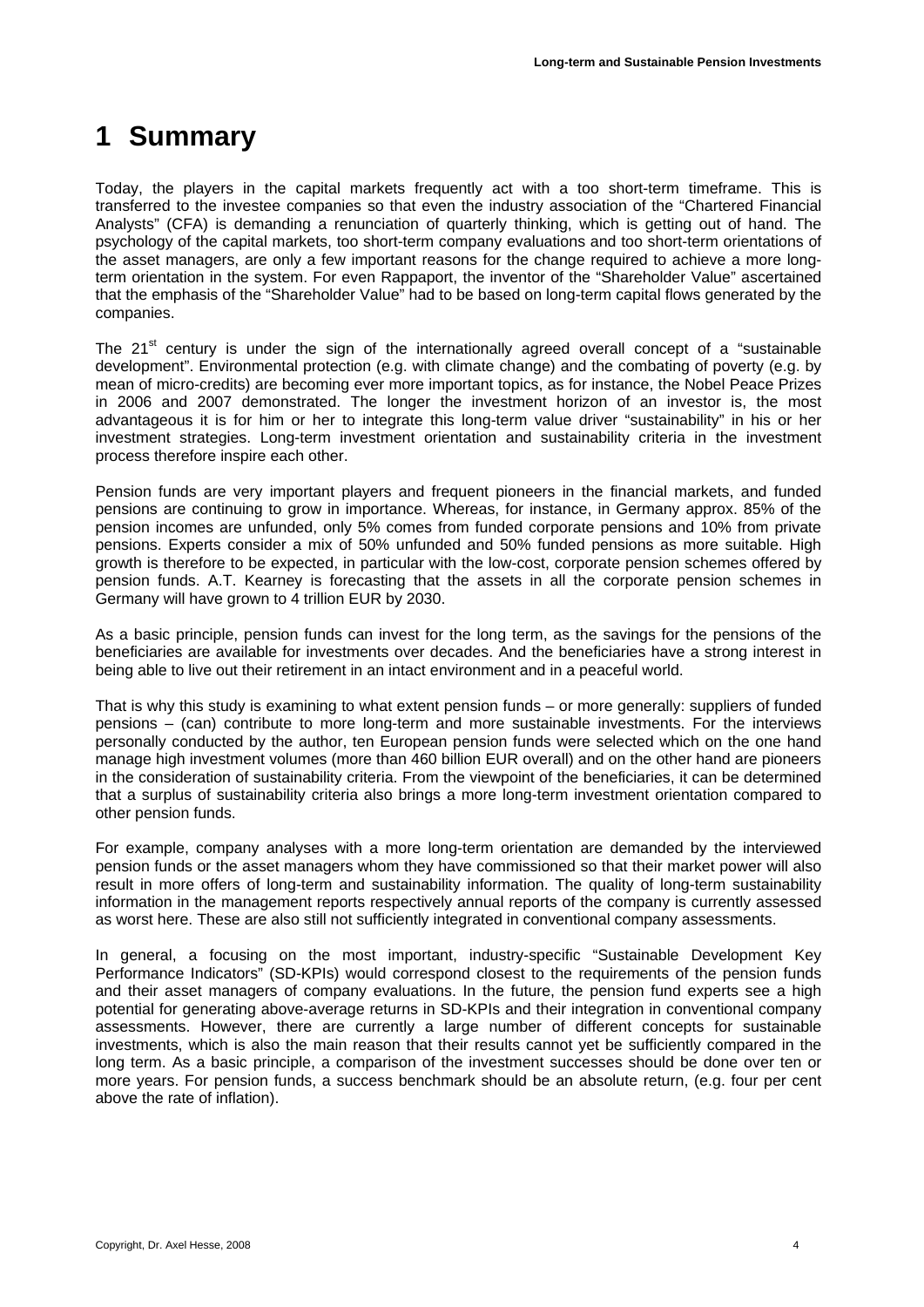# 1 Summary

Today, the players in the capital markets frequently act with a too short-term timeframe. This is transferred to the investee companies so that even the industry association of the "Chartered Financial Analysts" (CFA) is demanding a renunciation of quarterly thinking, which is getting out of hand. The psychology of the capital markets, too short-term company evaluations and too short-term orientations of the asset managers, are only a few important reasons for the change required to achieve a more long-term orientation in the system. For even Rappaport, the inventor of the "Shareholder Value" ascertained that the emphasis of the "Shareholder Value" had to be based on long-term capital flows generated by the companies.

The 21st century is under the sign of the internationally agreed overall concept of a "sustainable development". Environmental protection (e.g. with climate change) and the combating of poverty (e.g. by mean of micro-credits) are becoming ever more important topics, as for instance, the Nobel Peace Prizes in 2006 and 2007 demonstrated. The longer the investment horizon of an investor is, the most advantageous it is for him or her to integrate this long-term value driver "sustainability" in his or her investment strategies. Long-term investment orientation and sustainability criteria in the investment process therefore inspire each other.

Pension funds are very important players and frequent pioneers in the financial markets, and funded pensions are continuing to grow in importance. Whereas, for instance, in Germany approx. 85% of the pension incomes are unfunded, only 5% comes from funded corporate pensions and 10% from private pensions. Experts consider a mix of 50% unfunded and 50% funded pensions as more suitable. High growth is therefore to be expected, in particular with the low-cost, corporate pension schemes offered by pension funds. A.T. Kearney is forecasting that the assets in all the corporate pension schemes in Germany will have grown to 4 trillion EUR by 2030.

As a basic principle, pension funds can invest for the long term, as the savings for the pensions of the beneficiaries are available for investments over decades. And the beneficiaries have a strong interest in being able to live out their retirement in an intact environment and in a peaceful world.

That is why this study is examining to what extent pension funds – or more generally: suppliers of funded pensions – (can) contribute to more long-term and more sustainable investments. For the interviews personally conducted by the author, ten European pension funds were selected which on the one hand manage high investment volumes (more than 460 billion EUR overall) and on the other hand are pioneers in the consideration of sustainability criteria. From the viewpoint of the beneficiaries, it can be determined that a surplus of sustainability criteria also brings a more long-term investment orientation compared to other pension funds.

For example, company analyses with a more long-term orientation are demanded by the interviewed pension funds or the asset managers whom they have commissioned so that their market power will also result in more offers of long-term and sustainability information. The quality of long-term sustainability information in the management reports respectively annual reports of the company is currently assessed as worst here. These are also still not sufficiently integrated in conventional company assessments.

In general, a focusing on the most important, industry-specific "Sustainable Development Key Performance Indicators" (SD-KPIs) would correspond closest to the requirements of the pension funds and their asset managers of company evaluations. In the future, the pension fund experts see a high potential for generating above-average returns in SD-KPIs and their integration in conventional company assessments. However, there are currently a large number of different concepts for sustainable investments, which is also the main reason that their results cannot yet be sufficiently compared in the long term. As a basic principle, a comparison of the investment successes should be done over ten or more years. For pension funds, a success benchmark should be an absolute return, (e.g. four per cent above the rate of inflation).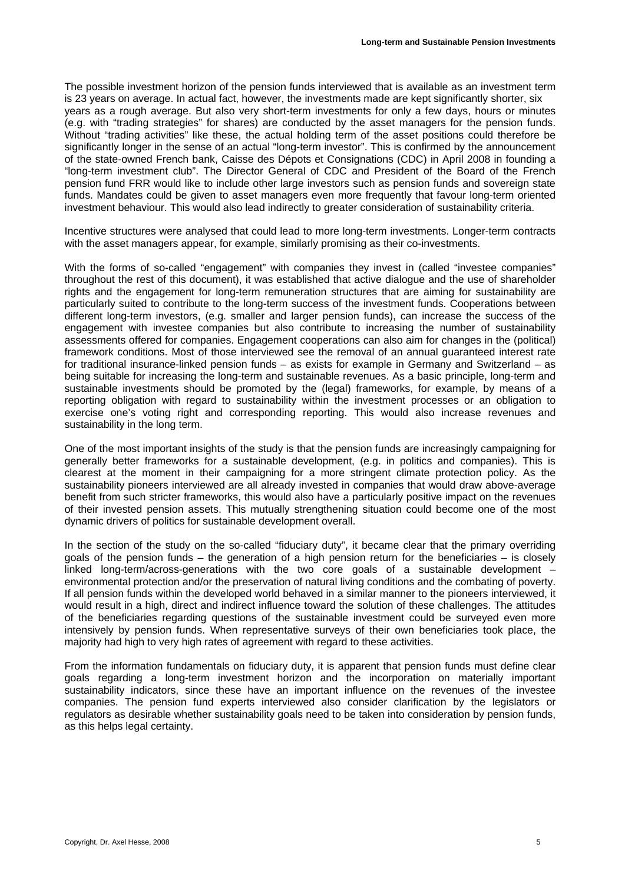The possible investment horizon of the pension funds interviewed that is available as an investment term is 23 years on average. In actual fact, however, the investments made are kept significantly shorter, six years as a rough average. But also very short-term investments for only a few days, hours or minutes (e.g. with "trading strategies" for shares) are conducted by the asset managers for the pension funds. Without "trading activities" like these, the actual holding term of the asset positions could therefore be significantly longer in the sense of an actual "long-term investor". This is confirmed by the announcement of the state-owned French bank, Caisse des Dépots et Consignations (CDC) in April 2008 in founding a "long-term investment club". The Director General of CDC and President of the Board of the French pension fund FRR would like to include other large investors such as pension funds and sovereign state funds. Mandates could be given to asset managers even more frequently that favour long-term oriented investment behaviour. This would also lead indirectly to greater consideration of sustainability criteria.

Incentive structures were analysed that could lead to more long-term investments. Longer-term contracts with the asset managers appear, for example, similarly promising as their co-investments.

With the forms of so-called "engagement" with companies they invest in (called "investee companies" throughout the rest of this document), it was established that active dialogue and the use of shareholder rights and the engagement for long-term remuneration structures that are aiming for sustainability are particularly suited to contribute to the long-term success of the investment funds. Cooperations between different long-term investors, (e.g. smaller and larger pension funds), can increase the success of the engagement with investee companies but also contribute to increasing the number of sustainability assessments offered for companies. Engagement cooperations can also aim for changes in the (political) framework conditions. Most of those interviewed see the removal of an annual guaranteed interest rate for traditional insurance-linked pension funds – as exists for example in Germany and Switzerland – as being suitable for increasing the long-term and sustainable revenues. As a basic principle, long-term and sustainable investments should be promoted by the (legal) frameworks, for example, by means of a reporting obligation with regard to sustainability within the investment processes or an obligation to exercise one's voting right and corresponding reporting. This would also increase revenues and sustainability in the long term.

One of the most important insights of the study is that the pension funds are increasingly campaigning for generally better frameworks for a sustainable development, (e.g. in politics and companies). This is clearest at the moment in their campaigning for a more stringent climate protection policy. As the sustainability pioneers interviewed are all already invested in companies that would draw above-average benefit from such stricter frameworks, this would also have a particularly positive impact on the revenues of their invested pension assets. This mutually strengthening situation could become one of the most dynamic drivers of politics for sustainable development overall.

In the section of the study on the so-called "fiduciary duty", it became clear that the primary overriding goals of the pension funds – the generation of a high pension return for the beneficiaries – is closely linked long-term/across-generations with the two core goals of a sustainable development – environmental protection and/or the preservation of natural living conditions and the combating of poverty. If all pension funds within the developed world behaved in a similar manner to the pioneers interviewed, it would result in a high, direct and indirect influence toward the solution of these challenges. The attitudes of the beneficiaries regarding questions of the sustainable investment could be surveyed even more intensively by pension funds. When representative surveys of their own beneficiaries took place, the majority had high to very high rates of agreement with regard to these activities.

From the information fundamentals on fiduciary duty, it is apparent that pension funds must define clear goals regarding a long-term investment horizon and the incorporation on materially important sustainability indicators, since these have an important influence on the revenues of the investee companies. The pension fund experts interviewed also consider clarification by the legislators or regulators as desirable whether sustainability goals need to be taken into consideration by pension funds, as this helps legal certainty.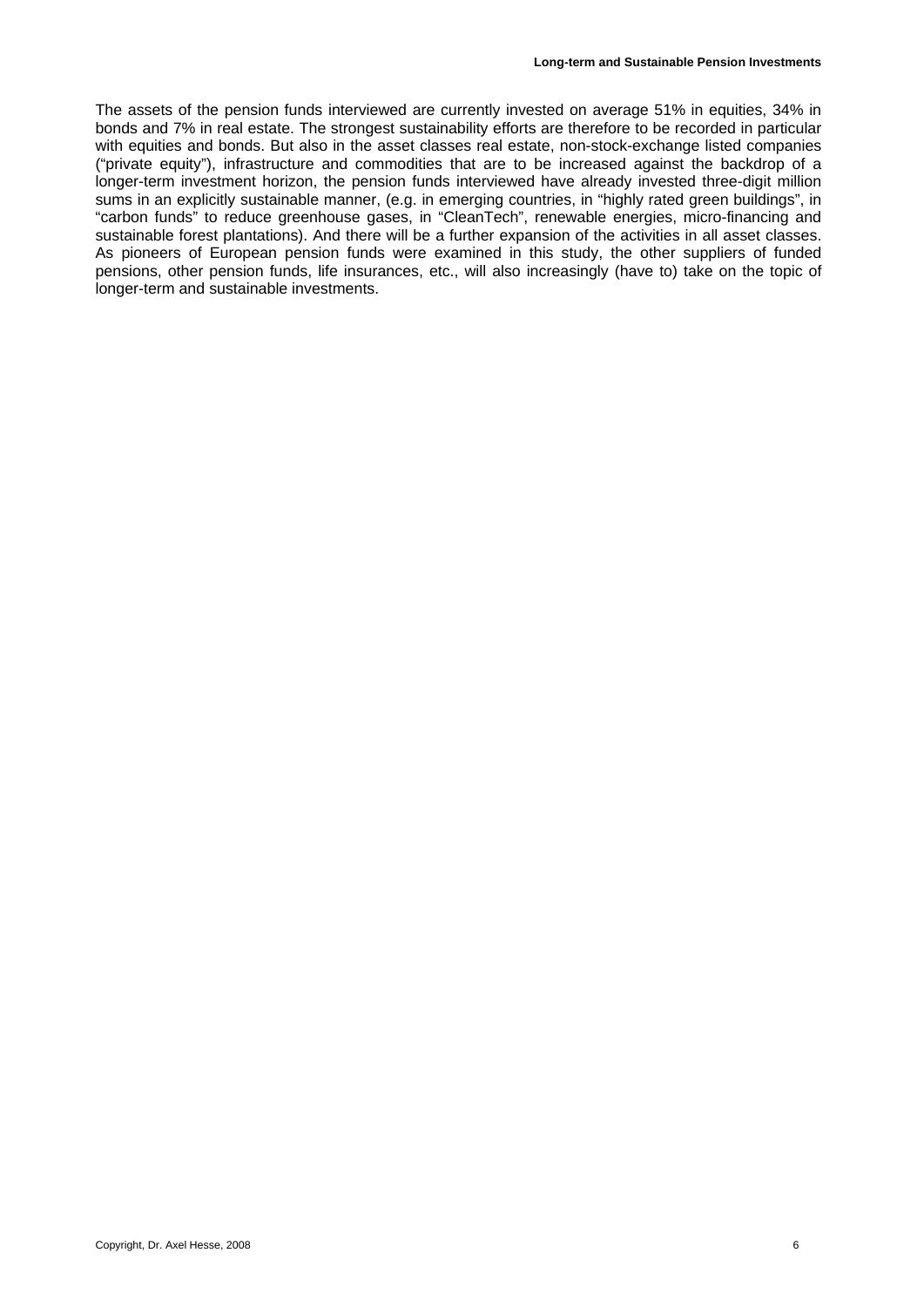The assets of the pension funds interviewed are currently invested on average 51% in equities, 34% in bonds and 7% in real estate. The strongest sustainability efforts are therefore to be recorded in particular with equities and bonds. But also in the asset classes real estate, non-stock-exchange listed companies ("private equity"), infrastructure and commodities that are to be increased against the backdrop of a longer-term investment horizon, the pension funds interviewed have already invested three-digit million sums in an explicitly sustainable manner, (e.g. in emerging countries, in "highly rated green buildings", in "carbon funds" to reduce greenhouse gases, in "CleanTech", renewable energies, micro-financing and sustainable forest plantations). And there will be a further expansion of the activities in all asset classes. As pioneers of European pension funds were examined in this study, the other suppliers of funded pensions, other pension funds, life insurances, etc., will also increasingly (have to) take on the topic of longer-term and sustainable investments.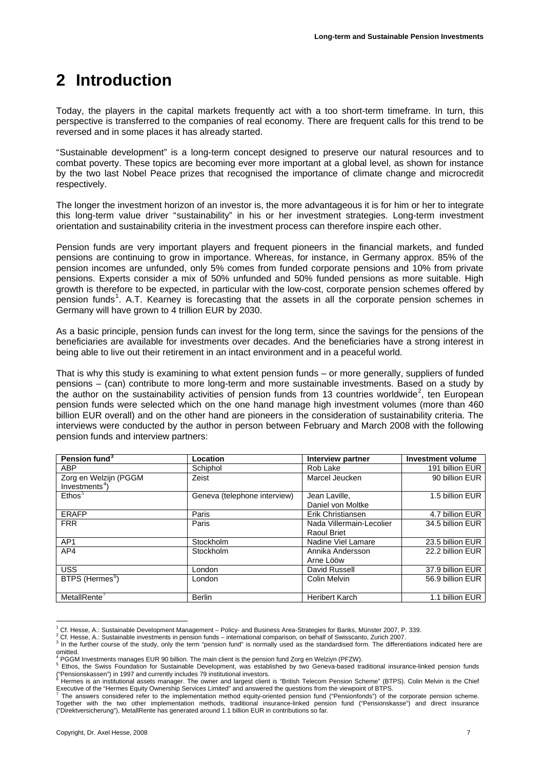# 2 Introduction

Today, the players in the capital markets frequently act with a too short-term timeframe. In turn, this perspective is transferred to the companies of real economy. There are frequent calls for this trend to be reversed and in some places it has already started.

"Sustainable development" is a long-term concept designed to preserve our natural resources and to combat poverty. These topics are becoming ever more important at a global level, as shown for instance by the two last Nobel Peace prizes that recognised the importance of climate change and microcredit respectively.

The longer the investment horizon of an investor is, the more advantageous it is for him or her to integrate this long-term value driver "sustainability" in his or her investment strategies. Long-term investment orientation and sustainability criteria in the investment process can therefore inspire each other.

Pension funds are very important players and frequent pioneers in the financial markets, and funded pensions are continuing to grow in importance. Whereas, for instance, in Germany approx. 85% of the pension incomes are unfunded, only 5% comes from funded corporate pensions and 10% from private pensions. Experts consider a mix of 50% unfunded and 50% funded pensions as more suitable. High growth is therefore to be expected, in particular with the low-cost, corporate pension schemes offered by pension funds[1]. A.T. Kearney is forecasting that the assets in all the corporate pension schemes in Germany will have grown to 4 trillion EUR by 2030.

As a basic principle, pension funds can invest for the long term, since the savings for the pensions of the beneficiaries are available for investments over decades. And the beneficiaries have a strong interest in being able to live out their retirement in an intact environment and in a peaceful world.

That is why this study is examining to what extent pension funds – or more generally, suppliers of funded pensions – (can) contribute to more long-term and more sustainable investments. Based on a study by the author on the sustainability activities of pension funds from 13 countries worldwide[2], ten European pension funds were selected which on the one hand manage high investment volumes (more than 460 billion EUR overall) and on the other hand are pioneers in the consideration of sustainability criteria. The interviews were conducted by the author in person between February and March 2008 with the following pension funds and interview partners:

| Pension fund[3] | Location | Interview partner | Investment volume |
|---|---|---|---|
| ABP | Schiphol | Rob Lake | 191 billion EUR |
| Zorg en Welzijn (PGGM Investments[4]) | Zeist | Marcel Jeucken | 90 billion EUR |
| Ethos[5] | Geneva (telephone interview) | Jean Laville, Daniel von Moltke | 1.5 billion EUR |
| ERAFP | Paris | Erik Christiansen | 4.7 billion EUR |
| FRR | Paris | Nada Villermain-Lecolier Raoul Briet | 34.5 billion EUR |
| AP1 | Stockholm | Nadine Viel Lamare | 23.5 billion EUR |
| AP4 | Stockholm | Annika Andersson Arne Lööw | 22.2 billion EUR |
| USS | London | David Russell | 37.9 billion EUR |
| BTPS (Hermes[6]) | London | Colin Melvin | 56.9 billion EUR |
| MetallRente[7] | Berlin | Heribert Karch | 1.1 billion EUR |

[1] Cf. Hesse, A.: Sustainable Development Management – Policy- and Business Area-Strategies for Banks, Münster 2007, P. 339.

[2] Cf. Hesse, A.: Sustainable investments in pension funds – international comparison, on behalf of Swisscanto, Zurich 2007.

[3] In the further course of the study, only the term "pension fund" is normally used as the standardised form. The differentiations indicated here are omitted.

[4] PGGM Investments manages EUR 90 billion. The main client is the pension fund Zorg en Welziyn (PFZW).

[5] Ethos, the Swiss Foundation for Sustainable Development, was established by two Geneva-based traditional insurance-linked pension funds ("Pensionskassen") in 1997 and currently includes 79 institutional investors.

[6] Hermes is an institutional assets manager. The owner and largest client is "British Telecom Pension Scheme" (BTPS). Colin Melvin is the Chief Executive of the "Hermes Equity Ownership Services Limited" and answered the questions from the viewpoint of BTPS.

[7] The answers considered refer to the implementation method equity-oriented pension fund ("Pensionfonds") of the corporate pension scheme. Together with the two other implementation methods, traditional insurance-linked pension fund ("Pensionskasse") and direct insurance ("Direktversicherung"), MetallRente has generated around 1.1 billion EUR in contributions so far.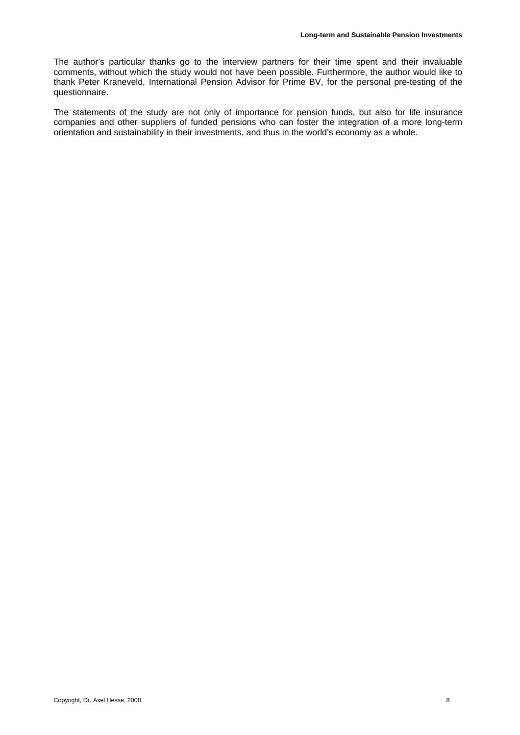The author's particular thanks go to the interview partners for their time spent and their invaluable comments, without which the study would not have been possible. Furthermore, the author would like to thank Peter Kraneveld, International Pension Advisor for Prime BV, for the personal pre-testing of the questionnaire.

The statements of the study are not only of importance for pension funds, but also for life insurance companies and other suppliers of funded pensions who can foster the integration of a more long-term orientation and sustainability in their investments, and thus in the world's economy as a whole.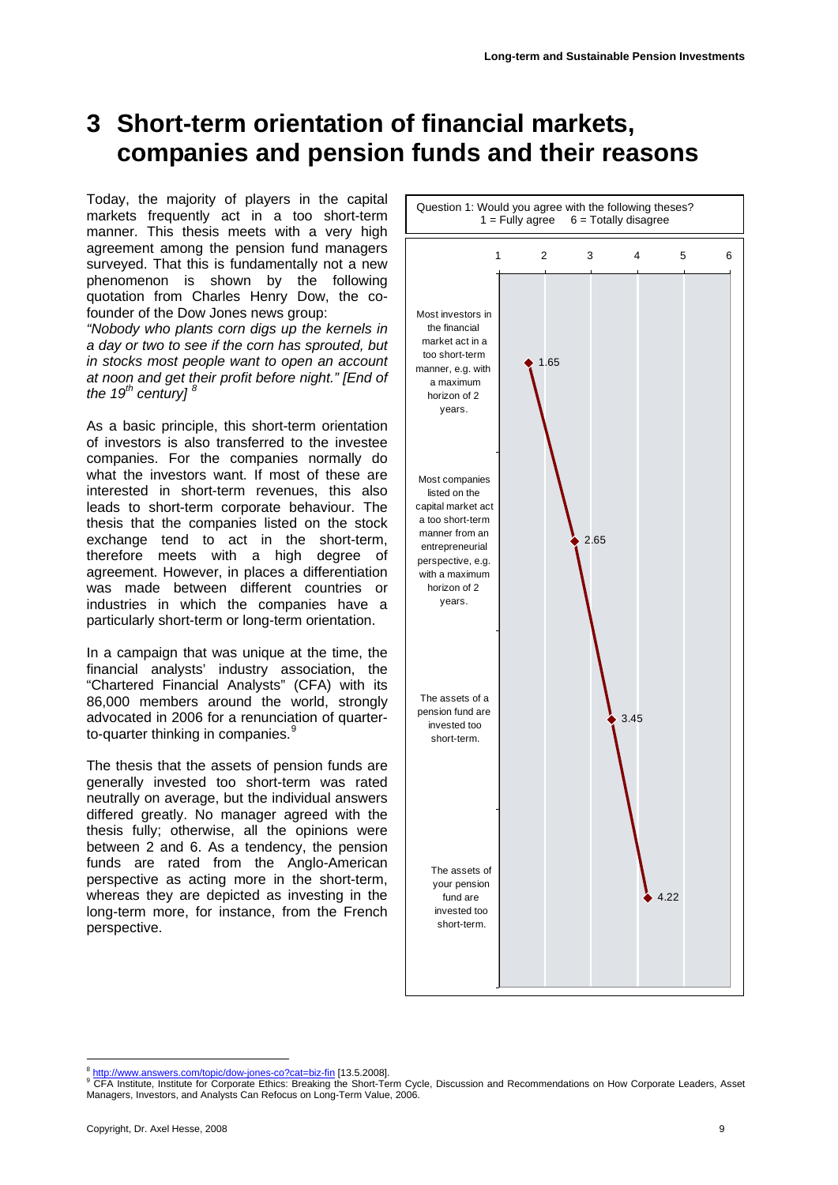# 3 Short-term orientation of financial markets, companies and pension funds and their reasons

Today, the majority of players in the capital markets frequently act in a too short-term manner. This thesis meets with a very high agreement among the pension fund managers surveyed. That this is fundamentally not a new phenomenon is shown by the following quotation from Charles Henry Dow, the co-founder of the Dow Jones news group:

*"Nobody who plants corn digs up the kernels in a day or two to see if the corn has sprouted, but in stocks most people want to open an account at noon and get their profit before night." [End of the 19th century]* [8]

As a basic principle, this short-term orientation of investors is also transferred to the investee companies. For the companies normally do what the investors want. If most of these are interested in short-term revenues, this also leads to short-term corporate behaviour. The thesis that the companies listed on the stock exchange tend to act in the short-term, therefore meets with a high degree of agreement. However, in places a differentiation was made between different countries or industries in which the companies have a particularly short-term or long-term orientation.

In a campaign that was unique at the time, the financial analysts' industry association, the "Chartered Financial Analysts" (CFA) with its 86,000 members around the world, strongly advocated in 2006 for a renunciation of quarter-to-quarter thinking in companies.[9]

The thesis that the assets of pension funds are generally invested too short-term was rated neutrally on average, but the individual answers differed greatly. No manager agreed with the thesis fully; otherwise, all the opinions were between 2 and 6. As a tendency, the pension funds are rated from the Anglo-American perspective as acting more in the short-term, whereas they are depicted as investing in the long-term more, for instance, from the French perspective.

Question 1: Would you agree with the following theses?
1 = Fully agree 6 = Totally disagree

| Thesis | Average rating |
|---|---|
| Most investors in the financial market act in a too short-term manner, e.g. with a maximum horizon of 2 years. | 1.65 |
| Most companies listed on the capital market act a too short-term manner from an entrepreneurial perspective, e.g. with a maximum horizon of 2 years. | 2.65 |
| The assets of a pension fund are invested too short-term. | 3.45 |
| The assets of your pension fund are invested too short-term. | 4.22 |

[8] http://www.answers.com/topic/dow-jones-co?cat=biz-fin [13.5.2008].

[9] CFA Institute, Institute for Corporate Ethics: Breaking the Short-Term Cycle, Discussion and Recommendations on How Corporate Leaders, Asset Managers, Investors, and Analysts Can Refocus on Long-Term Value, 2006.

Copyright, Dr. Axel Hesse, 2008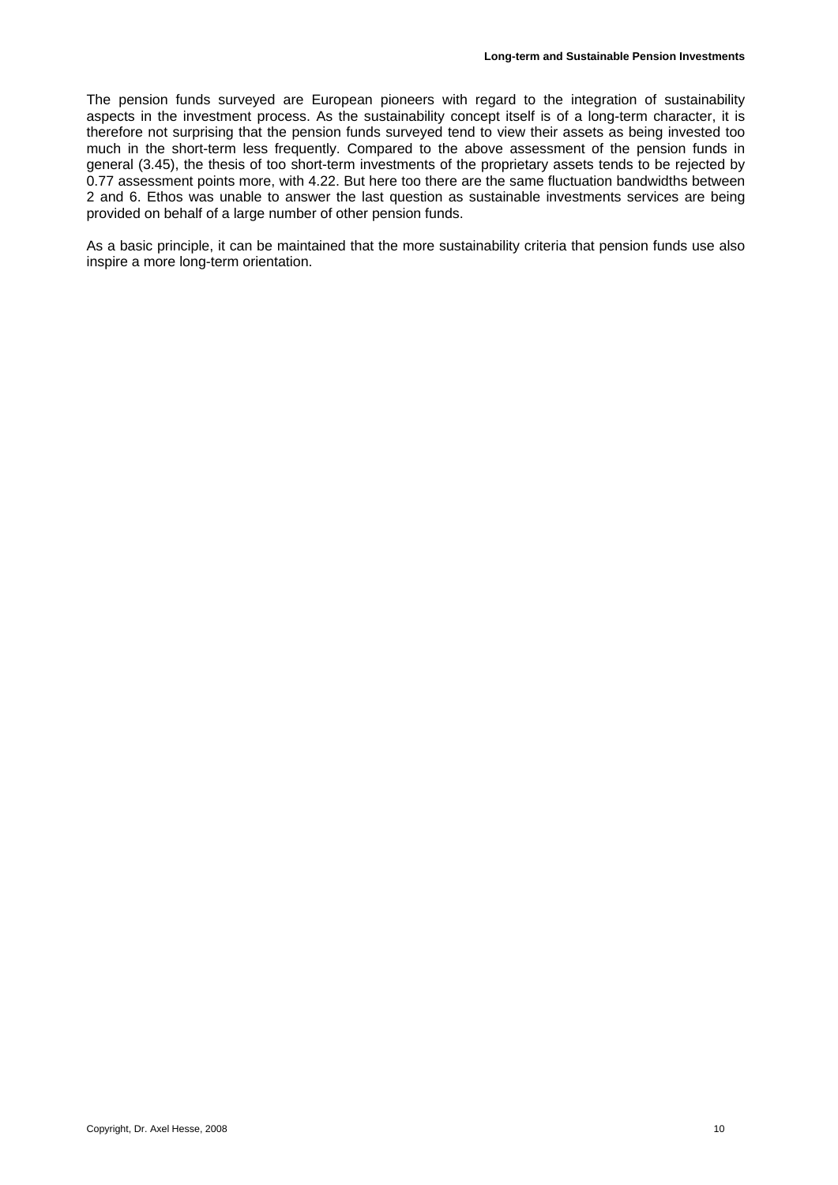The pension funds surveyed are European pioneers with regard to the integration of sustainability aspects in the investment process. As the sustainability concept itself is of a long-term character, it is therefore not surprising that the pension funds surveyed tend to view their assets as being invested too much in the short-term less frequently. Compared to the above assessment of the pension funds in general (3.45), the thesis of too short-term investments of the proprietary assets tends to be rejected by 0.77 assessment points more, with 4.22. But here too there are the same fluctuation bandwidths between 2 and 6. Ethos was unable to answer the last question as sustainable investments services are being provided on behalf of a large number of other pension funds.

As a basic principle, it can be maintained that the more sustainability criteria that pension funds use also inspire a more long-term orientation.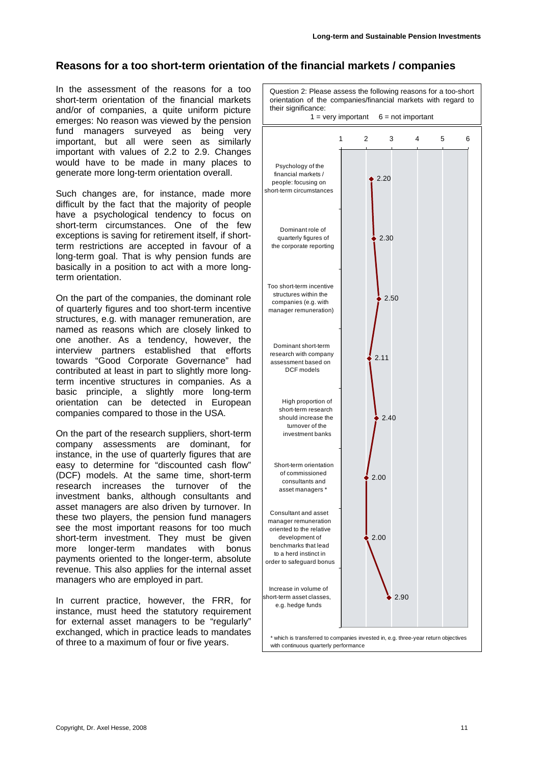## Reasons for a too short-term orientation of the financial markets / companies

In the assessment of the reasons for a too short-term orientation of the financial markets and/or of companies, a quite uniform picture emerges: No reason was viewed by the pension fund managers surveyed as being very important, but all were seen as similarly important with values of 2.2 to 2.9. Changes would have to be made in many places to generate more long-term orientation overall.

Such changes are, for instance, made more difficult by the fact that the majority of people have a psychological tendency to focus on short-term circumstances. One of the few exceptions is saving for retirement itself, if short-term restrictions are accepted in favour of a long-term goal. That is why pension funds are basically in a position to act with a more long-term orientation.

On the part of the companies, the dominant role of quarterly figures and too short-term incentive structures, e.g. with manager remuneration, are named as reasons which are closely linked to one another. As a tendency, however, the interview partners established that efforts towards "Good Corporate Governance" had contributed at least in part to slightly more long-term incentive structures in companies. As a basic principle, a slightly more long-term orientation can be detected in European companies compared to those in the USA.

On the part of the research suppliers, short-term company assessments are dominant, for instance, in the use of quarterly figures that are easy to determine for "discounted cash flow" (DCF) models. At the same time, short-term research increases the turnover of the investment banks, although consultants and asset managers are also driven by turnover. In these two players, the pension fund managers see the most important reasons for too much short-term investment. They must be given more longer-term mandates with bonus payments oriented to the longer-term, absolute revenue. This also applies for the internal asset managers who are employed in part.

In current practice, however, the FRR, for instance, must heed the statutory requirement for external asset managers to be "regularly" exchanged, which in practice leads to mandates of three to a maximum of four or five years.

Question 2: Please assess the following reasons for a too-short orientation of the companies/financial markets with regard to their significance:
1 = very important 6 = not important

| Reason | Rating |
|---|---|
| Psychology of the financial markets / people: focusing on short-term circumstances | 2.20 |
| Dominant role of quarterly figures of the corporate reporting | 2.30 |
| Too short-term incentive structures within the companies (e.g. with manager remuneration) | 2.50 |
| Dominant short-term research with company assessment based on DCF models | 2.11 |
| High proportion of short-term research should increase the turnover of the investment banks | 2.40 |
| Short-term orientation of commissioned consultants and asset managers * | 2.00 |
| Consultant and asset manager remuneration oriented to the relative development of benchmarks that lead to a herd instinct in order to safeguard bonus | 2.00 |
| Increase in volume of short-term asset classes, e.g. hedge funds | 2.90 |

* which is transferred to companies invested in, e.g. three-year return objectives with continuous quarterly performance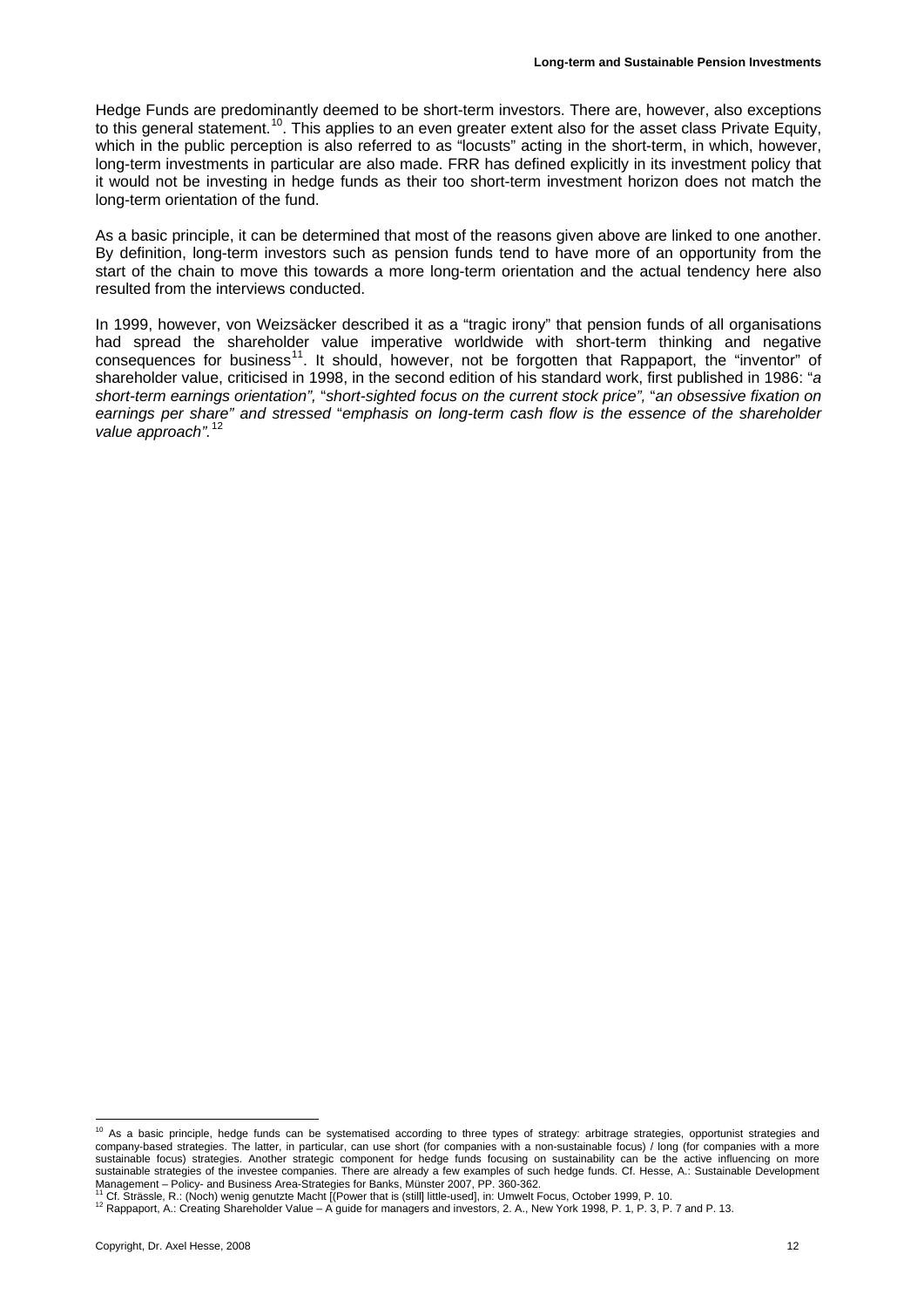Hedge Funds are predominantly deemed to be short-term investors. There are, however, also exceptions to this general statement.[10]. This applies to an even greater extent also for the asset class Private Equity, which in the public perception is also referred to as "locusts" acting in the short-term, in which, however, long-term investments in particular are also made. FRR has defined explicitly in its investment policy that it would not be investing in hedge funds as their too short-term investment horizon does not match the long-term orientation of the fund.

As a basic principle, it can be determined that most of the reasons given above are linked to one another. By definition, long-term investors such as pension funds tend to have more of an opportunity from the start of the chain to move this towards a more long-term orientation and the actual tendency here also resulted from the interviews conducted.

In 1999, however, von Weizsäcker described it as a "tragic irony" that pension funds of all organisations had spread the shareholder value imperative worldwide with short-term thinking and negative consequences for business[11]. It should, however, not be forgotten that Rappaport, the "inventor" of shareholder value, criticised in 1998, in the second edition of his standard work, first published in 1986: "*a short-term earnings orientation",* "*short-sighted focus on the current stock price",* "*an obsessive fixation on earnings per share" and stressed* "*emphasis on long-term cash flow is the essence of the shareholder value approach".*[12]

---

[10] As a basic principle, hedge funds can be systematised according to three types of strategy: arbitrage strategies, opportunist strategies and company-based strategies. The latter, in particular, can use short (for companies with a non-sustainable focus) / long (for companies with a more sustainable focus) strategies. Another strategic component for hedge funds focusing on sustainability can be the active influencing on more sustainable strategies of the investee companies. There are already a few examples of such hedge funds. Cf. Hesse, A.: Sustainable Development Management – Policy- and Business Area-Strategies for Banks, Münster 2007, PP. 360-362.

[11] Cf. Strässle, R.: (Noch) wenig genutzte Macht [(Power that is (still) little-used], in: Umwelt Focus, October 1999, P. 10.

[12] Rappaport, A.: Creating Shareholder Value – A guide for managers and investors, 2. A., New York 1998, P. 1, P. 3, P. 7 and P. 13.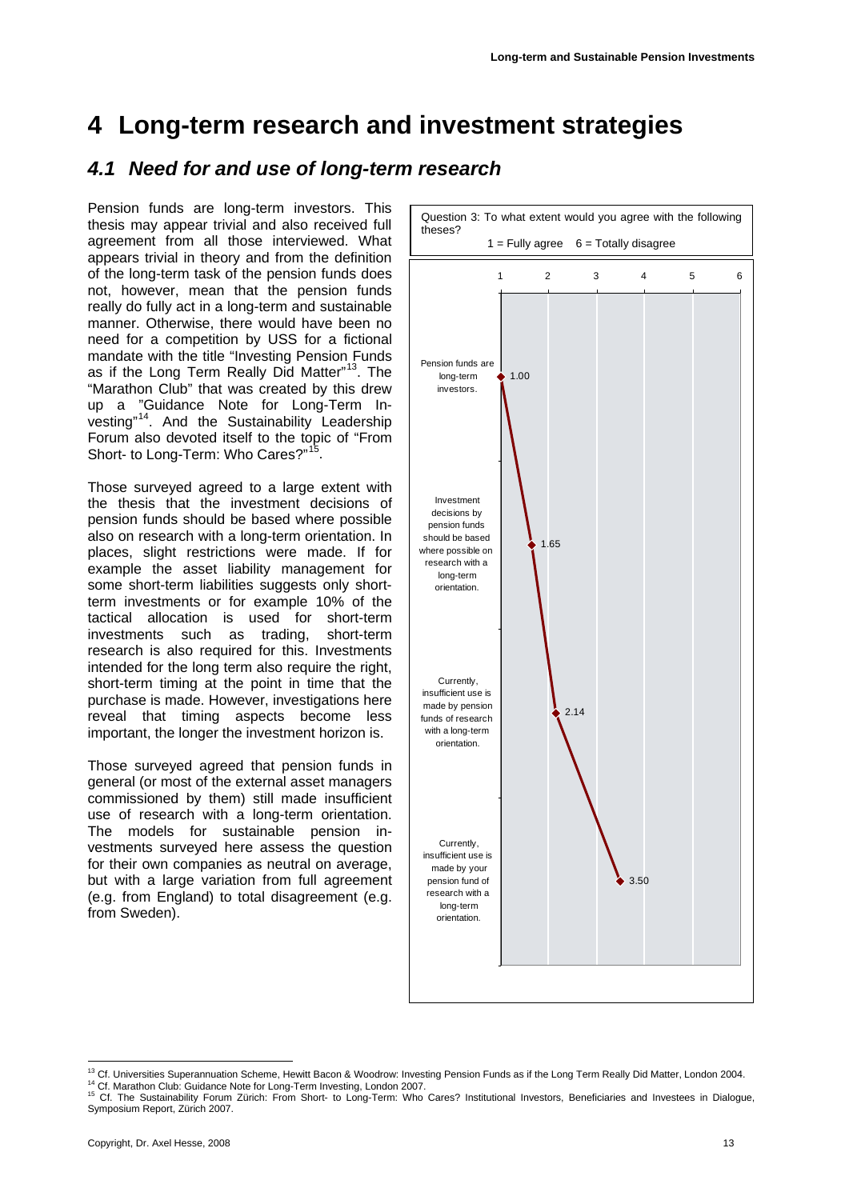# 4 Long-term research and investment strategies

## 4.1 Need for and use of long-term research

Pension funds are long-term investors. This thesis may appear trivial and also received full agreement from all those interviewed. What appears trivial in theory and from the definition of the long-term task of the pension funds does not, however, mean that the pension funds really do fully act in a long-term and sustainable manner. Otherwise, there would have been no need for a competition by USS for a fictional mandate with the title "Investing Pension Funds as if the Long Term Really Did Matter"[13]. The "Marathon Club" that was created by this drew up a "Guidance Note for Long-Term Investing"[14]. And the Sustainability Leadership Forum also devoted itself to the topic of "From Short- to Long-Term: Who Cares?"[15].

Those surveyed agreed to a large extent with the thesis that the investment decisions of pension funds should be based where possible also on research with a long-term orientation. In places, slight restrictions were made. If for example the asset liability management for some short-term liabilities suggests only short-term investments or for example 10% of the tactical allocation is used for short-term investments such as trading, short-term research is also required for this. Investments intended for the long term also require the right, short-term timing at the point in time that the purchase is made. However, investigations here reveal that timing aspects become less important, the longer the investment horizon is.

Those surveyed agreed that pension funds in general (or most of the external asset managers commissioned by them) still made insufficient use of research with a long-term orientation. The models for sustainable pension investments surveyed here assess the question for their own companies as neutral on average, but with a large variation from full agreement (e.g. from England) to total disagreement (e.g. from Sweden).

Question 3: To what extent would you agree with the following theses?
1 = Fully agree 6 = Totally disagree

| Thesis | Mean (1–6) |
|---|---|
| Pension funds are long-term investors. | 1.00 |
| Investment decisions by pension funds should be based where possible on research with a long-term orientation. | 1.65 |
| Currently, insufficient use is made by pension funds of research with a long-term orientation. | 2.14 |
| Currently, insufficient use is made by your pension fund of research with a long-term orientation. | 3.50 |

[13] Cf. Universities Superannuation Scheme, Hewitt Bacon & Woodrow: Investing Pension Funds as if the Long Term Really Did Matter, London 2004.

[14] Cf. Marathon Club: Guidance Note for Long-Term Investing, London 2007.

[15] Cf. The Sustainability Forum Zürich: From Short- to Long-Term: Who Cares? Institutional Investors, Beneficiaries and Investees in Dialogue, Symposium Report, Zürich 2007.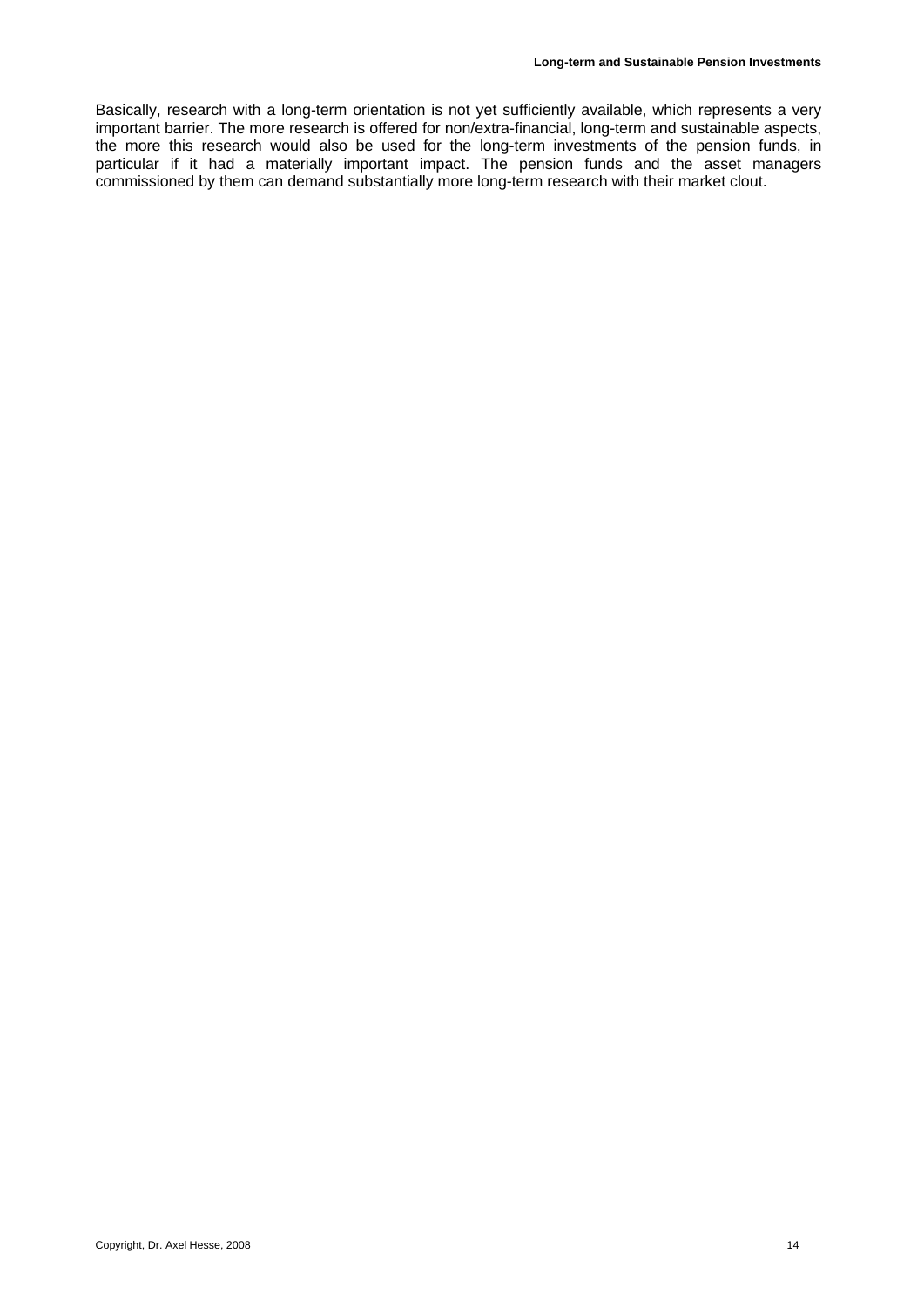Basically, research with a long-term orientation is not yet sufficiently available, which represents a very important barrier. The more research is offered for non/extra-financial, long-term and sustainable aspects, the more this research would also be used for the long-term investments of the pension funds, in particular if it had a materially important impact. The pension funds and the asset managers commissioned by them can demand substantially more long-term research with their market clout.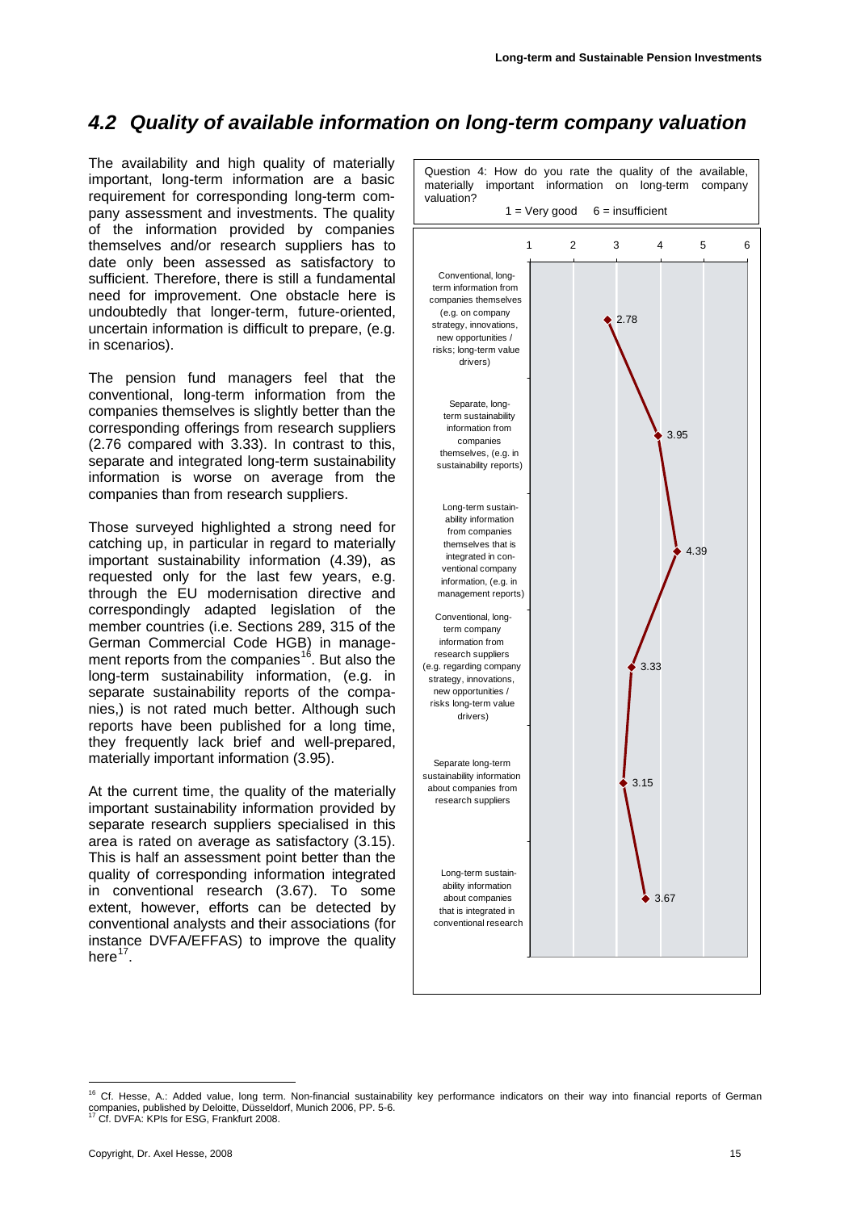## 4.2 Quality of available information on long-term company valuation

The availability and high quality of materially important, long-term information are a basic requirement for corresponding long-term company assessment and investments. The quality of the information provided by companies themselves and/or research suppliers has to date only been assessed as satisfactory to sufficient. Therefore, there is still a fundamental need for improvement. One obstacle here is undoubtedly that longer-term, future-oriented, uncertain information is difficult to prepare, (e.g. in scenarios).

The pension fund managers feel that the conventional, long-term information from the companies themselves is slightly better than the corresponding offerings from research suppliers (2.76 compared with 3.33). In contrast to this, separate and integrated long-term sustainability information is worse on average from the companies than from research suppliers.

Those surveyed highlighted a strong need for catching up, in particular in regard to materially important sustainability information (4.39), as requested only for the last few years, e.g. through the EU modernisation directive and correspondingly adapted legislation of the member countries (i.e. Sections 289, 315 of the German Commercial Code HGB) in management reports from the companies[16]. But also the long-term sustainability information, (e.g. in separate sustainability reports of the companies,) is not rated much better. Although such reports have been published for a long time, they frequently lack brief and well-prepared, materially important information (3.95).

At the current time, the quality of the materially important sustainability information provided by separate research suppliers specialised in this area is rated on average as satisfactory (3.15). This is half an assessment point better than the quality of corresponding information integrated in conventional research (3.67). To some extent, however, efforts can be detected by conventional analysts and their associations (for instance DVFA/EFFAS) to improve the quality here[17].

Question 4: How do you rate the quality of the available, materially important information on long-term company valuation?

1 = Very good 6 = insufficient

| Information type | Rating |
| --- | --- |
| Conventional, long-term information from companies themselves (e.g. on company strategy, innovations, new opportunities / risks; long-term value drivers) | 2.78 |
| Separate, long-term sustainability information from companies themselves, (e.g. in sustainability reports) | 3.95 |
| Long-term sustainability information from companies themselves that is integrated in conventional company information, (e.g. in management reports) | 4.39 |
| Conventional, long-term company information from research suppliers (e.g. regarding company strategy, innovations, new opportunities / risks long-term value drivers) | 3.33 |
| Separate long-term sustainability information about companies from research suppliers | 3.15 |
| Long-term sustainability information about companies that is integrated in conventional research | 3.67 |

---

[16] Cf. Hesse, A.: Added value, long term. Non-financial sustainability key performance indicators on their way into financial reports of German companies, published by Deloitte, Düsseldorf, Munich 2006, PP. 5-6.

[17] Cf. DVFA: KPIs for ESG, Frankfurt 2008.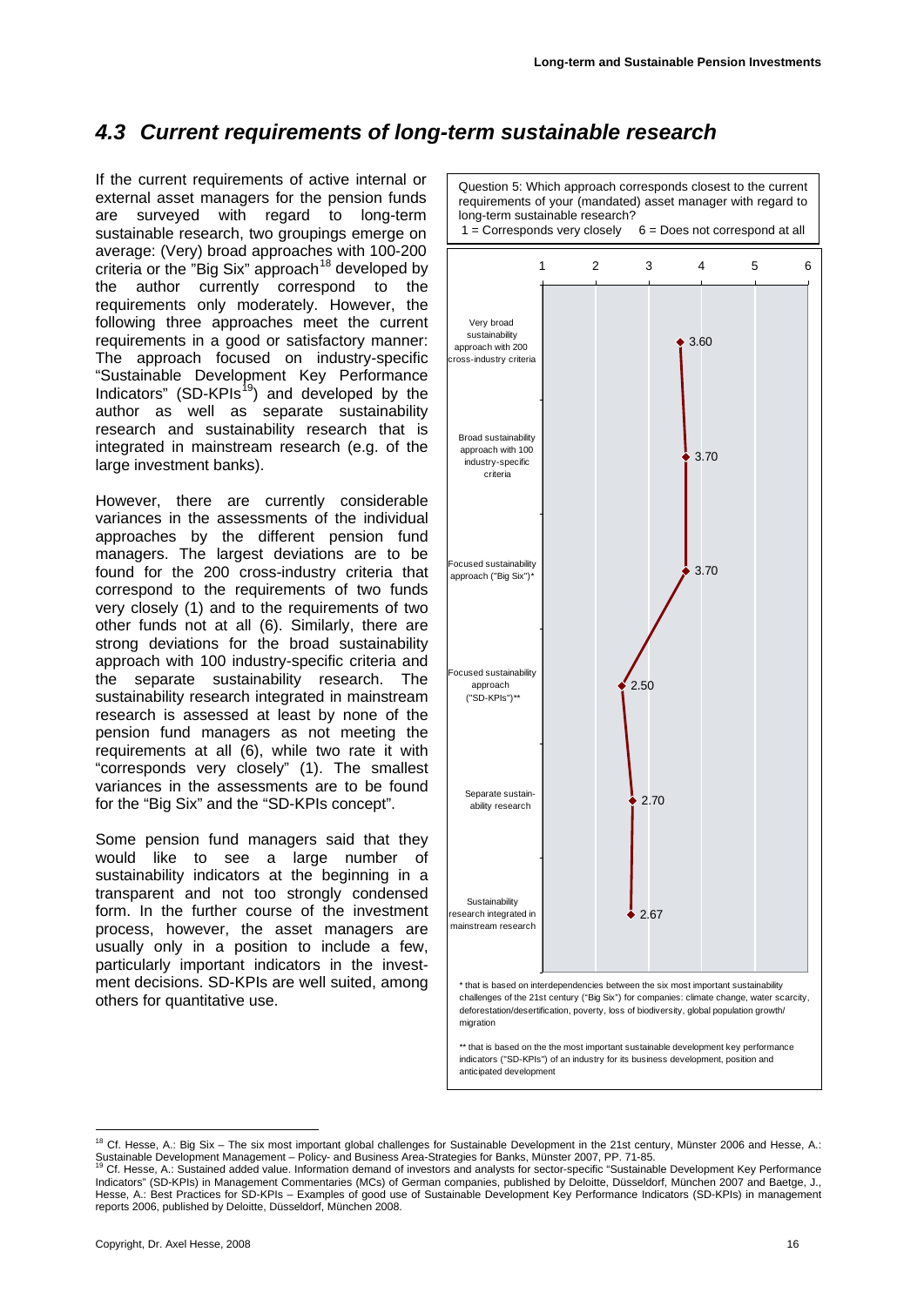## *4.3 Current requirements of long-term sustainable research*

If the current requirements of active internal or external asset managers for the pension funds are surveyed with regard to long-term sustainable research, two groupings emerge on average: (Very) broad approaches with 100-200 criteria or the "Big Six" approach[18] developed by the author currently correspond to the requirements only moderately. However, the following three approaches meet the current requirements in a good or satisfactory manner: The approach focused on industry-specific "Sustainable Development Key Performance Indicators" (SD-KPIs[19]) and developed by the author as well as separate sustainability research and sustainability research that is integrated in mainstream research (e.g. of the large investment banks).

However, there are currently considerable variances in the assessments of the individual approaches by the different pension fund managers. The largest deviations are to be found for the 200 cross-industry criteria that correspond to the requirements of two funds very closely (1) and to the requirements of two other funds not at all (6). Similarly, there are strong deviations for the broad sustainability approach with 100 industry-specific criteria and the separate sustainability research. The sustainability research integrated in mainstream research is assessed at least by none of the pension fund managers as not meeting the requirements at all (6), while two rate it with "corresponds very closely" (1). The smallest variances in the assessments are to be found for the "Big Six" and the "SD-KPIs concept".

Some pension fund managers said that they would like to see a large number of sustainability indicators at the beginning in a transparent and not too strongly condensed form. In the further course of the investment process, however, the asset managers are usually only in a position to include a few, particularly important indicators in the investment decisions. SD-KPIs are well suited, among others for quantitative use.

Question 5: Which approach corresponds closest to the current requirements of your (mandated) asset manager with regard to long-term sustainable research?
1 = Corresponds very closely    6 = Does not correspond at all

| Approach | Average |
|---|---|
| Very broad sustainability approach with 200 cross-industry criteria | 3.60 |
| Broad sustainability approach with 100 industry-specific criteria | 3.70 |
| Focused sustainability approach ("Big Six")* | 3.70 |
| Focused sustainability approach ("SD-KPIs")** | 2.50 |
| Separate sustainability research | 2.70 |
| Sustainability research integrated in mainstream research | 2.67 |

\* that is based on interdependencies between the six most important sustainability challenges of the 21st century ("Big Six") for companies: climate change, water scarcity, deforestation/desertification, poverty, loss of biodiversity, global population growth/ migration

\*\* that is based on the the most important sustainable development key performance indicators ("SD-KPIs") of an industry for its business development, position and anticipated development

---

[18] Cf. Hesse, A.: Big Six – The six most important global challenges for Sustainable Development in the 21st century, Münster 2006 and Hesse, A.: Sustainable Development Management – Policy- and Business Area-Strategies for Banks, Münster 2007, PP. 71-85.

[19] Cf. Hesse, A.: Sustained added value. Information demand of investors and analysts for sector-specific "Sustainable Development Key Performance Indicators" (SD-KPIs) in Management Commentaries (MCs) of German companies, published by Deloitte, Düsseldorf, München 2007 and Baetge, J., Hesse, A.: Best Practices for SD-KPIs – Examples of good use of Sustainable Development Key Performance Indicators (SD-KPIs) in management reports 2006, published by Deloitte, Düsseldorf, München 2008.

Copyright, Dr. Axel Hesse, 2008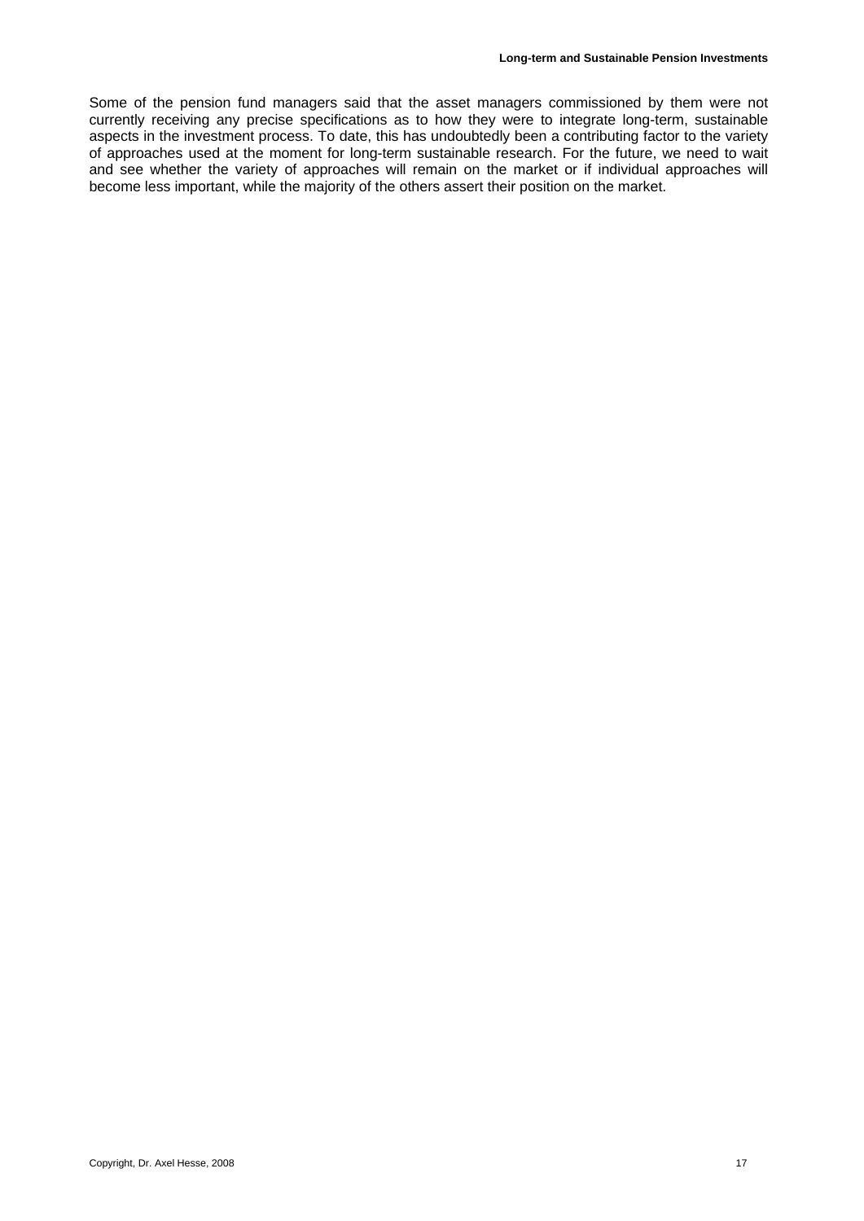Some of the pension fund managers said that the asset managers commissioned by them were not currently receiving any precise specifications as to how they were to integrate long-term, sustainable aspects in the investment process. To date, this has undoubtedly been a contributing factor to the variety of approaches used at the moment for long-term sustainable research. For the future, we need to wait and see whether the variety of approaches will remain on the market or if individual approaches will become less important, while the majority of the others assert their position on the market.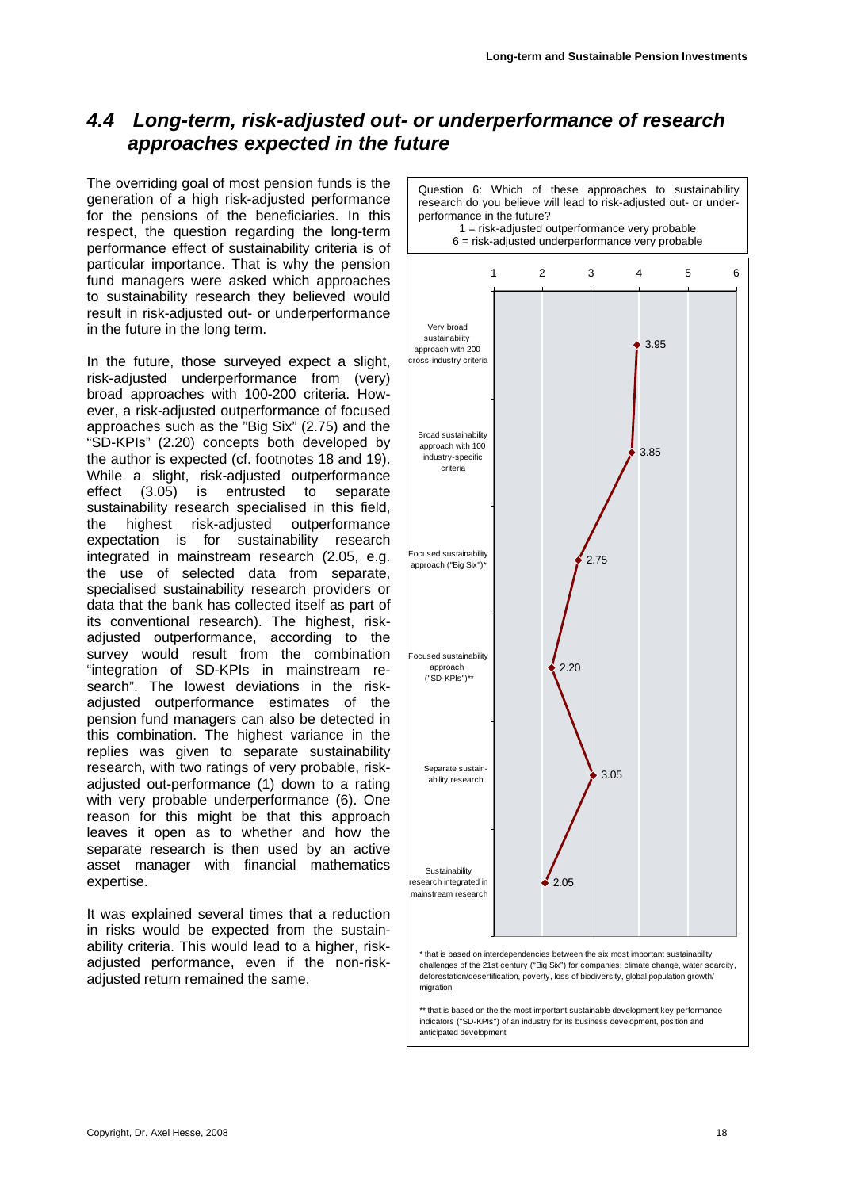## 4.4 Long-term, risk-adjusted out- or underperformance of research approaches expected in the future

The overriding goal of most pension funds is the generation of a high risk-adjusted performance for the pensions of the beneficiaries. In this respect, the question regarding the long-term performance effect of sustainability criteria is of particular importance. That is why the pension fund managers were asked which approaches to sustainability research they believed would result in risk-adjusted out- or underperformance in the future in the long term.

In the future, those surveyed expect a slight, risk-adjusted underperformance from (very) broad approaches with 100-200 criteria. However, a risk-adjusted outperformance of focused approaches such as the "Big Six" (2.75) and the "SD-KPIs" (2.20) concepts both developed by the author is expected (cf. footnotes 18 and 19). While a slight, risk-adjusted outperformance effect (3.05) is entrusted to separate sustainability research specialised in this field, the highest risk-adjusted outperformance expectation is for sustainability research integrated in mainstream research (2.05, e.g. the use of selected data from separate, specialised sustainability research providers or data that the bank has collected itself as part of its conventional research). The highest, risk-adjusted outperformance, according to the survey would result from the combination "integration of SD-KPIs in mainstream research". The lowest deviations in the risk-adjusted outperformance estimates of the pension fund managers can also be detected in this combination. The highest variance in the replies was given to separate sustainability research, with two ratings of very probable, risk-adjusted out-performance (1) down to a rating with very probable underperformance (6). One reason for this might be that this approach leaves it open as to whether and how the separate research is then used by an active asset manager with financial mathematics expertise.

It was explained several times that a reduction in risks would be expected from the sustainability criteria. This would lead to a higher, risk-adjusted performance, even if the non-risk-adjusted return remained the same.

Question 6: Which of these approaches to sustainability research do you believe will lead to risk-adjusted out- or under-performance in the future?
1 = risk-adjusted outperformance very probable
6 = risk-adjusted underperformance very probable

| Approach | Mean (1–6) |
| --- | --- |
| Very broad sustainability approach with 200 cross-industry criteria | 3.95 |
| Broad sustainability approach with 100 industry-specific criteria | 3.85 |
| Focused sustainability approach ("Big Six")* | 2.75 |
| Focused sustainability approach ("SD-KPIs")** | 2.20 |
| Separate sustainability research | 3.05 |
| Sustainability research integrated in mainstream research | 2.05 |

\* that is based on interdependencies between the six most important sustainability challenges of the 21st century ("Big Six") for companies: climate change, water scarcity, deforestation/desertification, poverty, loss of biodiversity, global population growth/migration

\*\* that is based on the the most important sustainable development key performance indicators ("SD-KPIs") of an industry for its business development, position and anticipated development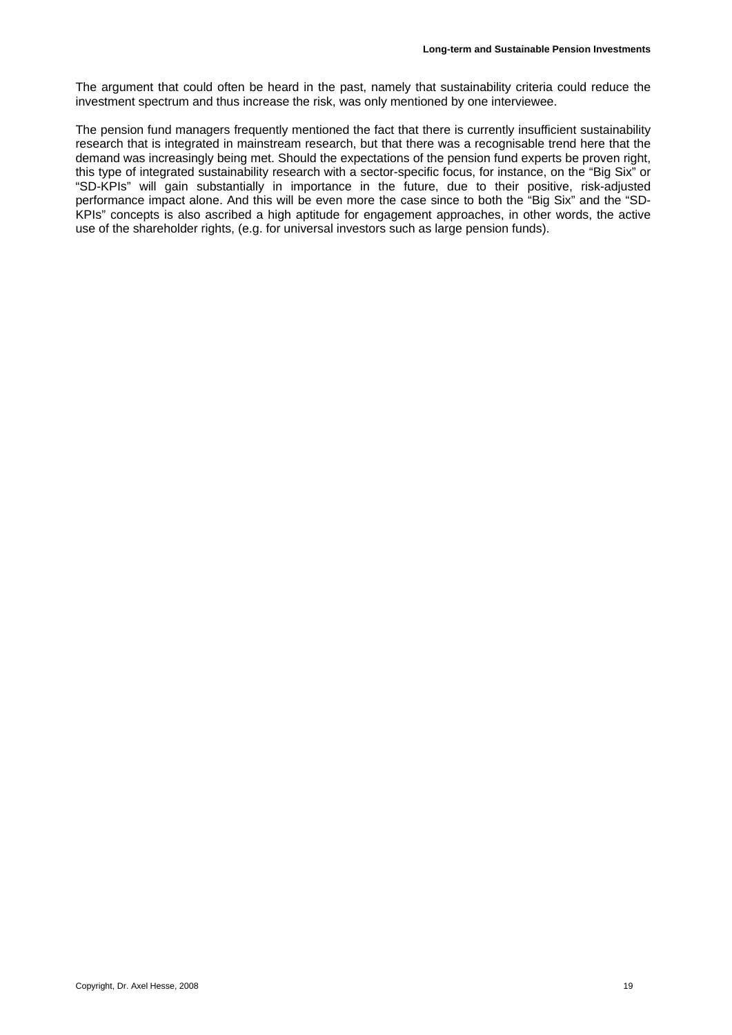The argument that could often be heard in the past, namely that sustainability criteria could reduce the investment spectrum and thus increase the risk, was only mentioned by one interviewee.

The pension fund managers frequently mentioned the fact that there is currently insufficient sustainability research that is integrated in mainstream research, but that there was a recognisable trend here that the demand was increasingly being met. Should the expectations of the pension fund experts be proven right, this type of integrated sustainability research with a sector-specific focus, for instance, on the "Big Six" or "SD-KPIs" will gain substantially in importance in the future, due to their positive, risk-adjusted performance impact alone. And this will be even more the case since to both the "Big Six" and the "SD-KPIs" concepts is also ascribed a high aptitude for engagement approaches, in other words, the active use of the shareholder rights, (e.g. for universal investors such as large pension funds).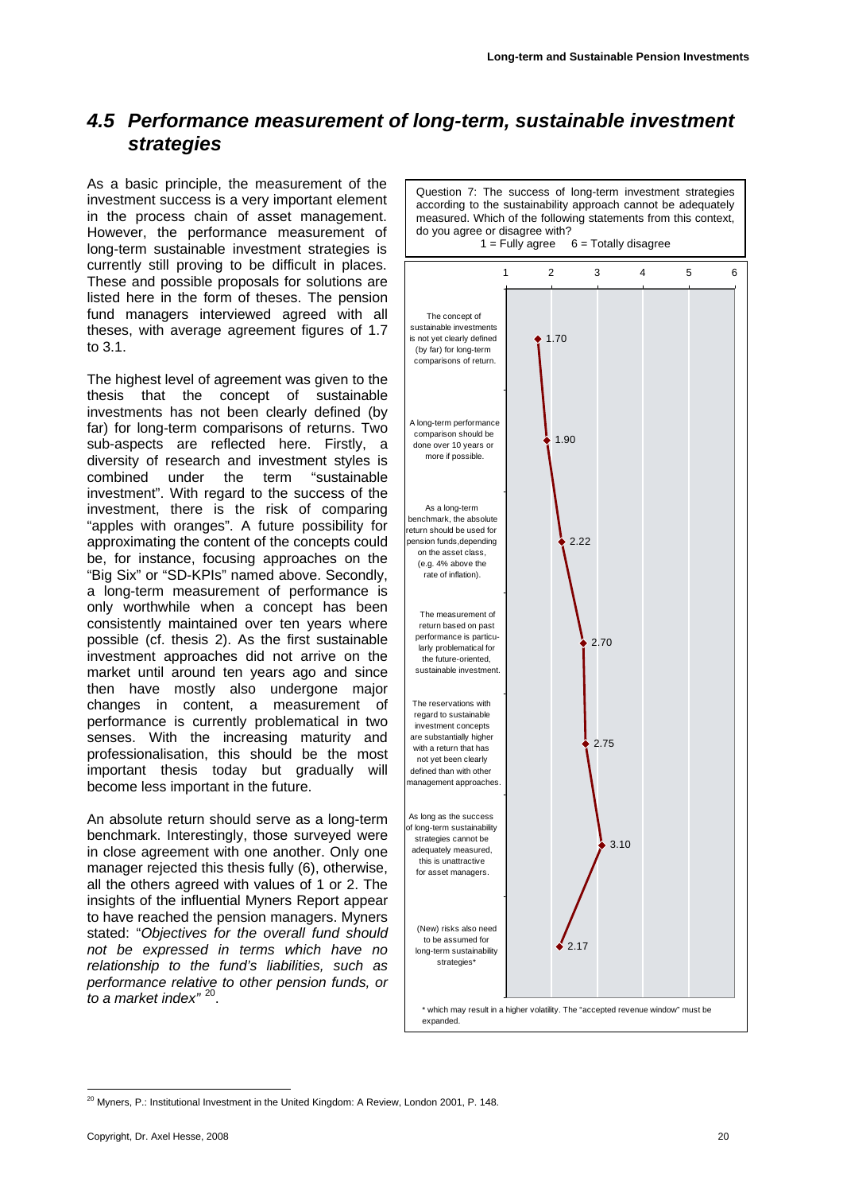## 4.5 Performance measurement of long-term, sustainable investment strategies

As a basic principle, the measurement of the investment success is a very important element in the process chain of asset management. However, the performance measurement of long-term sustainable investment strategies is currently still proving to be difficult in places. These and possible proposals for solutions are listed here in the form of theses. The pension fund managers interviewed agreed with all theses, with average agreement figures of 1.7 to 3.1.

The highest level of agreement was given to the thesis that the concept of sustainable investments has not been clearly defined (by far) for long-term comparisons of returns. Two sub-aspects are reflected here. Firstly, a diversity of research and investment styles is combined under the term "sustainable investment". With regard to the success of the investment, there is the risk of comparing "apples with oranges". A future possibility for approximating the content of the concepts could be, for instance, focusing approaches on the "Big Six" or "SD-KPIs" named above. Secondly, a long-term measurement of performance is only worthwhile when a concept has been consistently maintained over ten years where possible (cf. thesis 2). As the first sustainable investment approaches did not arrive on the market until around ten years ago and since then have mostly also undergone major changes in content, a measurement of performance is currently problematical in two senses. With the increasing maturity and professionalisation, this should be the most important thesis today but gradually will become less important in the future.

An absolute return should serve as a long-term benchmark. Interestingly, those surveyed were in close agreement with one another. Only one manager rejected this thesis fully (6), otherwise, all the others agreed with values of 1 or 2. The insights of the influential Myners Report appear to have reached the pension managers. Myners stated: "*Objectives for the overall fund should not be expressed in terms which have no relationship to the fund's liabilities, such as performance relative to other pension funds, or to a market index"* [20].

Question 7: The success of long-term investment strategies according to the sustainability approach cannot be adequately measured. Which of the following statements from this context, do you agree or disagree with?
1 = Fully agree 6 = Totally disagree

| Statement | Average (1–6) |
|---|---|
| The concept of sustainable investments is not yet clearly defined (by far) for long-term comparisons of return. | 1.70 |
| A long-term performance comparison should be done over 10 years or more if possible. | 1.90 |
| As a long-term benchmark, the absolute return should be used for pension funds, depending on the asset class, (e.g. 4% above the rate of inflation). | 2.22 |
| The measurement of return based on past performance is particularly problematical for the future-oriented, sustainable investment. | 2.70 |
| The reservations with regard to sustainable investment concepts are substantially higher with a return that has not yet been clearly defined than with other management approaches. | 2.75 |
| As long as the success of long-term sustainability strategies cannot be adequately measured, this is unattractive for asset managers. | 3.10 |
| (New) risks also need to be assumed for long-term sustainability strategies* | 2.17 |

\* which may result in a higher volatility. The "accepted revenue window" must be expanded.

[20] Myners, P.: Institutional Investment in the United Kingdom: A Review, London 2001, P. 148.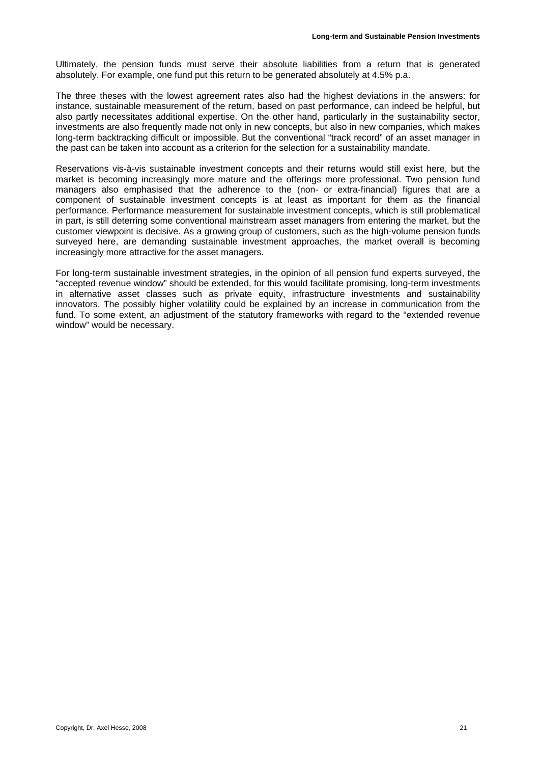Ultimately, the pension funds must serve their absolute liabilities from a return that is generated absolutely. For example, one fund put this return to be generated absolutely at 4.5% p.a.

The three theses with the lowest agreement rates also had the highest deviations in the answers: for instance, sustainable measurement of the return, based on past performance, can indeed be helpful, but also partly necessitates additional expertise. On the other hand, particularly in the sustainability sector, investments are also frequently made not only in new concepts, but also in new companies, which makes long-term backtracking difficult or impossible. But the conventional "track record" of an asset manager in the past can be taken into account as a criterion for the selection for a sustainability mandate.

Reservations vis-à-vis sustainable investment concepts and their returns would still exist here, but the market is becoming increasingly more mature and the offerings more professional. Two pension fund managers also emphasised that the adherence to the (non- or extra-financial) figures that are a component of sustainable investment concepts is at least as important for them as the financial performance. Performance measurement for sustainable investment concepts, which is still problematical in part, is still deterring some conventional mainstream asset managers from entering the market, but the customer viewpoint is decisive. As a growing group of customers, such as the high-volume pension funds surveyed here, are demanding sustainable investment approaches, the market overall is becoming increasingly more attractive for the asset managers.

For long-term sustainable investment strategies, in the opinion of all pension fund experts surveyed, the "accepted revenue window" should be extended, for this would facilitate promising, long-term investments in alternative asset classes such as private equity, infrastructure investments and sustainability innovators. The possibly higher volatility could be explained by an increase in communication from the fund. To some extent, an adjustment of the statutory frameworks with regard to the "extended revenue window" would be necessary.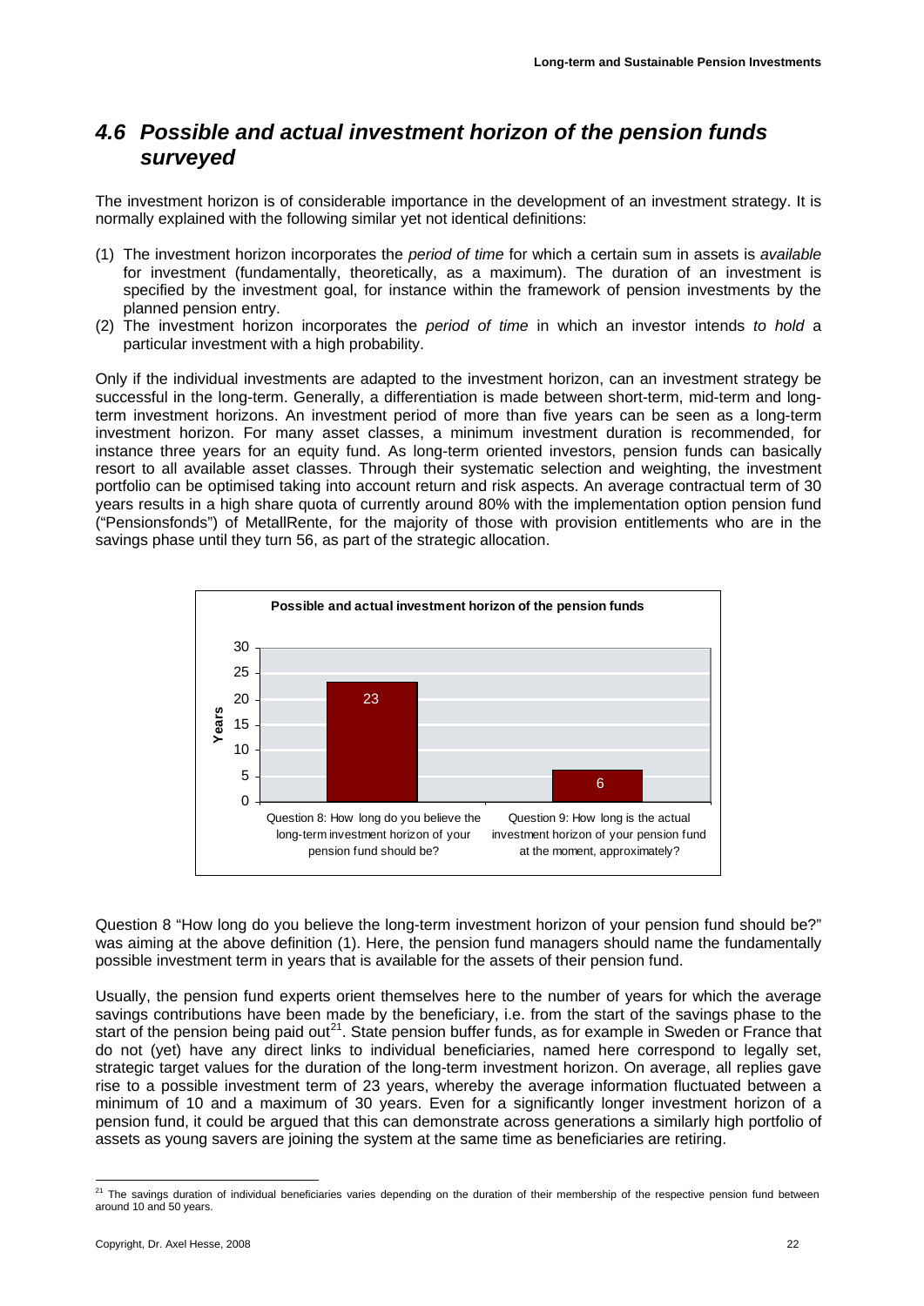## 4.6 Possible and actual investment horizon of the pension funds surveyed

The investment horizon is of considerable importance in the development of an investment strategy. It is normally explained with the following similar yet not identical definitions:

(1) The investment horizon incorporates the *period of time* for which a certain sum in assets is *available* for investment (fundamentally, theoretically, as a maximum). The duration of an investment is specified by the investment goal, for instance within the framework of pension investments by the planned pension entry.

(2) The investment horizon incorporates the *period of time* in which an investor intends *to hold* a particular investment with a high probability.

Only if the individual investments are adapted to the investment horizon, can an investment strategy be successful in the long-term. Generally, a differentiation is made between short-term, mid-term and long-term investment horizons. An investment period of more than five years can be seen as a long-term investment horizon. For many asset classes, a minimum investment duration is recommended, for instance three years for an equity fund. As long-term oriented investors, pension funds can basically resort to all available asset classes. Through their systematic selection and weighting, the investment portfolio can be optimised taking into account return and risk aspects. An average contractual term of 30 years results in a high share quota of currently around 80% with the implementation option pension fund ("Pensionsfonds") of MetallRente, for the majority of those with provision entitlements who are in the savings phase until they turn 56, as part of the strategic allocation.

**Possible and actual investment horizon of the pension funds**

| Question | Years |
|---|---|
| Question 8: How long do you believe the long-term investment horizon of your pension fund should be? | 23 |
| Question 9: How long is the actual investment horizon of your pension fund at the moment, approximately? | 6 |

Question 8 "How long do you believe the long-term investment horizon of your pension fund should be?" was aiming at the above definition (1). Here, the pension fund managers should name the fundamentally possible investment term in years that is available for the assets of their pension fund.

Usually, the pension fund experts orient themselves here to the number of years for which the average savings contributions have been made by the beneficiary, i.e. from the start of the savings phase to the start of the pension being paid out[21]. State pension buffer funds, as for example in Sweden or France that do not (yet) have any direct links to individual beneficiaries, named here correspond to legally set, strategic target values for the duration of the long-term investment horizon. On average, all replies gave rise to a possible investment term of 23 years, whereby the average information fluctuated between a minimum of 10 and a maximum of 30 years. Even for a significantly longer investment horizon of a pension fund, it could be argued that this can demonstrate across generations a similarly high portfolio of assets as young savers are joining the system at the same time as beneficiaries are retiring.

[21] The savings duration of individual beneficiaries varies depending on the duration of their membership of the respective pension fund between around 10 and 50 years.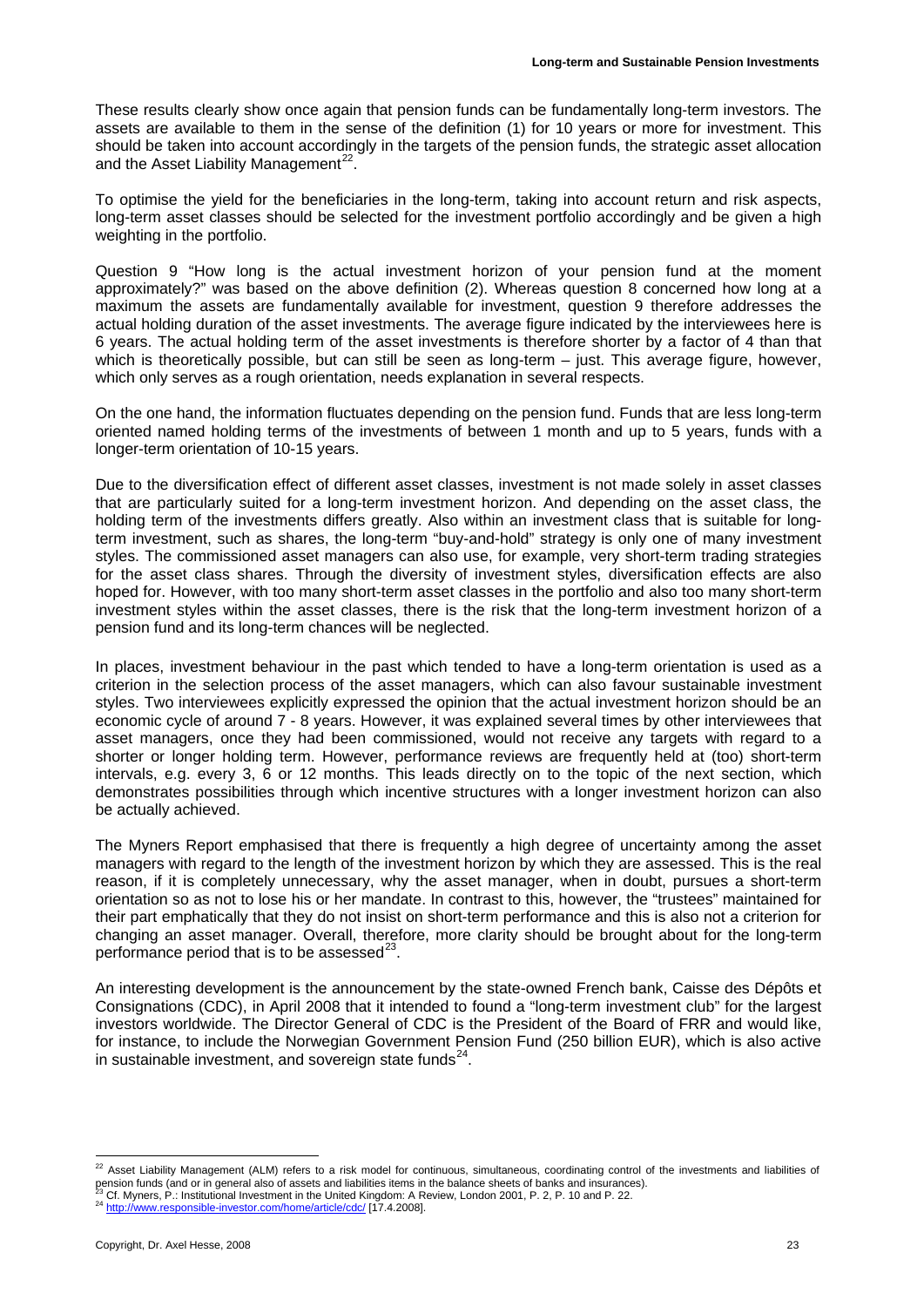These results clearly show once again that pension funds can be fundamentally long-term investors. The assets are available to them in the sense of the definition (1) for 10 years or more for investment. This should be taken into account accordingly in the targets of the pension funds, the strategic asset allocation and the Asset Liability Management[22].

To optimise the yield for the beneficiaries in the long-term, taking into account return and risk aspects, long-term asset classes should be selected for the investment portfolio accordingly and be given a high weighting in the portfolio.

Question 9 "How long is the actual investment horizon of your pension fund at the moment approximately?" was based on the above definition (2). Whereas question 8 concerned how long at a maximum the assets are fundamentally available for investment, question 9 therefore addresses the actual holding duration of the asset investments. The average figure indicated by the interviewees here is 6 years. The actual holding term of the asset investments is therefore shorter by a factor of 4 than that which is theoretically possible, but can still be seen as long-term – just. This average figure, however, which only serves as a rough orientation, needs explanation in several respects.

On the one hand, the information fluctuates depending on the pension fund. Funds that are less long-term oriented named holding terms of the investments of between 1 month and up to 5 years, funds with a longer-term orientation of 10-15 years.

Due to the diversification effect of different asset classes, investment is not made solely in asset classes that are particularly suited for a long-term investment horizon. And depending on the asset class, the holding term of the investments differs greatly. Also within an investment class that is suitable for long-term investment, such as shares, the long-term "buy-and-hold" strategy is only one of many investment styles. The commissioned asset managers can also use, for example, very short-term trading strategies for the asset class shares. Through the diversity of investment styles, diversification effects are also hoped for. However, with too many short-term asset classes in the portfolio and also too many short-term investment styles within the asset classes, there is the risk that the long-term investment horizon of a pension fund and its long-term chances will be neglected.

In places, investment behaviour in the past which tended to have a long-term orientation is used as a criterion in the selection process of the asset managers, which can also favour sustainable investment styles. Two interviewees explicitly expressed the opinion that the actual investment horizon should be an economic cycle of around 7 - 8 years. However, it was explained several times by other interviewees that asset managers, once they had been commissioned, would not receive any targets with regard to a shorter or longer holding term. However, performance reviews are frequently held at (too) short-term intervals, e.g. every 3, 6 or 12 months. This leads directly on to the topic of the next section, which demonstrates possibilities through which incentive structures with a longer investment horizon can also be actually achieved.

The Myners Report emphasised that there is frequently a high degree of uncertainty among the asset managers with regard to the length of the investment horizon by which they are assessed. This is the real reason, if it is completely unnecessary, why the asset manager, when in doubt, pursues a short-term orientation so as not to lose his or her mandate. In contrast to this, however, the "trustees" maintained for their part emphatically that they do not insist on short-term performance and this is also not a criterion for changing an asset manager. Overall, therefore, more clarity should be brought about for the long-term performance period that is to be assessed[23].

An interesting development is the announcement by the state-owned French bank, Caisse des Dépôts et Consignations (CDC), in April 2008 that it intended to found a "long-term investment club" for the largest investors worldwide. The Director General of CDC is the President of the Board of FRR and would like, for instance, to include the Norwegian Government Pension Fund (250 billion EUR), which is also active in sustainable investment, and sovereign state funds[24].

---

[22] Asset Liability Management (ALM) refers to a risk model for continuous, simultaneous, coordinating control of the investments and liabilities of pension funds (and or in general also of assets and liabilities items in the balance sheets of banks and insurances).

[23] Cf. Myners, P.: Institutional Investment in the United Kingdom: A Review, London 2001, P. 2, P. 10 and P. 22.

[24] http://www.responsible-investor.com/home/article/cdc/ [17.4.2008].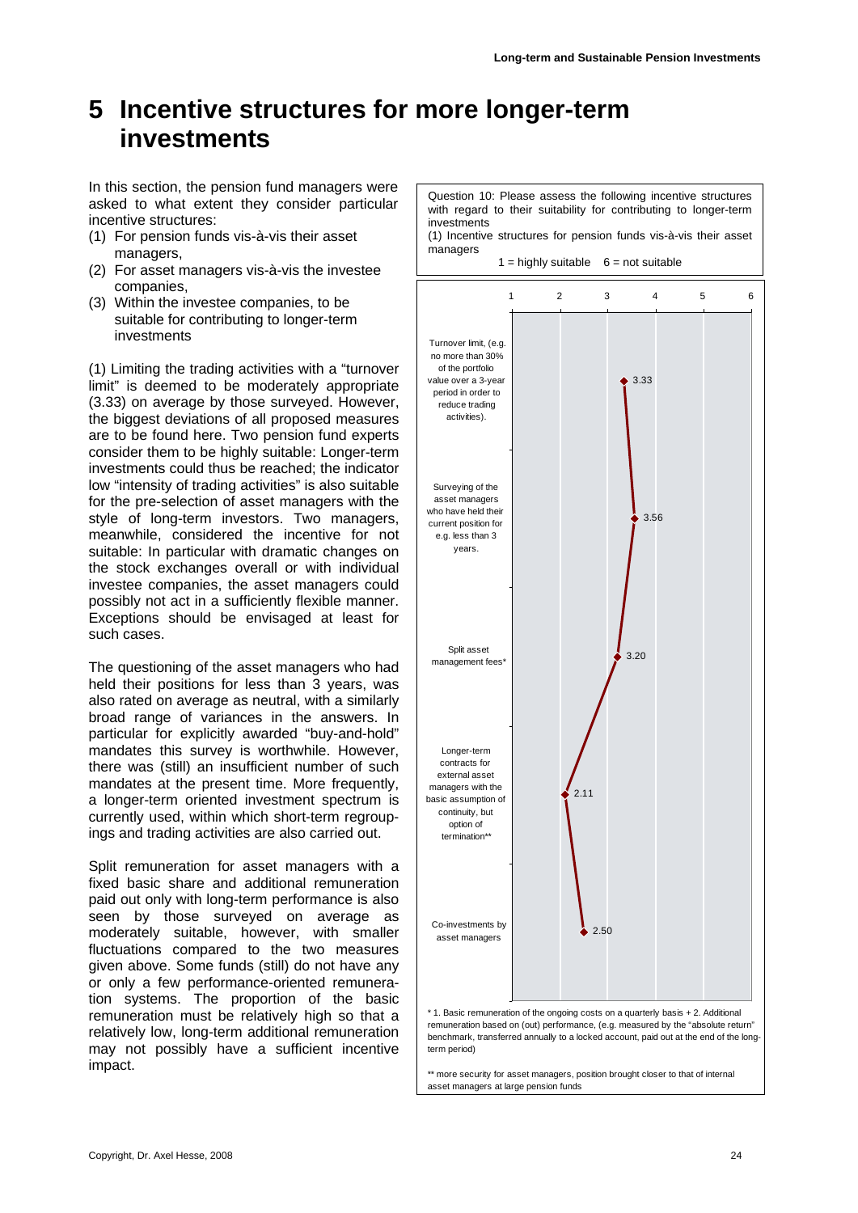# 5 Incentive structures for more longer-term investments

In this section, the pension fund managers were asked to what extent they consider particular incentive structures:

(1) For pension funds vis-à-vis their asset managers,

(2) For asset managers vis-à-vis the investee companies,

(3) Within the investee companies, to be suitable for contributing to longer-term investments

(1) Limiting the trading activities with a "turnover limit" is deemed to be moderately appropriate (3.33) on average by those surveyed. However, the biggest deviations of all proposed measures are to be found here. Two pension fund experts consider them to be highly suitable: Longer-term investments could thus be reached; the indicator low "intensity of trading activities" is also suitable for the pre-selection of asset managers with the style of long-term investors. Two managers, meanwhile, considered the incentive for not suitable: In particular with dramatic changes on the stock exchanges overall or with individual investee companies, the asset managers could possibly not act in a sufficiently flexible manner. Exceptions should be envisaged at least for such cases.

The questioning of the asset managers who had held their positions for less than 3 years, was also rated on average as neutral, with a similarly broad range of variances in the answers. In particular for explicitly awarded "buy-and-hold" mandates this survey is worthwhile. However, there was (still) an insufficient number of such mandates at the present time. More frequently, a longer-term oriented investment spectrum is currently used, within which short-term regroupings and trading activities are also carried out.

Split remuneration for asset managers with a fixed basic share and additional remuneration paid out only with long-term performance is also seen by those surveyed on average as moderately suitable, however, with smaller fluctuations compared to the two measures given above. Some funds (still) do not have any or only a few performance-oriented remuneration systems. The proportion of the basic remuneration must be relatively high so that a relatively low, long-term additional remuneration may not possibly have a sufficient incentive impact.

Question 10: Please assess the following incentive structures with regard to their suitability for contributing to longer-term investments

(1) Incentive structures for pension funds vis-à-vis their asset managers

1 = highly suitable 6 = not suitable

| Incentive structure | Average rating |
|---|---|
| Turnover limit, (e.g. no more than 30% of the portfolio value over a 3-year period in order to reduce trading activities). | 3.33 |
| Surveying of the asset managers who have held their current position for e.g. less than 3 years. | 3.56 |
| Split asset management fees* | 3.20 |
| Longer-term contracts for external asset managers with the basic assumption of continuity, but option of termination** | 2.11 |
| Co-investments by asset managers | 2.50 |

* 1. Basic remuneration of the ongoing costs on a quarterly basis + 2. Additional remuneration based on (out) performance, (e.g. measured by the "absolute return" benchmark, transferred annually to a locked account, paid out at the end of the long-term period)

** more security for asset managers, position brought closer to that of internal asset managers at large pension funds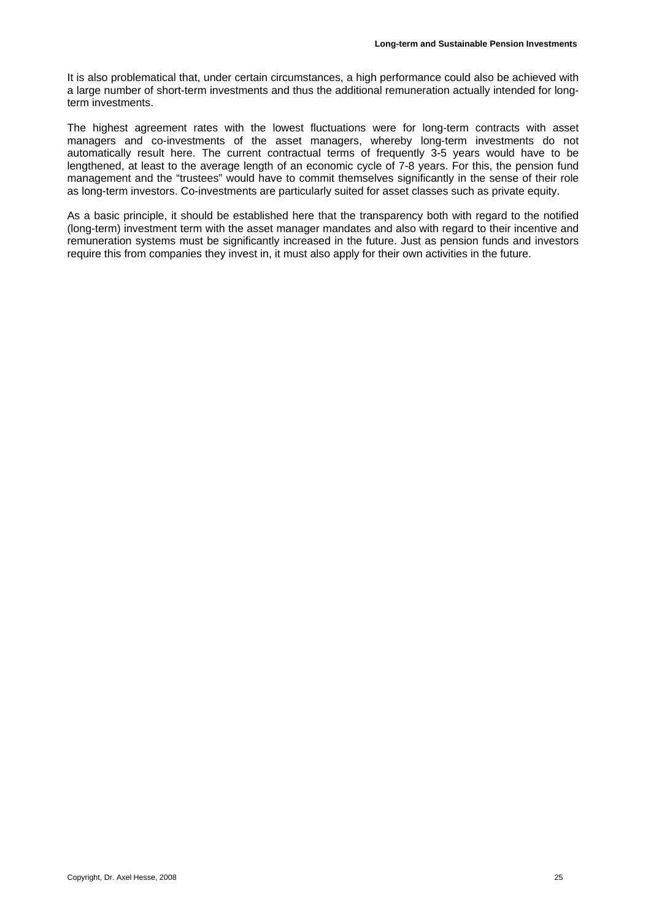It is also problematical that, under certain circumstances, a high performance could also be achieved with a large number of short-term investments and thus the additional remuneration actually intended for long-term investments.

The highest agreement rates with the lowest fluctuations were for long-term contracts with asset managers and co-investments of the asset managers, whereby long-term investments do not automatically result here. The current contractual terms of frequently 3-5 years would have to be lengthened, at least to the average length of an economic cycle of 7-8 years. For this, the pension fund management and the "trustees" would have to commit themselves significantly in the sense of their role as long-term investors. Co-investments are particularly suited for asset classes such as private equity.

As a basic principle, it should be established here that the transparency both with regard to the notified (long-term) investment term with the asset manager mandates and also with regard to their incentive and remuneration systems must be significantly increased in the future. Just as pension funds and investors require this from companies they invest in, it must also apply for their own activities in the future.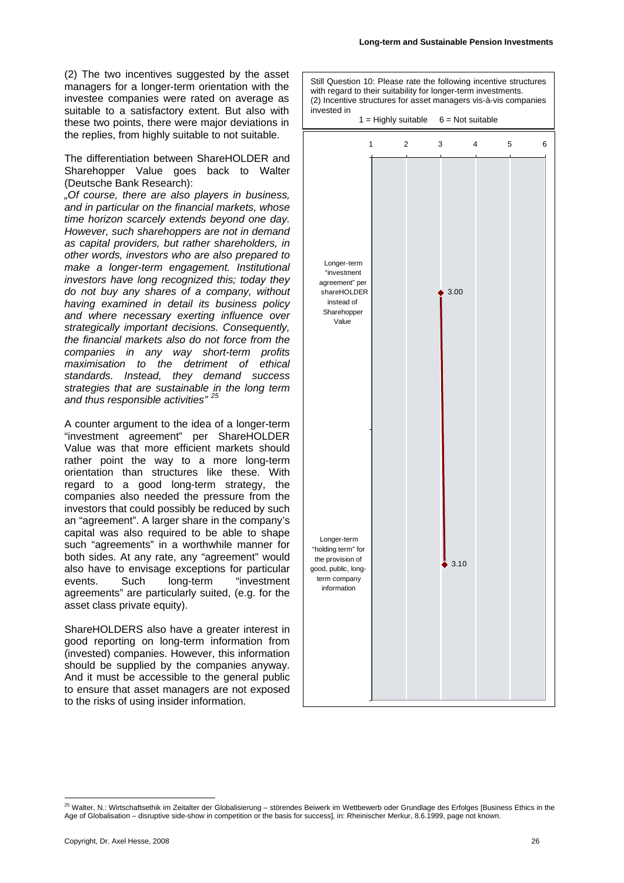(2) The two incentives suggested by the asset managers for a longer-term orientation with the investee companies were rated on average as suitable to a satisfactory extent. But also with these two points, there were major deviations in the replies, from highly suitable to not suitable.

The differentiation between ShareHOLDER and Sharehopper Value goes back to Walter (Deutsche Bank Research):

*„Of course, there are also players in business, and in particular on the financial markets, whose time horizon scarcely extends beyond one day. However, such sharehoppers are not in demand as capital providers, but rather shareholders, in other words, investors who are also prepared to make a longer-term engagement. Institutional investors have long recognized this; today they do not buy any shares of a company, without having examined in detail its business policy and where necessary exerting influence over strategically important decisions. Consequently, the financial markets also do not force from the companies in any way short-term profits maximisation to the detriment of ethical standards. Instead, they demand success strategies that are sustainable in the long term and thus responsible activities"* [25]

A counter argument to the idea of a longer-term "investment agreement" per ShareHOLDER Value was that more efficient markets should rather point the way to a more long-term orientation than structures like these. With regard to a good long-term strategy, the companies also needed the pressure from the investors that could possibly be reduced by such an "agreement". A larger share in the company's capital was also required to be able to shape such "agreements" in a worthwhile manner for both sides. At any rate, any "agreement" would also have to envisage exceptions for particular events. Such long-term "investment agreements" are particularly suited, (e.g. for the asset class private equity).

ShareHOLDERS also have a greater interest in good reporting on long-term information from (invested) companies. However, this information should be supplied by the companies anyway. And it must be accessible to the general public to ensure that asset managers are not exposed to the risks of using insider information.

Still Question 10: Please rate the following incentive structures with regard to their suitability for longer-term investments.
(2) Incentive structures for asset managers vis-à-vis companies invested in

1 = Highly suitable 6 = Not suitable

| Incentive structure | Average rating |
|---|---|
| Longer-term "investment agreement" per shareHOLDER instead of Sharehopper Value | 3.00 |
| Longer-term "holding term" for the provision of good, public, long-term company information | 3.10 |

[25] Walter, N.: Wirtschaftsethik im Zeitalter der Globalisierung – störendes Beiwerk im Wettbewerb oder Grundlage des Erfolges [Business Ethics in the Age of Globalisation – disruptive side-show in competition or the basis for success], in: Rheinischer Merkur, 8.6.1999, page not known.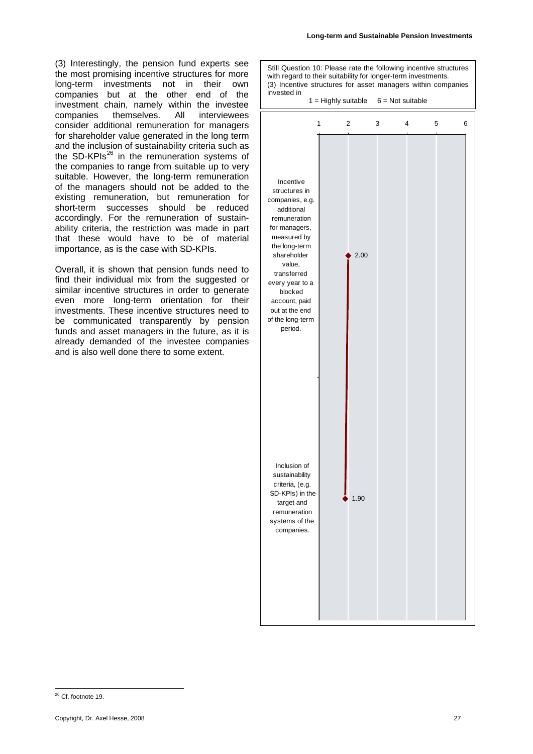(3) Interestingly, the pension fund experts see the most promising incentive structures for more long-term investments not in their own companies but at the other end of the investment chain, namely within the investee companies themselves. All interviewees consider additional remuneration for managers for shareholder value generated in the long term and the inclusion of sustainability criteria such as the SD-KPIs[26] in the remuneration systems of the companies to range from suitable up to very suitable. However, the long-term remuneration of the managers should not be added to the existing remuneration, but remuneration for short-term successes should be reduced accordingly. For the remuneration of sustainability criteria, the restriction was made in part that these would have to be of material importance, as is the case with SD-KPIs.

Overall, it is shown that pension funds need to find their individual mix from the suggested or similar incentive structures in order to generate even more long-term orientation for their investments. These incentive structures need to be communicated transparently by pension funds and asset managers in the future, as it is already demanded of the investee companies and is also well done there to some extent.

Still Question 10: Please rate the following incentive structures with regard to their suitability for longer-term investments.
(3) Incentive structures for asset managers within companies invested in

1 = Highly suitable 6 = Not suitable

| Incentive structure | Rating (1–6) |
|---|---|
| Incentive structures in companies, e.g. additional remuneration for managers, measured by the long-term shareholder value, transferred every year to a blocked account, paid out at the end of the long-term period. | 2.00 |
| Inclusion of sustainability criteria, (e.g. SD-KPIs) in the target and remuneration systems of the companies. | 1.90 |

[26] Cf. footnote 19.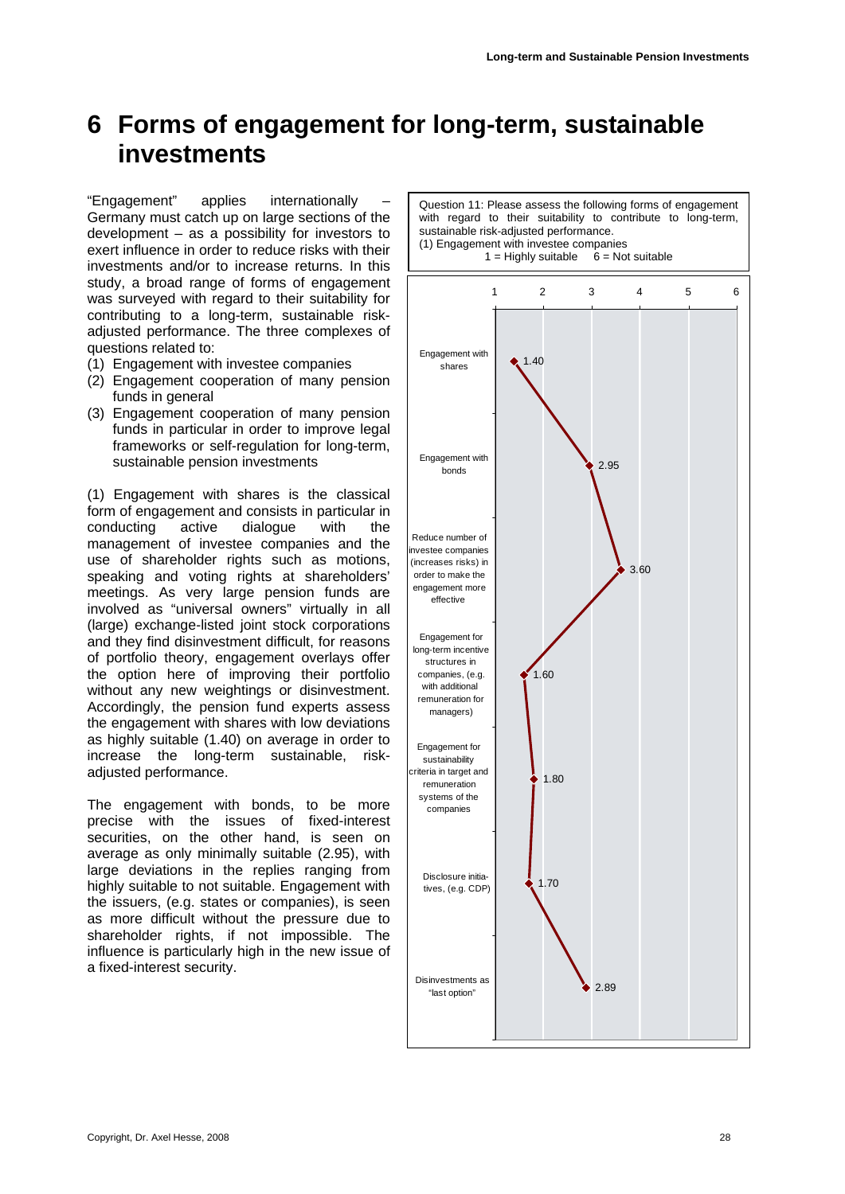# 6 Forms of engagement for long-term, sustainable investments

"Engagement" applies internationally – Germany must catch up on large sections of the development – as a possibility for investors to exert influence in order to reduce risks with their investments and/or to increase returns. In this study, a broad range of forms of engagement was surveyed with regard to their suitability for contributing to a long-term, sustainable risk-adjusted performance. The three complexes of questions related to:

(1) Engagement with investee companies
(2) Engagement cooperation of many pension funds in general
(3) Engagement cooperation of many pension funds in particular in order to improve legal frameworks or self-regulation for long-term, sustainable pension investments

(1) Engagement with shares is the classical form of engagement and consists in particular in conducting active dialogue with the management of investee companies and the use of shareholder rights such as motions, speaking and voting rights at shareholders' meetings. As very large pension funds are involved as "universal owners" virtually in all (large) exchange-listed joint stock corporations and they find disinvestment difficult, for reasons of portfolio theory, engagement overlays offer the option here of improving their portfolio without any new weightings or disinvestment. Accordingly, the pension fund experts assess the engagement with shares with low deviations as highly suitable (1.40) on average in order to increase the long-term sustainable, risk-adjusted performance.

The engagement with bonds, to be more precise with the issues of fixed-interest securities, on the other hand, is seen on average as only minimally suitable (2.95), with large deviations in the replies ranging from highly suitable to not suitable. Engagement with the issuers, (e.g. states or companies), is seen as more difficult without the pressure due to shareholder rights, if not impossible. The influence is particularly high in the new issue of a fixed-interest security.

Question 11: Please assess the following forms of engagement with regard to their suitability to contribute to long-term, sustainable risk-adjusted performance.
(1) Engagement with investee companies
1 = Highly suitable 6 = Not suitable

| Form of engagement | Average |
|---|---|
| Engagement with shares | 1.40 |
| Engagement with bonds | 2.95 |
| Reduce number of investee companies (increases risks) in order to make the engagement more effective | 3.60 |
| Engagement for long-term incentive structures in companies, (e.g. with additional remuneration for managers) | 1.60 |
| Engagement for sustainability criteria in target and remuneration systems of the companies | 1.80 |
| Disclosure initiatives, (e.g. CDP) | 1.70 |
| Disinvestments as "last option" | 2.89 |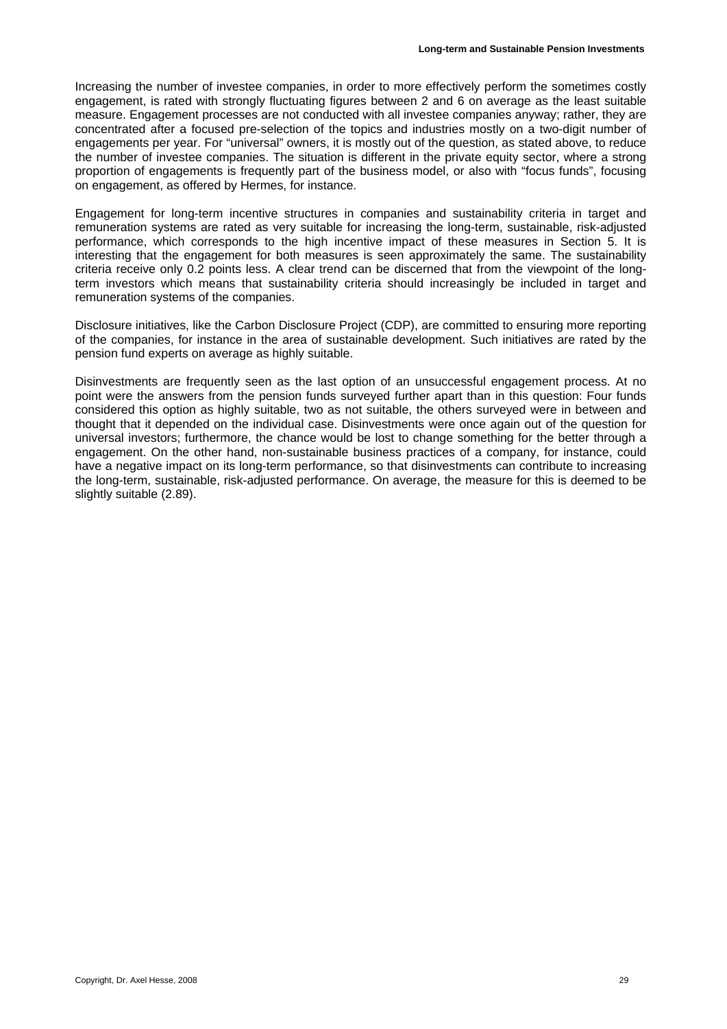Increasing the number of investee companies, in order to more effectively perform the sometimes costly engagement, is rated with strongly fluctuating figures between 2 and 6 on average as the least suitable measure. Engagement processes are not conducted with all investee companies anyway; rather, they are concentrated after a focused pre-selection of the topics and industries mostly on a two-digit number of engagements per year. For "universal" owners, it is mostly out of the question, as stated above, to reduce the number of investee companies. The situation is different in the private equity sector, where a strong proportion of engagements is frequently part of the business model, or also with "focus funds", focusing on engagement, as offered by Hermes, for instance.

Engagement for long-term incentive structures in companies and sustainability criteria in target and remuneration systems are rated as very suitable for increasing the long-term, sustainable, risk-adjusted performance, which corresponds to the high incentive impact of these measures in Section 5. It is interesting that the engagement for both measures is seen approximately the same. The sustainability criteria receive only 0.2 points less. A clear trend can be discerned that from the viewpoint of the long-term investors which means that sustainability criteria should increasingly be included in target and remuneration systems of the companies.

Disclosure initiatives, like the Carbon Disclosure Project (CDP), are committed to ensuring more reporting of the companies, for instance in the area of sustainable development. Such initiatives are rated by the pension fund experts on average as highly suitable.

Disinvestments are frequently seen as the last option of an unsuccessful engagement process. At no point were the answers from the pension funds surveyed further apart than in this question: Four funds considered this option as highly suitable, two as not suitable, the others surveyed were in between and thought that it depended on the individual case. Disinvestments were once again out of the question for universal investors; furthermore, the chance would be lost to change something for the better through a engagement. On the other hand, non-sustainable business practices of a company, for instance, could have a negative impact on its long-term performance, so that disinvestments can contribute to increasing the long-term, sustainable, risk-adjusted performance. On average, the measure for this is deemed to be slightly suitable (2.89).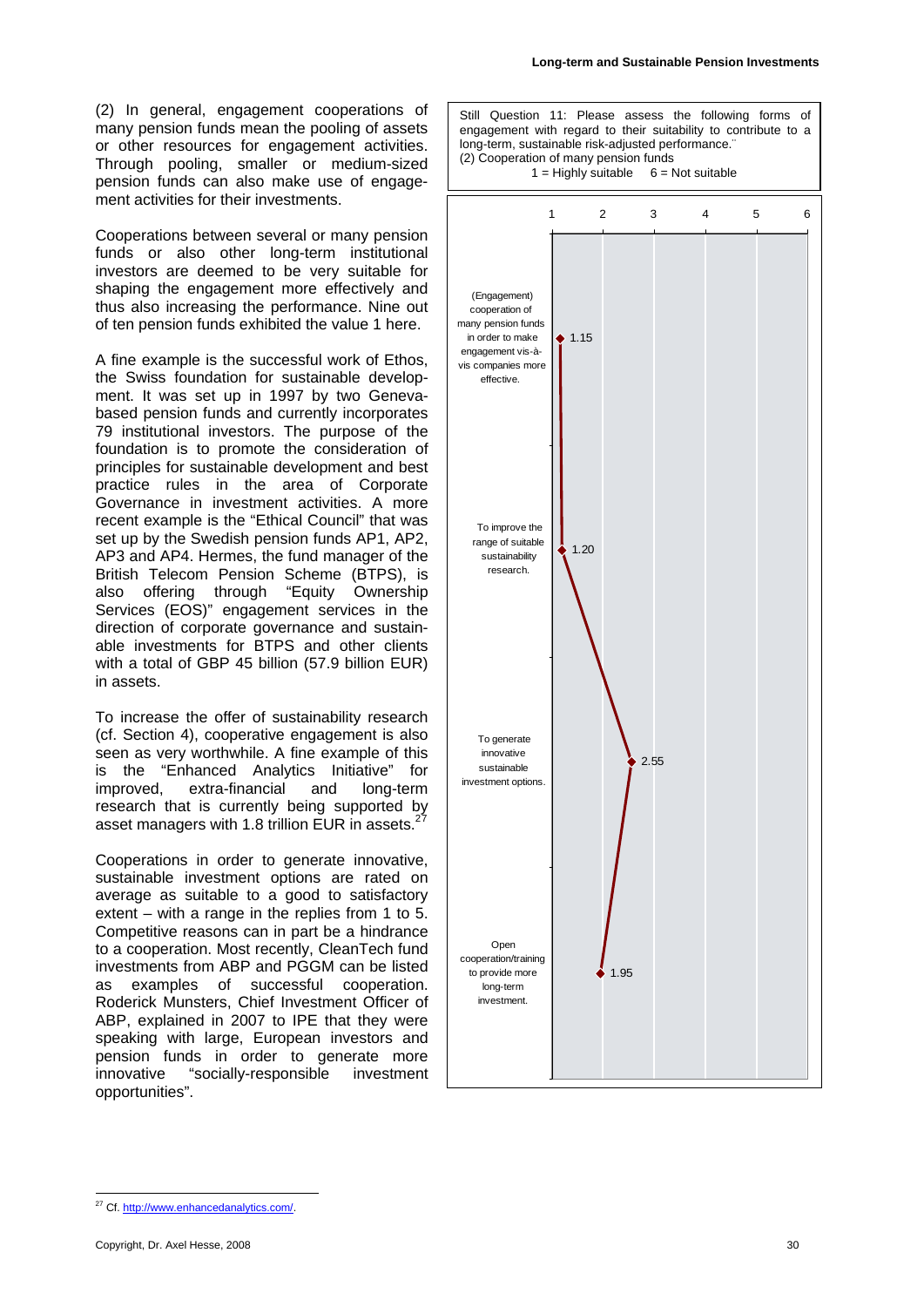(2) In general, engagement cooperations of many pension funds mean the pooling of assets or other resources for engagement activities. Through pooling, smaller or medium-sized pension funds can also make use of engagement activities for their investments.

Cooperations between several or many pension funds or also other long-term institutional investors are deemed to be very suitable for shaping the engagement more effectively and thus also increasing the performance. Nine out of ten pension funds exhibited the value 1 here.

A fine example is the successful work of Ethos, the Swiss foundation for sustainable development. It was set up in 1997 by two Geneva-based pension funds and currently incorporates 79 institutional investors. The purpose of the foundation is to promote the consideration of principles for sustainable development and best practice rules in the area of Corporate Governance in investment activities. A more recent example is the "Ethical Council" that was set up by the Swedish pension funds AP1, AP2, AP3 and AP4. Hermes, the fund manager of the British Telecom Pension Scheme (BTPS), is also offering through "Equity Ownership Services (EOS)" engagement services in the direction of corporate governance and sustainable investments for BTPS and other clients with a total of GBP 45 billion (57.9 billion EUR) in assets.

To increase the offer of sustainability research (cf. Section 4), cooperative engagement is also seen as very worthwhile. A fine example of this is the "Enhanced Analytics Initiative" for improved, extra-financial and long-term research that is currently being supported by asset managers with 1.8 trillion EUR in assets.[27]

Cooperations in order to generate innovative, sustainable investment options are rated on average as suitable to a good to satisfactory extent – with a range in the replies from 1 to 5. Competitive reasons can in part be a hindrance to a cooperation. Most recently, CleanTech fund investments from ABP and PGGM can be listed as examples of successful cooperation. Roderick Munsters, Chief Investment Officer of ABP, explained in 2007 to IPE that they were speaking with large, European investors and pension funds in order to generate more innovative "socially-responsible investment opportunities".

Still Question 11: Please assess the following forms of engagement with regard to their suitability to contribute to a long-term, sustainable risk-adjusted performance.
(2) Cooperation of many pension funds
1 = Highly suitable 6 = Not suitable

| Form of engagement | Average (1–6) |
|---|---|
| (Engagement) cooperation of many pension funds in order to make engagement vis-à-vis companies more effective. | 1.15 |
| To improve the range of suitable sustainability research. | 1.20 |
| To generate innovative sustainable investment options. | 2.55 |
| Open cooperation/training to provide more long-term investment. | 1.95 |

[27] Cf. http://www.enhancedanalytics.com/.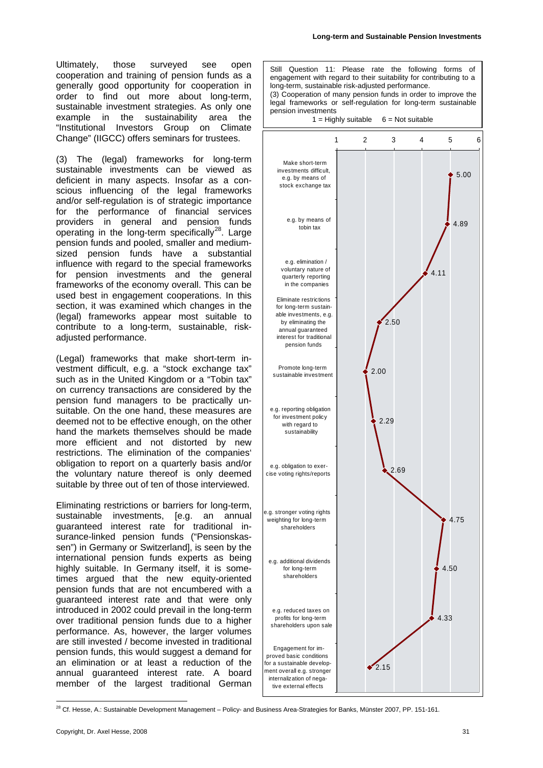Ultimately, those surveyed see open cooperation and training of pension funds as a generally good opportunity for cooperation in order to find out more about long-term, sustainable investment strategies. As only one example in the sustainability area the "Institutional Investors Group on Climate Change" (IIGCC) offers seminars for trustees.

(3) The (legal) frameworks for long-term sustainable investments can be viewed as deficient in many aspects. Insofar as a conscious influencing of the legal frameworks and/or self-regulation is of strategic importance for the performance of financial services providers in general and pension funds operating in the long-term specifically[28]. Large pension funds and pooled, smaller and medium-sized pension funds have a substantial influence with regard to the special frameworks for pension investments and the general frameworks of the economy overall. This can be used best in engagement cooperations. In this section, it was examined which changes in the (legal) frameworks appear most suitable to contribute to a long-term, sustainable, risk-adjusted performance.

(Legal) frameworks that make short-term investment difficult, e.g. a "stock exchange tax" such as in the United Kingdom or a "Tobin tax" on currency transactions are considered by the pension fund managers to be practically unsuitable. On the one hand, these measures are deemed not to be effective enough, on the other hand the markets themselves should be made more efficient and not distorted by new restrictions. The elimination of the companies' obligation to report on a quarterly basis and/or the voluntary nature thereof is only deemed suitable by three out of ten of those interviewed.

Eliminating restrictions or barriers for long-term, sustainable investments, [e.g. an annual guaranteed interest rate for traditional insurance-linked pension funds ("Pensionskassen") in Germany or Switzerland], is seen by the international pension funds experts as being highly suitable. In Germany itself, it is sometimes argued that the new equity-oriented pension funds that are not encumbered with a guaranteed interest rate and that were only introduced in 2002 could prevail in the long-term over traditional pension funds due to a higher performance. As, however, the larger volumes are still invested / become invested in traditional pension funds, this would suggest a demand for an elimination or at least a reduction of the annual guaranteed interest rate. A board member of the largest traditional German

Still Question 11: Please rate the following forms of engagement with regard to their suitability for contributing to a long-term, sustainable risk-adjusted performance.
(3) Cooperation of many pension funds in order to improve the legal frameworks or self-regulation for long-term sustainable pension investments
1 = Highly suitable 6 = Not suitable

| Form of engagement | Rating |
|---|---|
| Make short-term investments difficult, e.g. by means of stock exchange tax | 5.00 |
| e.g. by means of tobin tax | 4.89 |
| e.g. elimination / voluntary nature of quarterly reporting in the companies | 4.11 |
| Eliminate restrictions for long-term sustainable investments, e.g. by eliminating the annual guaranteed interest for traditional pension funds | 2.50 |
| Promote long-term sustainable investment | 2.00 |
| e.g. reporting obligation for investment policy with regard to sustainability | 2.29 |
| e.g. obligation to exercise voting rights/reports | 2.69 |
| e.g. stronger voting rights weighting for long-term shareholders | 4.75 |
| e.g. additional dividends for long-term shareholders | 4.50 |
| e.g. reduced taxes on profits for long-term shareholders upon sale | 4.33 |
| Engagement for improved basic conditions for a sustainable development overall e.g. stronger internalization of negative external effects | 2.15 |

[28] Cf. Hesse, A.: Sustainable Development Management – Policy- and Business Area-Strategies for Banks, Münster 2007, PP. 151-161.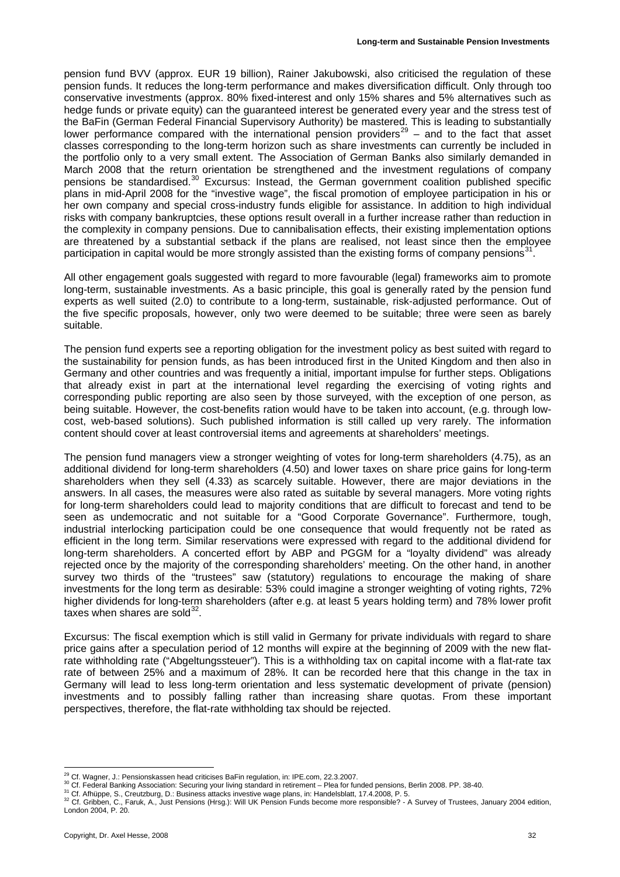pension fund BVV (approx. EUR 19 billion), Rainer Jakubowski, also criticised the regulation of these pension funds. It reduces the long-term performance and makes diversification difficult. Only through too conservative investments (approx. 80% fixed-interest and only 15% shares and 5% alternatives such as hedge funds or private equity) can the guaranteed interest be generated every year and the stress test of the BaFin (German Federal Financial Supervisory Authority) be mastered. This is leading to substantially lower performance compared with the international pension providers[29] – and to the fact that asset classes corresponding to the long-term horizon such as share investments can currently be included in the portfolio only to a very small extent. The Association of German Banks also similarly demanded in March 2008 that the return orientation be strengthened and the investment regulations of company pensions be standardised.[30] Excursus: Instead, the German government coalition published specific plans in mid-April 2008 for the "investive wage", the fiscal promotion of employee participation in his or her own company and special cross-industry funds eligible for assistance. In addition to high individual risks with company bankruptcies, these options result overall in a further increase rather than reduction in the complexity in company pensions. Due to cannibalisation effects, their existing implementation options are threatened by a substantial setback if the plans are realised, not least since then the employee participation in capital would be more strongly assisted than the existing forms of company pensions[31].

All other engagement goals suggested with regard to more favourable (legal) frameworks aim to promote long-term, sustainable investments. As a basic principle, this goal is generally rated by the pension fund experts as well suited (2.0) to contribute to a long-term, sustainable, risk-adjusted performance. Out of the five specific proposals, however, only two were deemed to be suitable; three were seen as barely suitable.

The pension fund experts see a reporting obligation for the investment policy as best suited with regard to the sustainability for pension funds, as has been introduced first in the United Kingdom and then also in Germany and other countries and was frequently a initial, important impulse for further steps. Obligations that already exist in part at the international level regarding the exercising of voting rights and corresponding public reporting are also seen by those surveyed, with the exception of one person, as being suitable. However, the cost-benefits ration would have to be taken into account, (e.g. through low-cost, web-based solutions). Such published information is still called up very rarely. The information content should cover at least controversial items and agreements at shareholders' meetings.

The pension fund managers view a stronger weighting of votes for long-term shareholders (4.75), as an additional dividend for long-term shareholders (4.50) and lower taxes on share price gains for long-term shareholders when they sell (4.33) as scarcely suitable. However, there are major deviations in the answers. In all cases, the measures were also rated as suitable by several managers. More voting rights for long-term shareholders could lead to majority conditions that are difficult to forecast and tend to be seen as undemocratic and not suitable for a "Good Corporate Governance". Furthermore, tough, industrial interlocking participation could be one consequence that would frequently not be rated as efficient in the long term. Similar reservations were expressed with regard to the additional dividend for long-term shareholders. A concerted effort by ABP and PGGM for a "loyalty dividend" was already rejected once by the majority of the corresponding shareholders' meeting. On the other hand, in another survey two thirds of the "trustees" saw (statutory) regulations to encourage the making of share investments for the long term as desirable: 53% could imagine a stronger weighting of voting rights, 72% higher dividends for long-term shareholders (after e.g. at least 5 years holding term) and 78% lower profit taxes when shares are sold[32].

Excursus: The fiscal exemption which is still valid in Germany for private individuals with regard to share price gains after a speculation period of 12 months will expire at the beginning of 2009 with the new flat-rate withholding rate ("Abgeltungssteuer"). This is a withholding tax on capital income with a flat-rate tax rate of between 25% and a maximum of 28%. It can be recorded here that this change in the tax in Germany will lead to less long-term orientation and less systematic development of private (pension) investments and to possibly falling rather than increasing share quotas. From these important perspectives, therefore, the flat-rate withholding tax should be rejected.

---

[29] Cf. Wagner, J.: Pensionskassen head criticises BaFin regulation, in: IPE.com, 22.3.2007.
[30] Cf. Federal Banking Association: Securing your living standard in retirement – Plea for funded pensions, Berlin 2008. PP. 38-40.
[31] Cf. Afhüppe, S., Creutzburg, D.: Business attacks investive wage plans, in: Handelsblatt, 17.4.2008, P. 5.
[32] Cf. Gribben, C., Faruk, A., Just Pensions (Hrsg.): Will UK Pension Funds become more responsible? - A Survey of Trustees, January 2004 edition, London 2004, P. 20.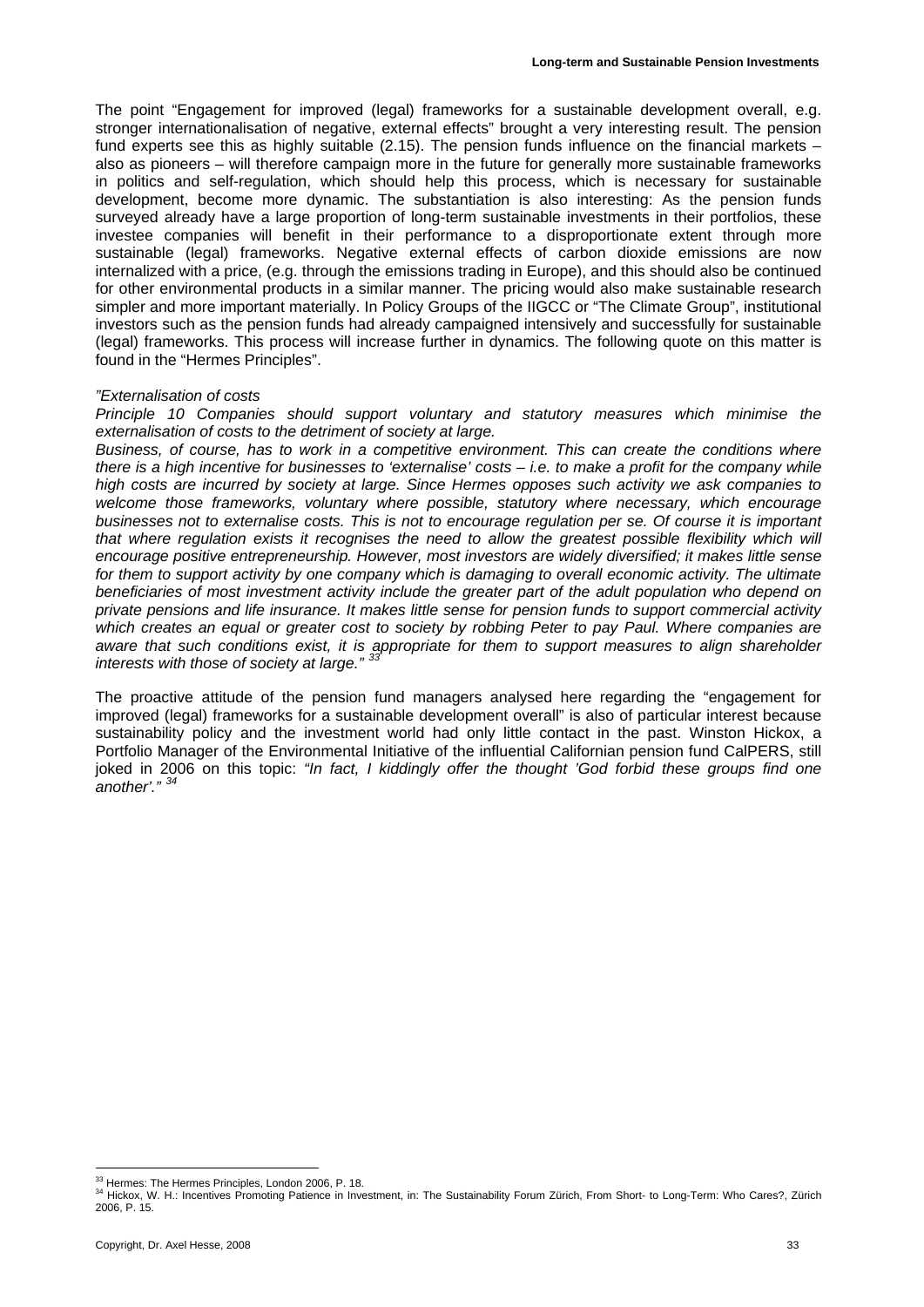The point "Engagement for improved (legal) frameworks for a sustainable development overall, e.g. stronger internationalisation of negative, external effects" brought a very interesting result. The pension fund experts see this as highly suitable (2.15). The pension funds influence on the financial markets – also as pioneers – will therefore campaign more in the future for generally more sustainable frameworks in politics and self-regulation, which should help this process, which is necessary for sustainable development, become more dynamic. The substantiation is also interesting: As the pension funds surveyed already have a large proportion of long-term sustainable investments in their portfolios, these investee companies will benefit in their performance to a disproportionate extent through more sustainable (legal) frameworks. Negative external effects of carbon dioxide emissions are now internalized with a price, (e.g. through the emissions trading in Europe), and this should also be continued for other environmental products in a similar manner. The pricing would also make sustainable research simpler and more important materially. In Policy Groups of the IIGCC or "The Climate Group", institutional investors such as the pension funds had already campaigned intensively and successfully for sustainable (legal) frameworks. This process will increase further in dynamics. The following quote on this matter is found in the "Hermes Principles".

*"Externalisation of costs*

*Principle 10 Companies should support voluntary and statutory measures which minimise the externalisation of costs to the detriment of society at large.*

*Business, of course, has to work in a competitive environment. This can create the conditions where there is a high incentive for businesses to 'externalise' costs – i.e. to make a profit for the company while high costs are incurred by society at large. Since Hermes opposes such activity we ask companies to welcome those frameworks, voluntary where possible, statutory where necessary, which encourage businesses not to externalise costs. This is not to encourage regulation per se. Of course it is important that where regulation exists it recognises the need to allow the greatest possible flexibility which will encourage positive entrepreneurship. However, most investors are widely diversified; it makes little sense for them to support activity by one company which is damaging to overall economic activity. The ultimate beneficiaries of most investment activity include the greater part of the adult population who depend on private pensions and life insurance. It makes little sense for pension funds to support commercial activity which creates an equal or greater cost to society by robbing Peter to pay Paul. Where companies are aware that such conditions exist, it is appropriate for them to support measures to align shareholder interests with those of society at large."* [33]

The proactive attitude of the pension fund managers analysed here regarding the "engagement for improved (legal) frameworks for a sustainable development overall" is also of particular interest because sustainability policy and the investment world had only little contact in the past. Winston Hickox, a Portfolio Manager of the Environmental Initiative of the influential Californian pension fund CalPERS, still joked in 2006 on this topic: *"In fact, I kiddingly offer the thought 'God forbid these groups find one another'."* [34]

---

[33] Hermes: The Hermes Principles, London 2006, P. 18.

[34] Hickox, W. H.: Incentives Promoting Patience in Investment, in: The Sustainability Forum Zürich, From Short- to Long-Term: Who Cares?, Zürich 2006, P. 15.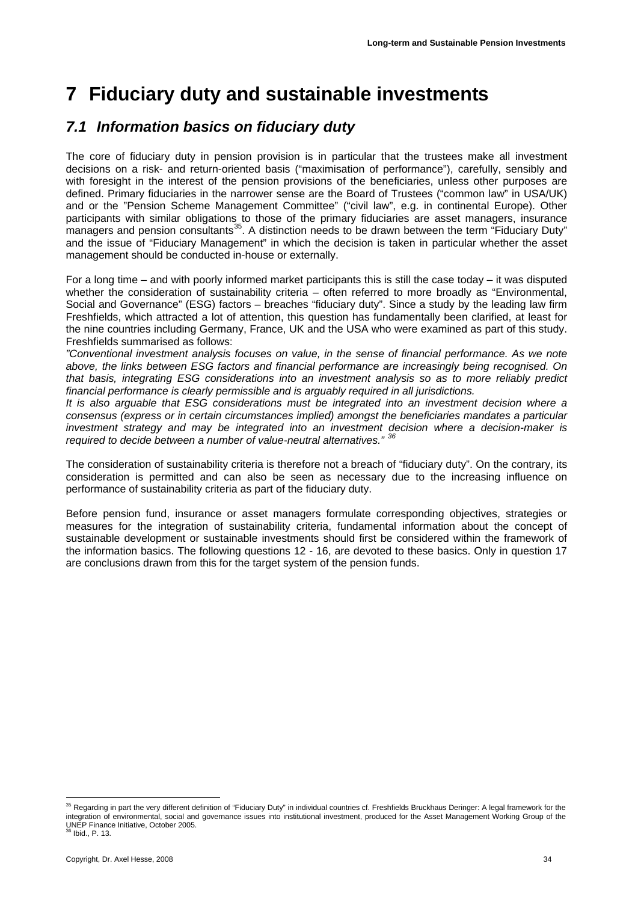# 7 Fiduciary duty and sustainable investments

## *7.1 Information basics on fiduciary duty*

The core of fiduciary duty in pension provision is in particular that the trustees make all investment decisions on a risk- and return-oriented basis ("maximisation of performance"), carefully, sensibly and with foresight in the interest of the pension provisions of the beneficiaries, unless other purposes are defined. Primary fiduciaries in the narrower sense are the Board of Trustees ("common law" in USA/UK) and or the "Pension Scheme Management Committee" ("civil law", e.g. in continental Europe). Other participants with similar obligations to those of the primary fiduciaries are asset managers, insurance managers and pension consultants[35]. A distinction needs to be drawn between the term "Fiduciary Duty" and the issue of "Fiduciary Management" in which the decision is taken in particular whether the asset management should be conducted in-house or externally.

For a long time – and with poorly informed market participants this is still the case today – it was disputed whether the consideration of sustainability criteria – often referred to more broadly as "Environmental, Social and Governance" (ESG) factors – breaches "fiduciary duty". Since a study by the leading law firm Freshfields, which attracted a lot of attention, this question has fundamentally been clarified, at least for the nine countries including Germany, France, UK and the USA who were examined as part of this study. Freshfields summarised as follows:

*"Conventional investment analysis focuses on value, in the sense of financial performance. As we note above, the links between ESG factors and financial performance are increasingly being recognised. On that basis, integrating ESG considerations into an investment analysis so as to more reliably predict financial performance is clearly permissible and is arguably required in all jurisdictions.*

*It is also arguable that ESG considerations must be integrated into an investment decision where a consensus (express or in certain circumstances implied) amongst the beneficiaries mandates a particular investment strategy and may be integrated into an investment decision where a decision-maker is required to decide between a number of value-neutral alternatives."* [36]

The consideration of sustainability criteria is therefore not a breach of "fiduciary duty". On the contrary, its consideration is permitted and can also be seen as necessary due to the increasing influence on performance of sustainability criteria as part of the fiduciary duty.

Before pension fund, insurance or asset managers formulate corresponding objectives, strategies or measures for the integration of sustainability criteria, fundamental information about the concept of sustainable development or sustainable investments should first be considered within the framework of the information basics. The following questions 12 - 16, are devoted to these basics. Only in question 17 are conclusions drawn from this for the target system of the pension funds.

---

[35] Regarding in part the very different definition of "Fiduciary Duty" in individual countries cf. Freshfields Bruckhaus Deringer: A legal framework for the integration of environmental, social and governance issues into institutional investment, produced for the Asset Management Working Group of the UNEP Finance Initiative, October 2005.

[36] Ibid., P. 13.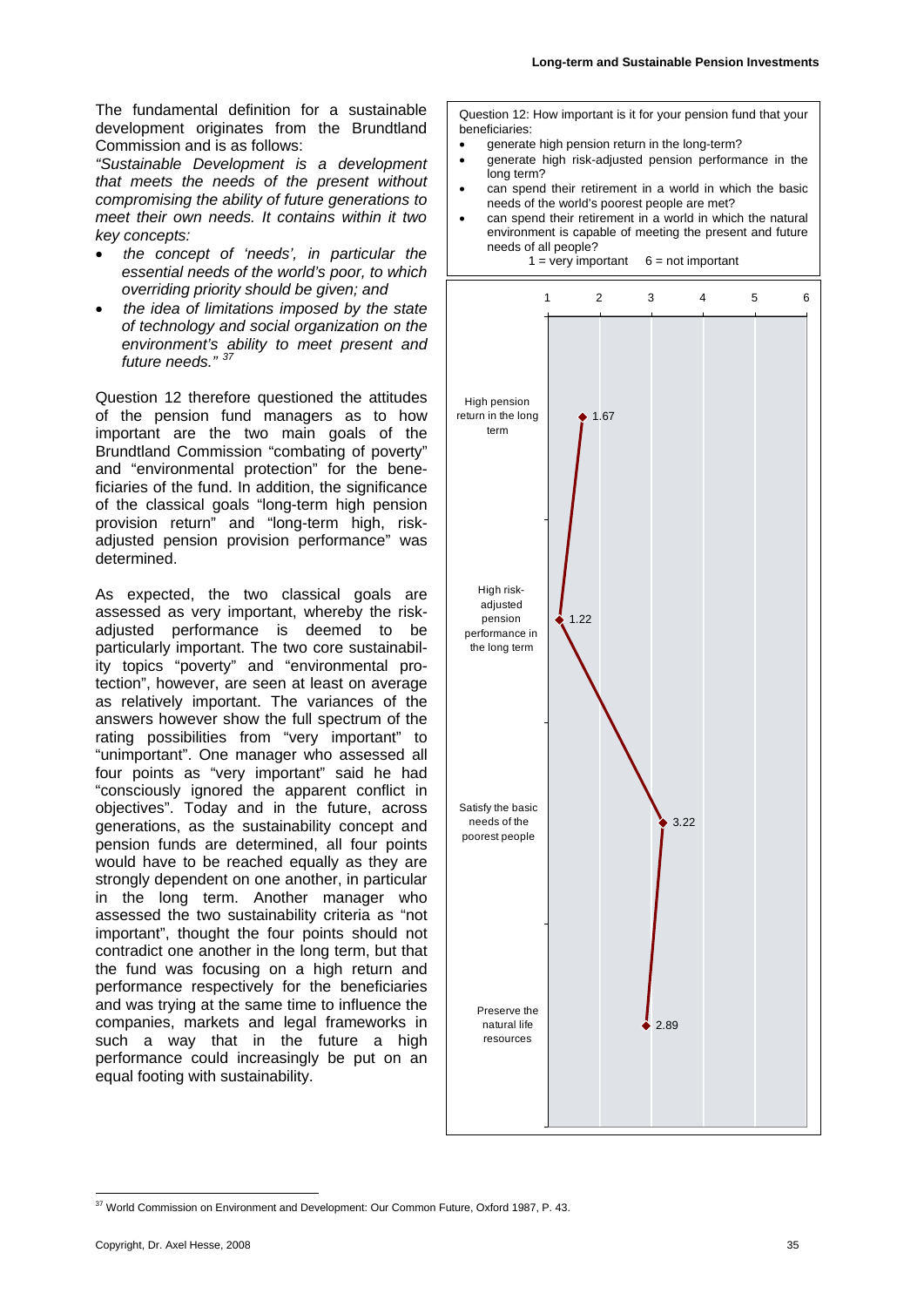The fundamental definition for a sustainable development originates from the Brundtland Commission and is as follows:

*"Sustainable Development is a development that meets the needs of the present without compromising the ability of future generations to meet their own needs. It contains within it two key concepts:*

- *the concept of 'needs', in particular the essential needs of the world's poor, to which overriding priority should be given; and*
- *the idea of limitations imposed by the state of technology and social organization on the environment's ability to meet present and future needs."* [37]

Question 12 therefore questioned the attitudes of the pension fund managers as to how important are the two main goals of the Brundtland Commission "combating of poverty" and "environmental protection" for the beneficiaries of the fund. In addition, the significance of the classical goals "long-term high pension provision return" and "long-term high, risk-adjusted pension provision performance" was determined.

As expected, the two classical goals are assessed as very important, whereby the risk-adjusted performance is deemed to be particularly important. The two core sustainability topics "poverty" and "environmental protection", however, are seen at least on average as relatively important. The variances of the answers however show the full spectrum of the rating possibilities from "very important" to "unimportant". One manager who assessed all four points as "very important" said he had "consciously ignored the apparent conflict in objectives". Today and in the future, across generations, as the sustainability concept and pension funds are determined, all four points would have to be reached equally as they are strongly dependent on one another, in particular in the long term. Another manager who assessed the two sustainability criteria as "not important", thought the four points should not contradict one another in the long term, but that the fund was focusing on a high return and performance respectively for the beneficiaries and was trying at the same time to influence the companies, markets and legal frameworks in such a way that in the future a high performance could increasingly be put on an equal footing with sustainability.

Question 12: How important is it for your pension fund that your beneficiaries:

- generate high pension return in the long-term?
- generate high risk-adjusted pension performance in the long term?
- can spend their retirement in a world in which the basic needs of the world's poorest people are met?
- can spend their retirement in a world in which the natural environment is capable of meeting the present and future needs of all people?

1 = very important  6 = not important

| Item | Mean rating (1–6) |
|---|---|
| High pension return in the long term | 1.67 |
| High risk-adjusted pension performance in the long term | 1.22 |
| Satisfy the basic needs of the poorest people | 3.22 |
| Preserve the natural life resources | 2.89 |

[37] World Commission on Environment and Development: Our Common Future, Oxford 1987, P. 43.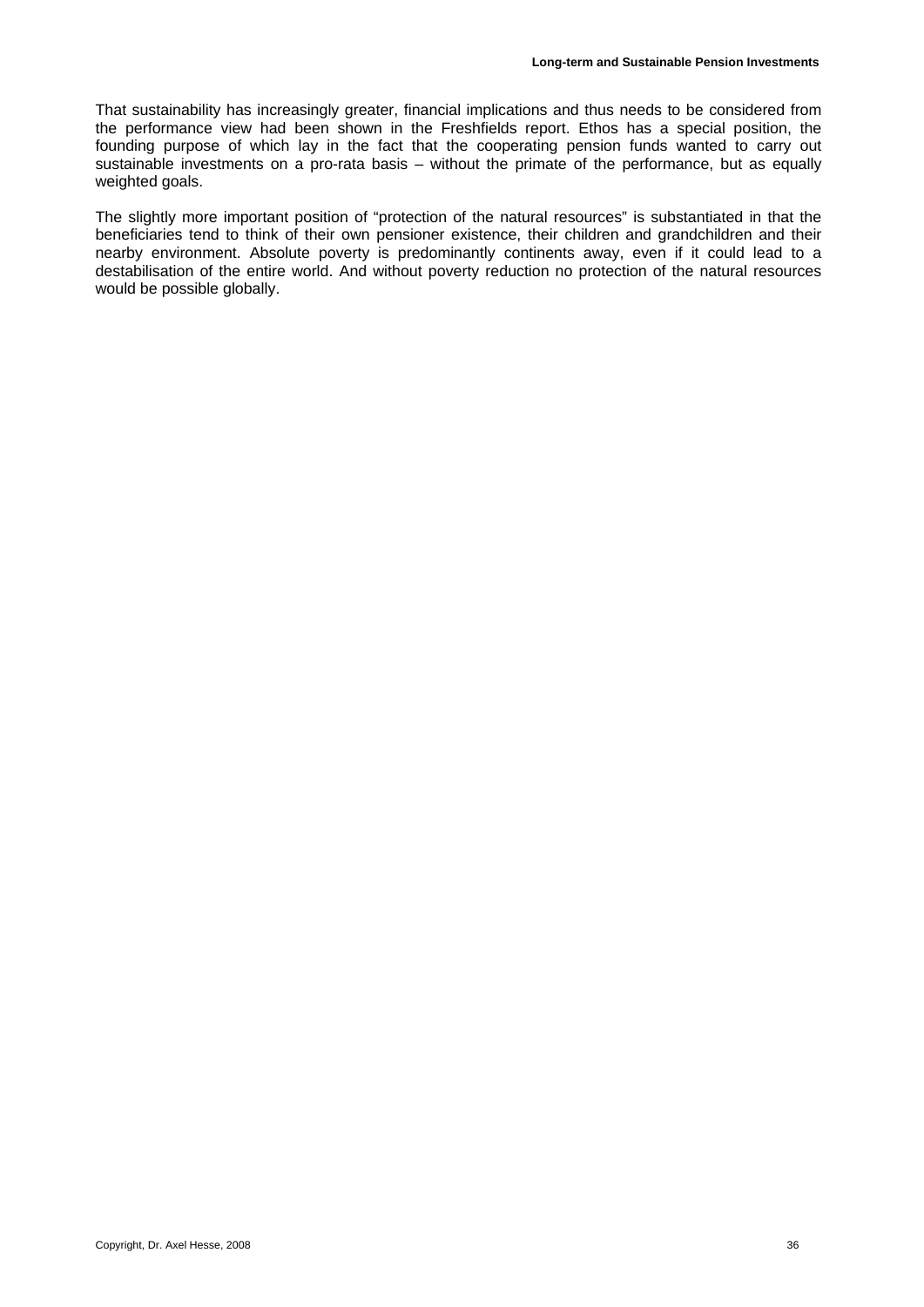That sustainability has increasingly greater, financial implications and thus needs to be considered from the performance view had been shown in the Freshfields report. Ethos has a special position, the founding purpose of which lay in the fact that the cooperating pension funds wanted to carry out sustainable investments on a pro-rata basis – without the primate of the performance, but as equally weighted goals.

The slightly more important position of "protection of the natural resources" is substantiated in that the beneficiaries tend to think of their own pensioner existence, their children and grandchildren and their nearby environment. Absolute poverty is predominantly continents away, even if it could lead to a destabilisation of the entire world. And without poverty reduction no protection of the natural resources would be possible globally.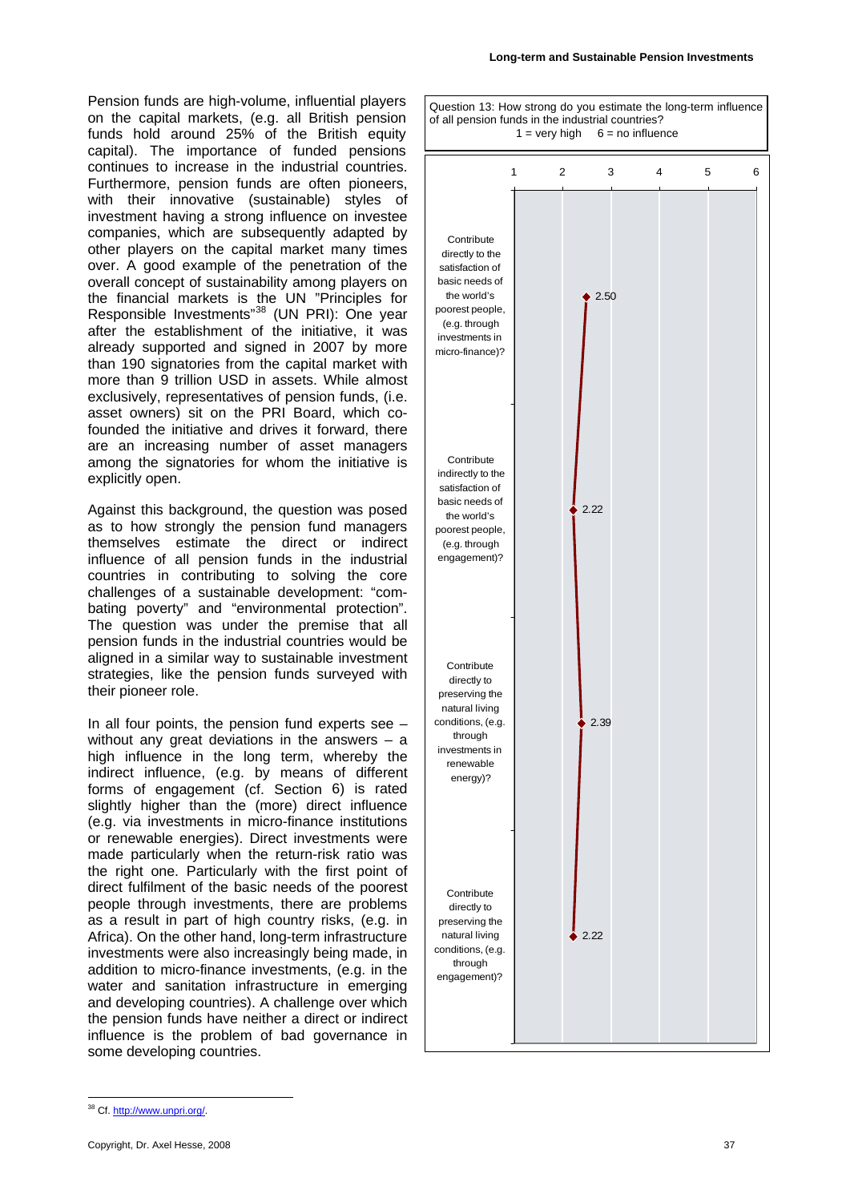Pension funds are high-volume, influential players on the capital markets, (e.g. all British pension funds hold around 25% of the British equity capital). The importance of funded pensions continues to increase in the industrial countries. Furthermore, pension funds are often pioneers, with their innovative (sustainable) styles of investment having a strong influence on investee companies, which are subsequently adapted by other players on the capital market many times over. A good example of the penetration of the overall concept of sustainability among players on the financial markets is the UN "Principles for Responsible Investments"[38] (UN PRI): One year after the establishment of the initiative, it was already supported and signed in 2007 by more than 190 signatories from the capital market with more than 9 trillion USD in assets. While almost exclusively, representatives of pension funds, (i.e. asset owners) sit on the PRI Board, which co-founded the initiative and drives it forward, there are an increasing number of asset managers among the signatories for whom the initiative is explicitly open.

Against this background, the question was posed as to how strongly the pension fund managers themselves estimate the direct or indirect influence of all pension funds in the industrial countries in contributing to solving the core challenges of a sustainable development: "combating poverty" and "environmental protection". The question was under the premise that all pension funds in the industrial countries would be aligned in a similar way to sustainable investment strategies, like the pension funds surveyed with their pioneer role.

In all four points, the pension fund experts see – without any great deviations in the answers – a high influence in the long term, whereby the indirect influence, (e.g. by means of different forms of engagement (cf. Section 6) is rated slightly higher than the (more) direct influence (e.g. via investments in micro-finance institutions or renewable energies). Direct investments were made particularly when the return-risk ratio was the right one. Particularly with the first point of direct fulfilment of the basic needs of the poorest people through investments, there are problems as a result in part of high country risks, (e.g. in Africa). On the other hand, long-term infrastructure investments were also increasingly being made, in addition to micro-finance investments, (e.g. in the water and sanitation infrastructure in emerging and developing countries). A challenge over which the pension funds have neither a direct or indirect influence is the problem of bad governance in some developing countries.

Question 13: How strong do you estimate the long-term influence of all pension funds in the industrial countries?
1 = very high    6 = no influence

| Item | Mean (1–6) |
|---|---|
| Contribute directly to the satisfaction of basic needs of the world's poorest people, (e.g. through investments in micro-finance)? | 2.50 |
| Contribute indirectly to the satisfaction of basic needs of the world's poorest people, (e.g. through engagement)? | 2.22 |
| Contribute directly to preserving the natural living conditions, (e.g. through investments in renewable energy)? | 2.39 |
| Contribute directly to preserving the natural living conditions, (e.g. through engagement)? | 2.22 |

[38] Cf. http://www.unpri.org/.

Copyright, Dr. Axel Hesse, 2008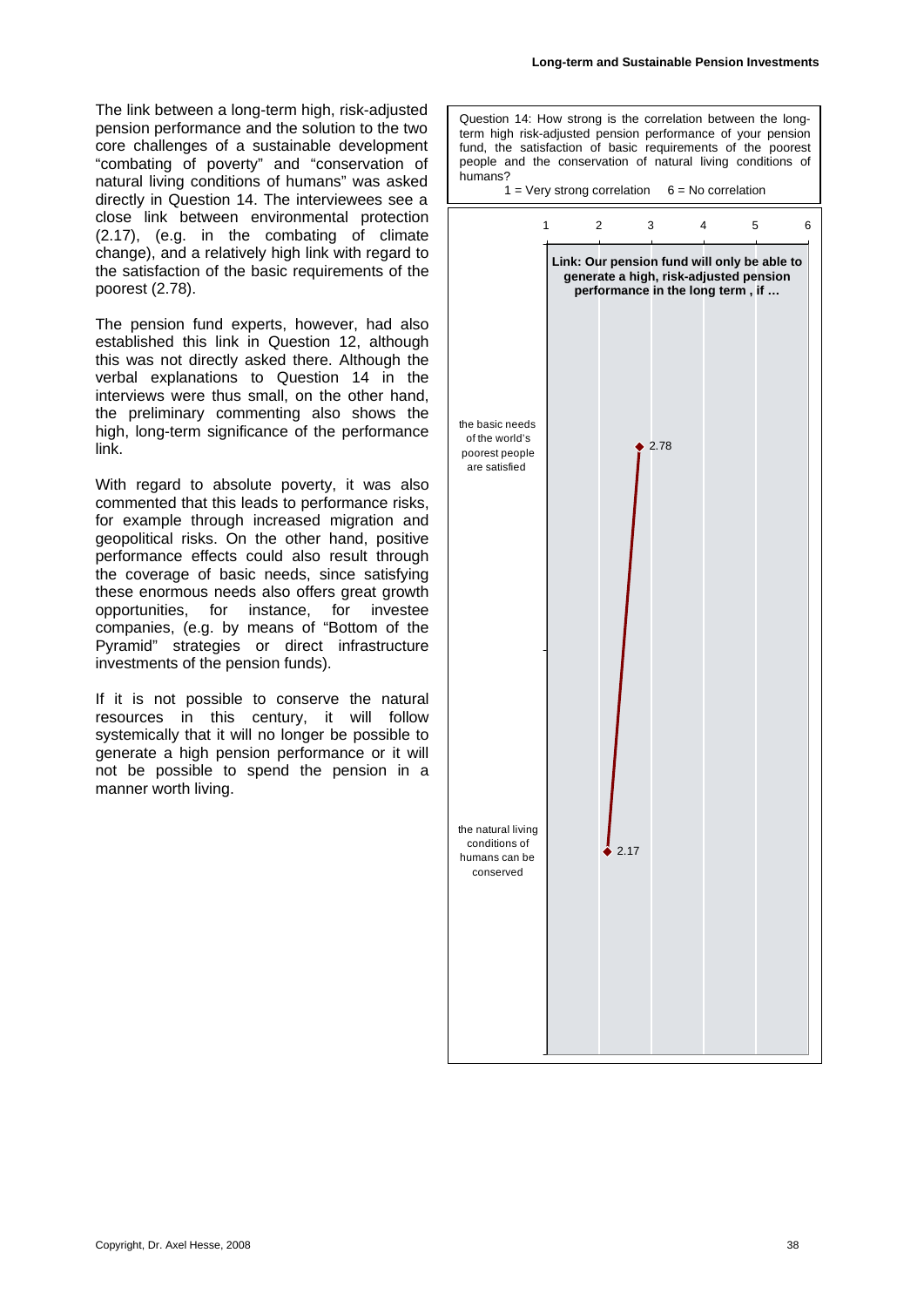The link between a long-term high, risk-adjusted pension performance and the solution to the two core challenges of a sustainable development "combating of poverty" and "conservation of natural living conditions of humans" was asked directly in Question 14. The interviewees see a close link between environmental protection (2.17), (e.g. in the combating of climate change), and a relatively high link with regard to the satisfaction of the basic requirements of the poorest (2.78).

The pension fund experts, however, had also established this link in Question 12, although this was not directly asked there. Although the verbal explanations to Question 14 in the interviews were thus small, on the other hand, the preliminary commenting also shows the high, long-term significance of the performance link.

With regard to absolute poverty, it was also commented that this leads to performance risks, for example through increased migration and geopolitical risks. On the other hand, positive performance effects could also result through the coverage of basic needs, since satisfying these enormous needs also offers great growth opportunities, for instance, for investee companies, (e.g. by means of "Bottom of the Pyramid" strategies or direct infrastructure investments of the pension funds).

If it is not possible to conserve the natural resources in this century, it will follow systemically that it will no longer be possible to generate a high pension performance or it will not be possible to spend the pension in a manner worth living.

Question 14: How strong is the correlation between the long-term high risk-adjusted pension performance of your pension fund, the satisfaction of basic requirements of the poorest people and the conservation of natural living conditions of humans?

1 = Very strong correlation 6 = No correlation

**Link: Our pension fund will only be able to generate a high, risk-adjusted pension performance in the long term , if …**

| | Mean (1–6) |
|---|---|
| the basic needs of the world's poorest people are satisfied | 2.78 |
| the natural living conditions of humans can be conserved | 2.17 |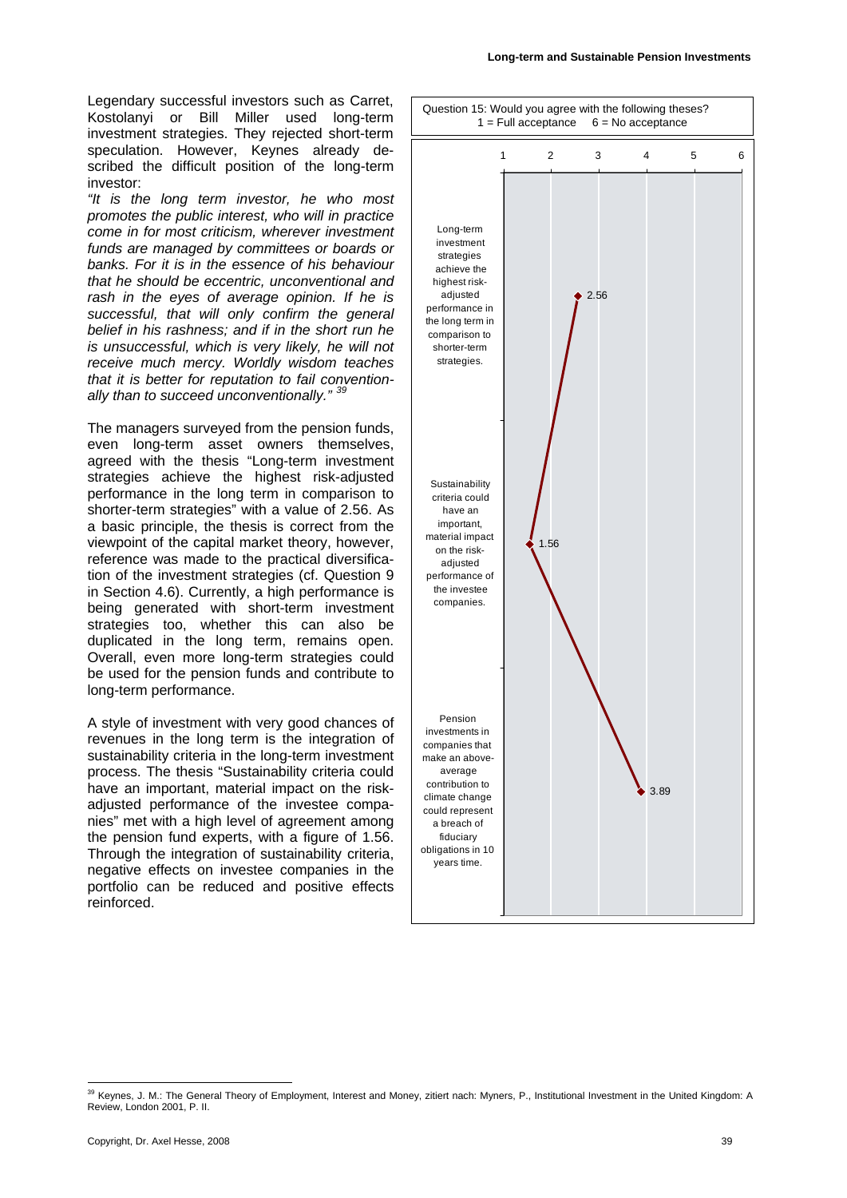Legendary successful investors such as Carret, Kostolanyi or Bill Miller used long-term investment strategies. They rejected short-term speculation. However, Keynes already described the difficult position of the long-term investor:

*"It is the long term investor, he who most promotes the public interest, who will in practice come in for most criticism, wherever investment funds are managed by committees or boards or banks. For it is in the essence of his behaviour that he should be eccentric, unconventional and rash in the eyes of average opinion. If he is successful, that will only confirm the general belief in his rashness; and if in the short run he is unsuccessful, which is very likely, he will not receive much mercy. Worldly wisdom teaches that it is better for reputation to fail conventionally than to succeed unconventionally."* [39]

The managers surveyed from the pension funds, even long-term asset owners themselves, agreed with the thesis "Long-term investment strategies achieve the highest risk-adjusted performance in the long term in comparison to shorter-term strategies" with a value of 2.56. As a basic principle, the thesis is correct from the viewpoint of the capital market theory, however, reference was made to the practical diversification of the investment strategies (cf. Question 9 in Section 4.6). Currently, a high performance is being generated with short-term investment strategies too, whether this can also be duplicated in the long term, remains open. Overall, even more long-term strategies could be used for the pension funds and contribute to long-term performance.

A style of investment with very good chances of revenues in the long term is the integration of sustainability criteria in the long-term investment process. The thesis "Sustainability criteria could have an important, material impact on the risk-adjusted performance of the investee companies" met with a high level of agreement among the pension fund experts, with a figure of 1.56. Through the integration of sustainability criteria, negative effects on investee companies in the portfolio can be reduced and positive effects reinforced.

Question 15: Would you agree with the following theses?
1 = Full acceptance    6 = No acceptance

| Thesis | Value |
|---|---|
| Long-term investment strategies achieve the highest risk-adjusted performance in the long term in comparison to shorter-term strategies. | 2.56 |
| Sustainability criteria could have an important, material impact on the risk-adjusted performance of the investee companies. | 1.56 |
| Pension investments in companies that make an above-average contribution to climate change could represent a breach of fiduciary obligations in 10 years time. | 3.89 |

---

[39] Keynes, J. M.: The General Theory of Employment, Interest and Money, zitiert nach: Myners, P., Institutional Investment in the United Kingdom: A Review, London 2001, P. II.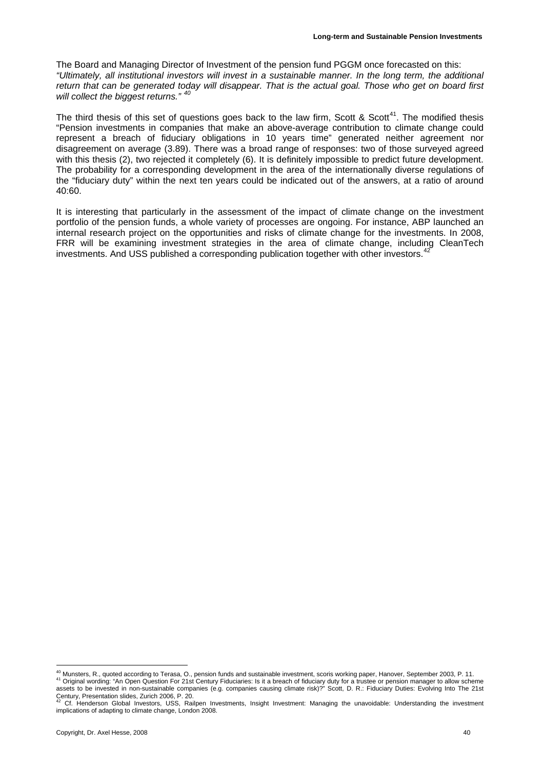The Board and Managing Director of Investment of the pension fund PGGM once forecasted on this: *"Ultimately, all institutional investors will invest in a sustainable manner. In the long term, the additional return that can be generated today will disappear. That is the actual goal. Those who get on board first will collect the biggest returns."* [40]

The third thesis of this set of questions goes back to the law firm, Scott & Scott[41]. The modified thesis "Pension investments in companies that make an above-average contribution to climate change could represent a breach of fiduciary obligations in 10 years time" generated neither agreement nor disagreement on average (3.89). There was a broad range of responses: two of those surveyed agreed with this thesis (2), two rejected it completely (6). It is definitely impossible to predict future development. The probability for a corresponding development in the area of the internationally diverse regulations of the "fiduciary duty" within the next ten years could be indicated out of the answers, at a ratio of around 40:60.

It is interesting that particularly in the assessment of the impact of climate change on the investment portfolio of the pension funds, a whole variety of processes are ongoing. For instance, ABP launched an internal research project on the opportunities and risks of climate change for the investments. In 2008, FRR will be examining investment strategies in the area of climate change, including CleanTech investments. And USS published a corresponding publication together with other investors.[42]

---

[40] Munsters, R., quoted according to Terasa, O., pension funds and sustainable investment, scoris working paper, Hanover, September 2003, P. 11.

[41] Original wording: "An Open Question For 21st Century Fiduciaries: Is it a breach of fiduciary duty for a trustee or pension manager to allow scheme assets to be invested in non-sustainable companies (e.g. companies causing climate risk)?" Scott, D. R.: Fiduciary Duties: Evolving Into The 21st Century, Presentation slides, Zurich 2006, P. 20.

[42] Cf. Henderson Global Investors, USS, Railpen Investments, Insight Investment: Managing the unavoidable: Understanding the investment implications of adapting to climate change, London 2008.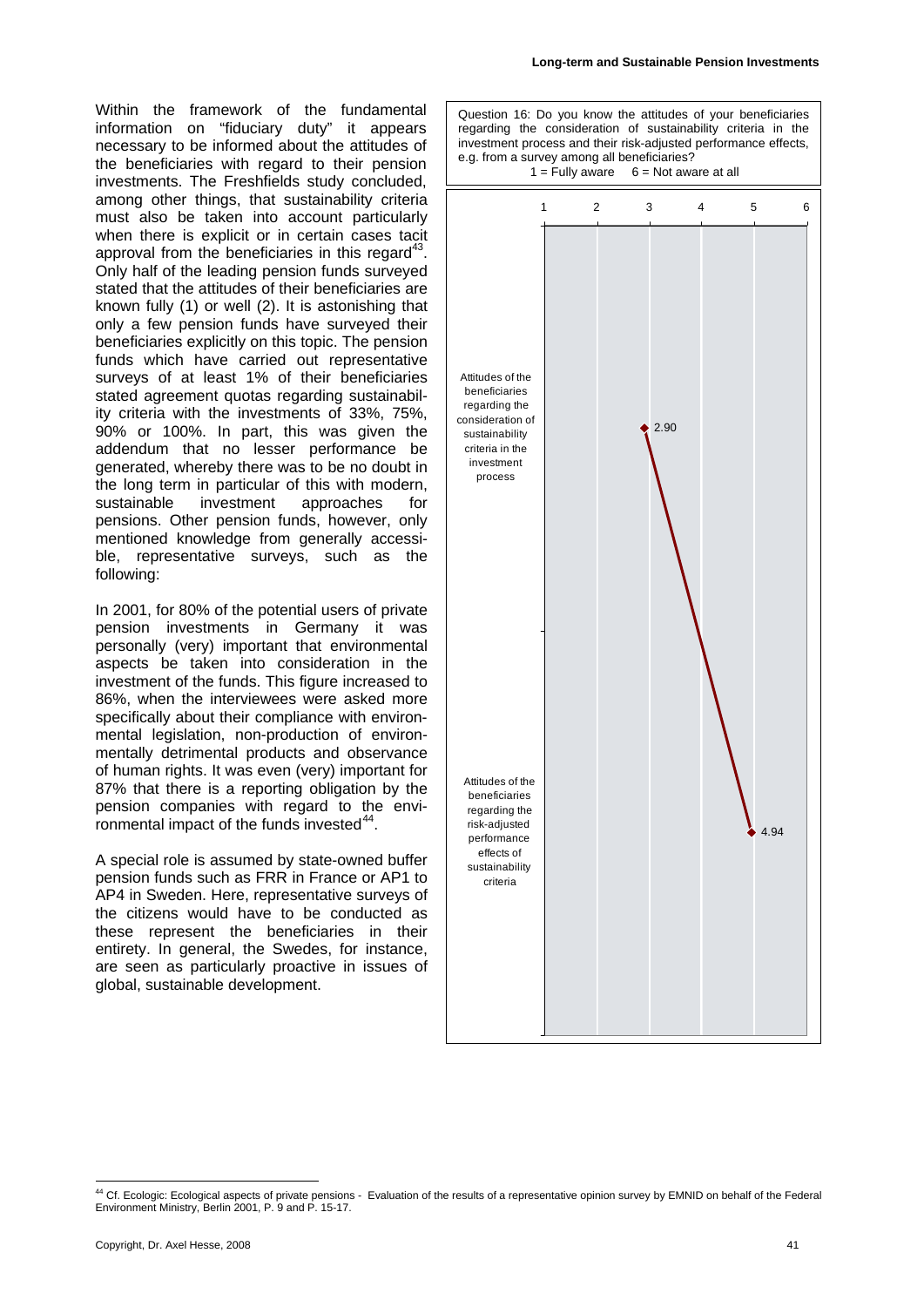Within the framework of the fundamental information on "fiduciary duty" it appears necessary to be informed about the attitudes of the beneficiaries with regard to their pension investments. The Freshfields study concluded, among other things, that sustainability criteria must also be taken into account particularly when there is explicit or in certain cases tacit approval from the beneficiaries in this regard[43]. Only half of the leading pension funds surveyed stated that the attitudes of their beneficiaries are known fully (1) or well (2). It is astonishing that only a few pension funds have surveyed their beneficiaries explicitly on this topic. The pension funds which have carried out representative surveys of at least 1% of their beneficiaries stated agreement quotas regarding sustainability criteria with the investments of 33%, 75%, 90% or 100%. In part, this was given the addendum that no lesser performance be generated, whereby there was to be no doubt in the long term in particular of this with modern, sustainable investment approaches for pensions. Other pension funds, however, only mentioned knowledge from generally accessible, representative surveys, such as the following:

In 2001, for 80% of the potential users of private pension investments in Germany it was personally (very) important that environmental aspects be taken into consideration in the investment of the funds. This figure increased to 86%, when the interviewees were asked more specifically about their compliance with environmental legislation, non-production of environmentally detrimental products and observance of human rights. It was even (very) important for 87% that there is a reporting obligation by the pension companies with regard to the environmental impact of the funds invested[44].

A special role is assumed by state-owned buffer pension funds such as FRR in France or AP1 to AP4 in Sweden. Here, representative surveys of the citizens would have to be conducted as these represent the beneficiaries in their entirety. In general, the Swedes, for instance, are seen as particularly proactive in issues of global, sustainable development.

Question 16: Do you know the attitudes of your beneficiaries regarding the consideration of sustainability criteria in the investment process and their risk-adjusted performance effects, e.g. from a survey among all beneficiaries?

1 = Fully aware 6 = Not aware at all

| Item | Mean |
|---|---|
| Attitudes of the beneficiaries regarding the consideration of sustainability criteria in the investment process | 2.90 |
| Attitudes of the beneficiaries regarding the risk-adjusted performance effects of sustainability criteria | 4.94 |

[44] Cf. Ecologic: Ecological aspects of private pensions - Evaluation of the results of a representative opinion survey by EMNID on behalf of the Federal Environment Ministry, Berlin 2001, P. 9 and P. 15-17.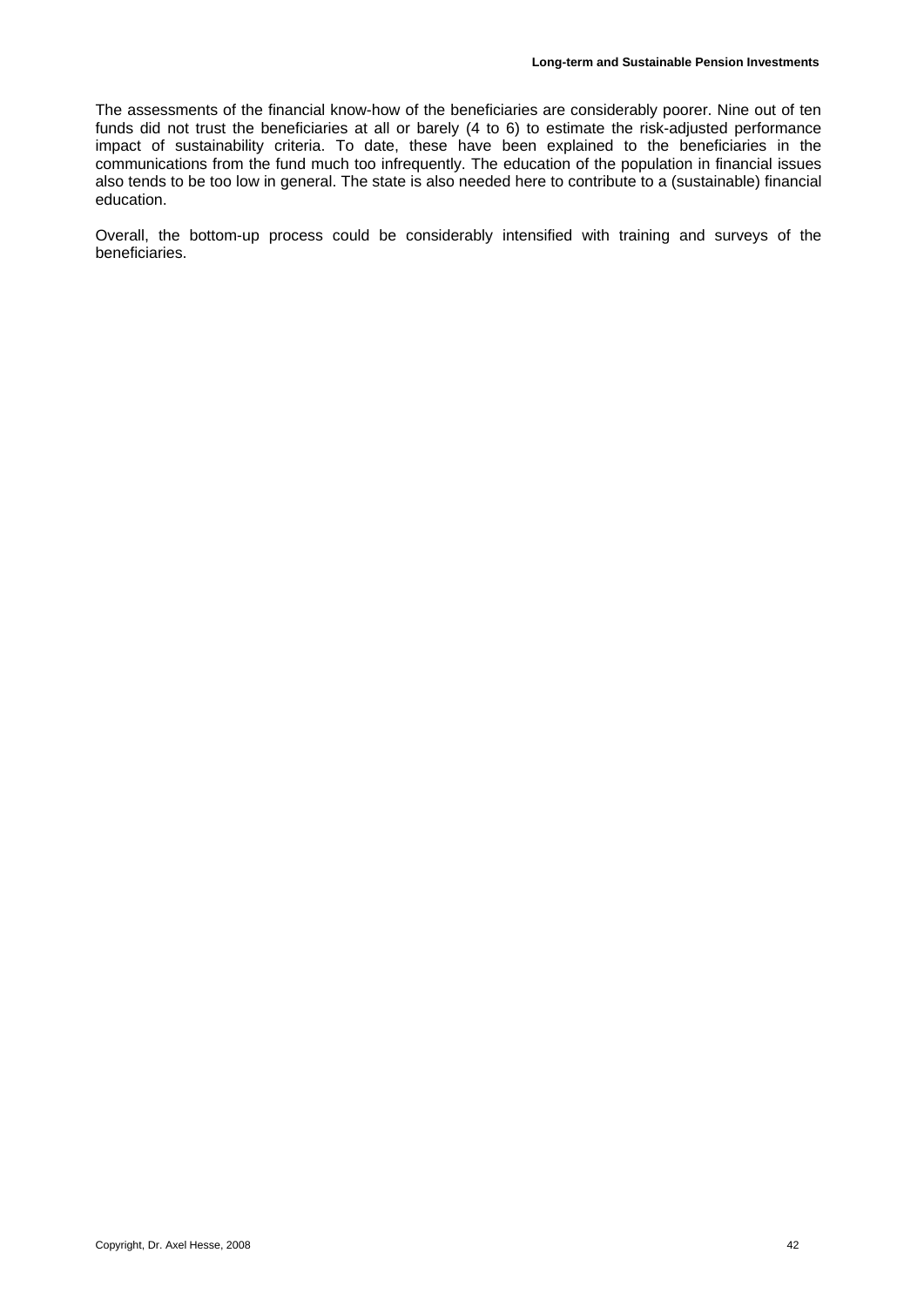The assessments of the financial know-how of the beneficiaries are considerably poorer. Nine out of ten funds did not trust the beneficiaries at all or barely (4 to 6) to estimate the risk-adjusted performance impact of sustainability criteria. To date, these have been explained to the beneficiaries in the communications from the fund much too infrequently. The education of the population in financial issues also tends to be too low in general. The state is also needed here to contribute to a (sustainable) financial education.

Overall, the bottom-up process could be considerably intensified with training and surveys of the beneficiaries.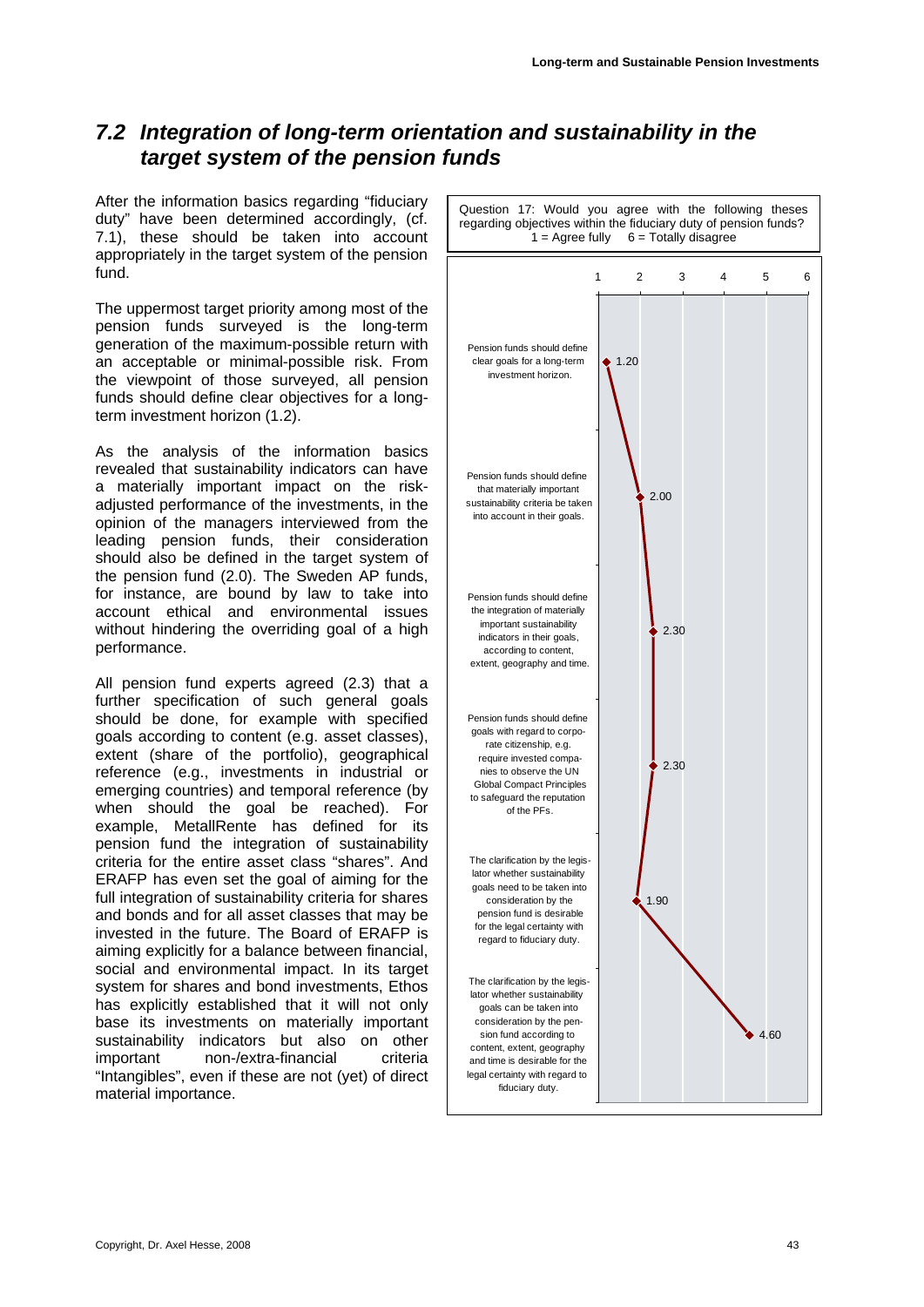## *7.2 Integration of long-term orientation and sustainability in the target system of the pension funds*

After the information basics regarding "fiduciary duty" have been determined accordingly, (cf. 7.1), these should be taken into account appropriately in the target system of the pension fund.

The uppermost target priority among most of the pension funds surveyed is the long-term generation of the maximum-possible return with an acceptable or minimal-possible risk. From the viewpoint of those surveyed, all pension funds should define clear objectives for a long-term investment horizon (1.2).

As the analysis of the information basics revealed that sustainability indicators can have a materially important impact on the risk-adjusted performance of the investments, in the opinion of the managers interviewed from the leading pension funds, their consideration should also be defined in the target system of the pension fund (2.0). The Sweden AP funds, for instance, are bound by law to take into account ethical and environmental issues without hindering the overriding goal of a high performance.

All pension fund experts agreed (2.3) that a further specification of such general goals should be done, for example with specified goals according to content (e.g. asset classes), extent (share of the portfolio), geographical reference (e.g., investments in industrial or emerging countries) and temporal reference (by when should the goal be reached). For example, MetallRente has defined for its pension fund the integration of sustainability criteria for the entire asset class "shares". And ERAFP has even set the goal of aiming for the full integration of sustainability criteria for shares and bonds and for all asset classes that may be invested in the future. The Board of ERAFP is aiming explicitly for a balance between financial, social and environmental impact. In its target system for shares and bond investments, Ethos has explicitly established that it will not only base its investments on materially important sustainability indicators but also on other important non-/extra-financial criteria "Intangibles", even if these are not (yet) of direct material importance.

Question 17: Would you agree with the following theses regarding objectives within the fiduciary duty of pension funds?
1 = Agree fully 6 = Totally disagree

| Thesis | Score |
|---|---|
| Pension funds should define clear goals for a long-term investment horizon. | 1.20 |
| Pension funds should define that materially important sustainability criteria be taken into account in their goals. | 2.00 |
| Pension funds should define the integration of materially important sustainability indicators in their goals, according to content, extent, geography and time. | 2.30 |
| Pension funds should define goals with regard to corporate citizenship, e.g. require invested companies to observe the UN Global Compact Principles to safeguard the reputation of the PFs. | 2.30 |
| The clarification by the legislator whether sustainability goals need to be taken into consideration by the pension fund is desirable for the legal certainty with regard to fiduciary duty. | 1.90 |
| The clarification by the legislator whether sustainability goals can be taken into consideration by the pension fund according to content, extent, geography and time is desirable for the legal certainty with regard to fiduciary duty. | 4.60 |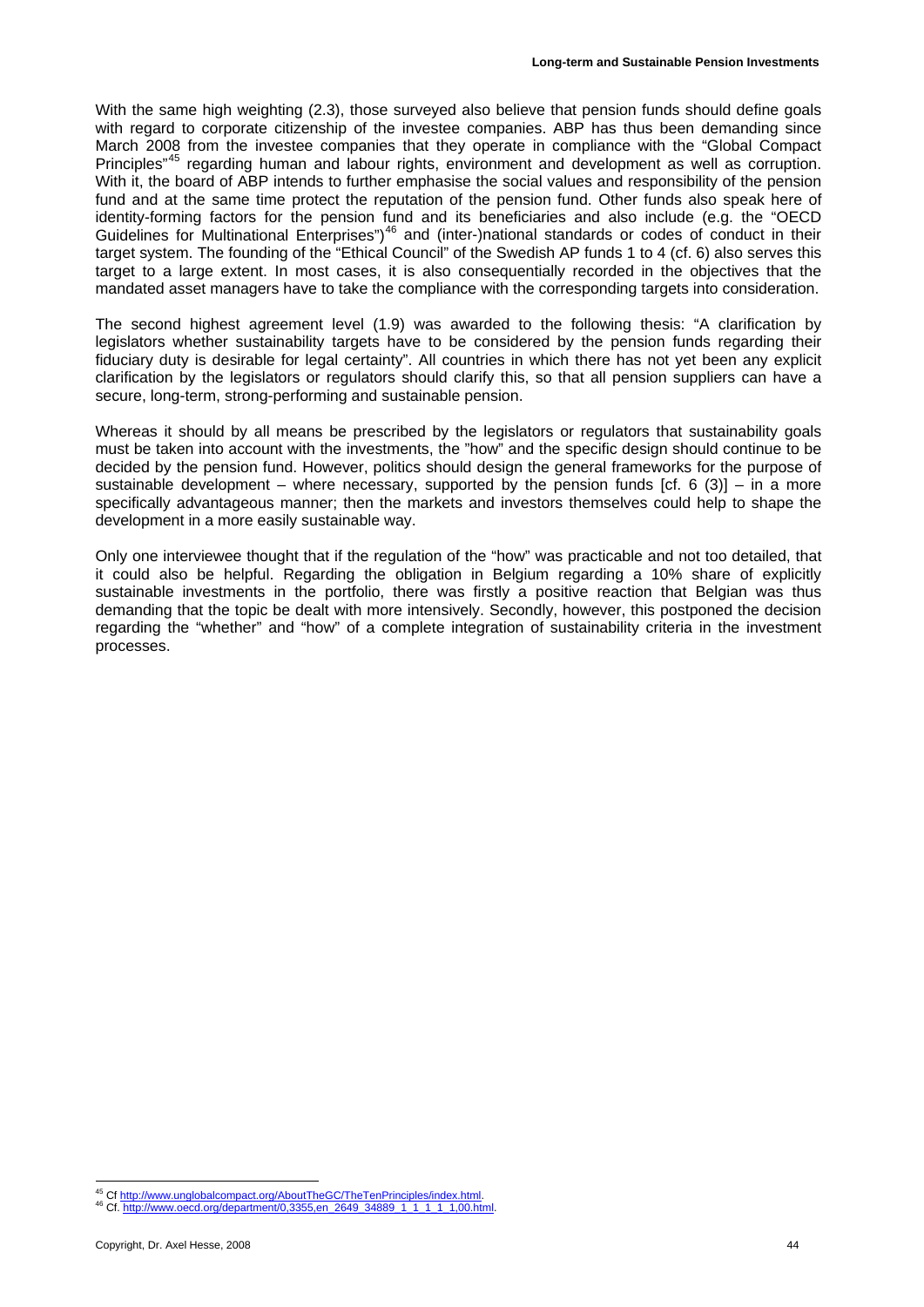With the same high weighting (2.3), those surveyed also believe that pension funds should define goals with regard to corporate citizenship of the investee companies. ABP has thus been demanding since March 2008 from the investee companies that they operate in compliance with the "Global Compact Principles"[45] regarding human and labour rights, environment and development as well as corruption. With it, the board of ABP intends to further emphasise the social values and responsibility of the pension fund and at the same time protect the reputation of the pension fund. Other funds also speak here of identity-forming factors for the pension fund and its beneficiaries and also include (e.g. the "OECD Guidelines for Multinational Enterprises")[46] and (inter-)national standards or codes of conduct in their target system. The founding of the "Ethical Council" of the Swedish AP funds 1 to 4 (cf. 6) also serves this target to a large extent. In most cases, it is also consequentially recorded in the objectives that the mandated asset managers have to take the compliance with the corresponding targets into consideration.

The second highest agreement level (1.9) was awarded to the following thesis: "A clarification by legislators whether sustainability targets have to be considered by the pension funds regarding their fiduciary duty is desirable for legal certainty". All countries in which there has not yet been any explicit clarification by the legislators or regulators should clarify this, so that all pension suppliers can have a secure, long-term, strong-performing and sustainable pension.

Whereas it should by all means be prescribed by the legislators or regulators that sustainability goals must be taken into account with the investments, the "how" and the specific design should continue to be decided by the pension fund. However, politics should design the general frameworks for the purpose of sustainable development – where necessary, supported by the pension funds [cf. 6 (3)] – in a more specifically advantageous manner; then the markets and investors themselves could help to shape the development in a more easily sustainable way.

Only one interviewee thought that if the regulation of the "how" was practicable and not too detailed, that it could also be helpful. Regarding the obligation in Belgium regarding a 10% share of explicitly sustainable investments in the portfolio, there was firstly a positive reaction that Belgian was thus demanding that the topic be dealt with more intensively. Secondly, however, this postponed the decision regarding the "whether" and "how" of a complete integration of sustainability criteria in the investment processes.

---

[45] Cf http://www.unglobalcompact.org/AboutTheGC/TheTenPrinciples/index.html.

[46] Cf. http://www.oecd.org/department/0,3355,en_2649_34889_1_1_1_1_1,00.html.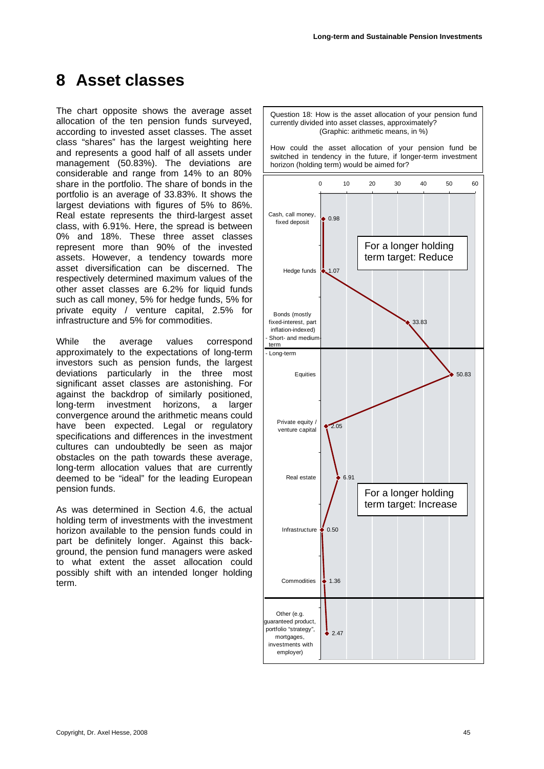# 8 Asset classes

The chart opposite shows the average asset allocation of the ten pension funds surveyed, according to invested asset classes. The asset class "shares" has the largest weighting here and represents a good half of all assets under management (50.83%). The deviations are considerable and range from 14% to an 80% share in the portfolio. The share of bonds in the portfolio is an average of 33.83%. It shows the largest deviations with figures of 5% to 86%. Real estate represents the third-largest asset class, with 6.91%. Here, the spread is between 0% and 18%. These three asset classes represent more than 90% of the invested assets. However, a tendency towards more asset diversification can be discerned. The respectively determined maximum values of the other asset classes are 6.2% for liquid funds such as call money, 5% for hedge funds, 5% for private equity / venture capital, 2.5% for infrastructure and 5% for commodities.

While the average values correspond approximately to the expectations of long-term investors such as pension funds, the largest deviations particularly in the three most significant asset classes are astonishing. For against the backdrop of similarly positioned, long-term investment horizons, a larger convergence around the arithmetic means could have been expected. Legal or regulatory specifications and differences in the investment cultures can undoubtedly be seen as major obstacles on the path towards these average, long-term allocation values that are currently deemed to be "ideal" for the leading European pension funds.

As was determined in Section 4.6, the actual holding term of investments with the investment horizon available to the pension funds could in part be definitely longer. Against this background, the pension fund managers were asked to what extent the asset allocation could possibly shift with an intended longer holding term.

Question 18: How is the asset allocation of your pension fund currently divided into asset classes, approximately? (Graphic: arithmetic means, in %)

How could the asset allocation of your pension fund be switched in tendency in the future, if longer-term investment horizon (holding term) would be aimed for?

| Asset class | Mean (%) |
|---|---|
| Cash, call money, fixed deposit | 0.98 |
| Hedge funds | 1.07 |
| Bonds (mostly fixed-interest, part inflation-indexed) - Short- and medium-term - Long-term | 33.83 |
| Equities | 50.83 |
| Private equity / venture capital | 2.05 |
| Real estate | 6.91 |
| Infrastructure | 0.50 |
| Commodities | 1.36 |
| Other (e.g. guaranteed product, portfolio "strategy", mortgages, investments with employer) | 2.47 |

For a longer holding term target: Reduce (Cash, call money, fixed deposit; Hedge funds; Bonds – short- and medium-term)

For a longer holding term target: Increase (Bonds – long-term; Equities; Private equity / venture capital; Real estate; Infrastructure; Commodities)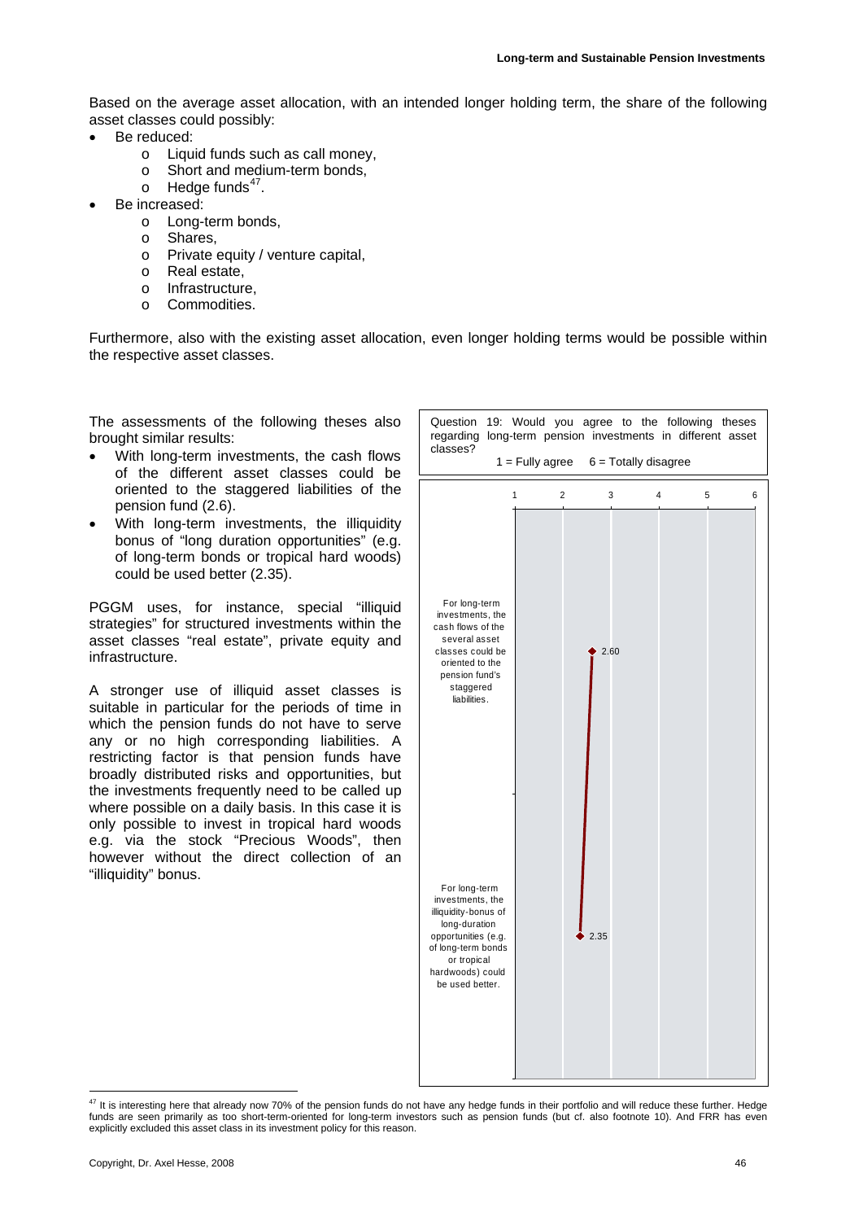Based on the average asset allocation, with an intended longer holding term, the share of the following asset classes could possibly:

- Be reduced:
  - Liquid funds such as call money,
  - Short and medium-term bonds,
  - Hedge funds[47].
- Be increased:
  - Long-term bonds,
  - Shares,
  - Private equity / venture capital,
  - Real estate,
  - Infrastructure,
  - Commodities.

Furthermore, also with the existing asset allocation, even longer holding terms would be possible within the respective asset classes.

The assessments of the following theses also brought similar results:

- With long-term investments, the cash flows of the different asset classes could be oriented to the staggered liabilities of the pension fund (2.6).
- With long-term investments, the illiquidity bonus of "long duration opportunities" (e.g. of long-term bonds or tropical hard woods) could be used better (2.35).

PGGM uses, for instance, special "illiquid strategies" for structured investments within the asset classes "real estate", private equity and infrastructure.

A stronger use of illiquid asset classes is suitable in particular for the periods of time in which the pension funds do not have to serve any or no high corresponding liabilities. A restricting factor is that pension funds have broadly distributed risks and opportunities, but the investments frequently need to be called up where possible on a daily basis. In this case it is only possible to invest in tropical hard woods e.g. via the stock "Precious Woods", then however without the direct collection of an "illiquidity" bonus.

Question 19: Would you agree to the following theses regarding long-term pension investments in different asset classes?

1 = Fully agree  6 = Totally disagree

| Thesis | Average (1–6) |
| --- | --- |
| For long-term investments, the cash flows of the several asset classes could be oriented to the pension fund's staggered liabilities. | 2.60 |
| For long-term investments, the illiquidity-bonus of long-duration opportunities (e.g. of long-term bonds or tropical hardwoods) could be used better. | 2.35 |

[47] It is interesting here that already now 70% of the pension funds do not have any hedge funds in their portfolio and will reduce these further. Hedge funds are seen primarily as too short-term-oriented for long-term investors such as pension funds (but cf. also footnote 10). And FRR has even explicitly excluded this asset class in its investment policy for this reason.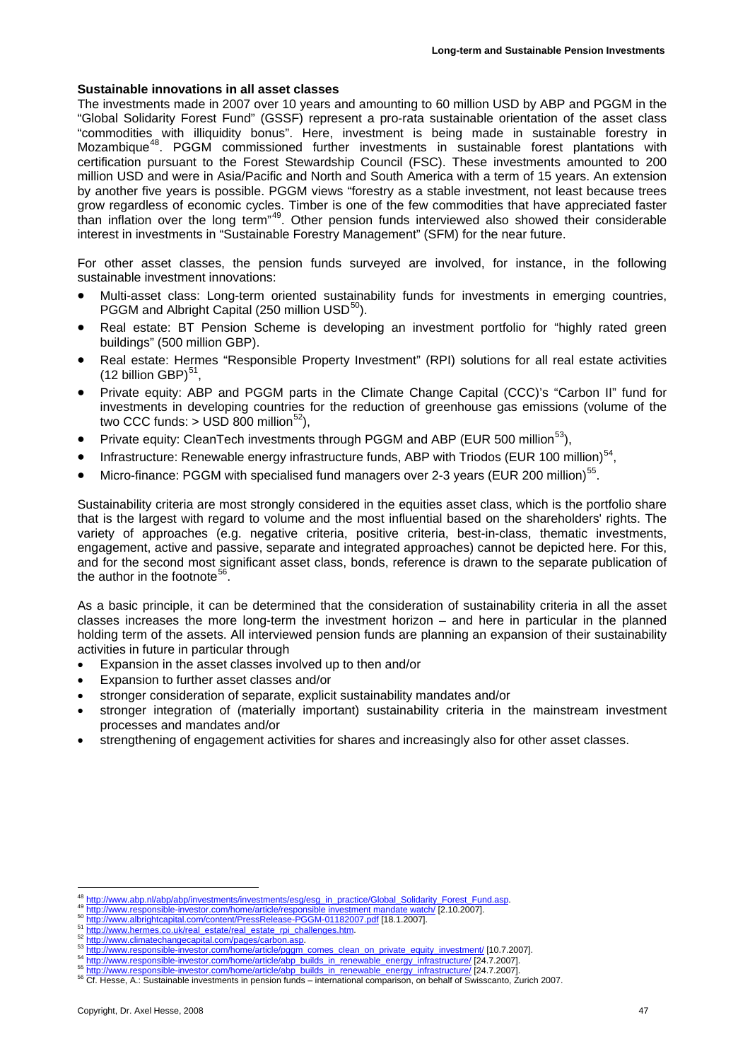**Sustainable innovations in all asset classes**

The investments made in 2007 over 10 years and amounting to 60 million USD by ABP and PGGM in the "Global Solidarity Forest Fund" (GSSF) represent a pro-rata sustainable orientation of the asset class "commodities with illiquidity bonus". Here, investment is being made in sustainable forestry in Mozambique[48]. PGGM commissioned further investments in sustainable forest plantations with certification pursuant to the Forest Stewardship Council (FSC). These investments amounted to 200 million USD and were in Asia/Pacific and North and South America with a term of 15 years. An extension by another five years is possible. PGGM views "forestry as a stable investment, not least because trees grow regardless of economic cycles. Timber is one of the few commodities that have appreciated faster than inflation over the long term"[49]. Other pension funds interviewed also showed their considerable interest in investments in "Sustainable Forestry Management" (SFM) for the near future.

For other asset classes, the pension funds surveyed are involved, for instance, in the following sustainable investment innovations:

- Multi-asset class: Long-term oriented sustainability funds for investments in emerging countries, PGGM and Albright Capital (250 million USD[50]).
- Real estate: BT Pension Scheme is developing an investment portfolio for "highly rated green buildings" (500 million GBP).
- Real estate: Hermes "Responsible Property Investment" (RPI) solutions for all real estate activities (12 billion GBP)[51],
- Private equity: ABP and PGGM parts in the Climate Change Capital (CCC)'s "Carbon II" fund for investments in developing countries for the reduction of greenhouse gas emissions (volume of the two CCC funds: > USD 800 million[52]),
- Private equity: CleanTech investments through PGGM and ABP (EUR 500 million[53]),
- Infrastructure: Renewable energy infrastructure funds, ABP with Triodos (EUR 100 million)[54],
- Micro-finance: PGGM with specialised fund managers over 2-3 years (EUR 200 million)[55].

Sustainability criteria are most strongly considered in the equities asset class, which is the portfolio share that is the largest with regard to volume and the most influential based on the shareholders' rights. The variety of approaches (e.g. negative criteria, positive criteria, best-in-class, thematic investments, engagement, active and passive, separate and integrated approaches) cannot be depicted here. For this, and for the second most significant asset class, bonds, reference is drawn to the separate publication of the author in the footnote[56].

As a basic principle, it can be determined that the consideration of sustainability criteria in all the asset classes increases the more long-term the investment horizon – and here in particular in the planned holding term of the assets. All interviewed pension funds are planning an expansion of their sustainability activities in future in particular through

- Expansion in the asset classes involved up to then and/or
- Expansion to further asset classes and/or
- stronger consideration of separate, explicit sustainability mandates and/or
- stronger integration of (materially important) sustainability criteria in the mainstream investment processes and mandates and/or
- strengthening of engagement activities for shares and increasingly also for other asset classes.

---

[48] http://www.abp.nl/abp/abp/investments/investments/esg/esg_in_practice/Global_Solidarity_Forest_Fund.asp.
[49] http://www.responsible-investor.com/home/article/responsible investment mandate watch/ [2.10.2007].
[50] http://www.albrightcapital.com/content/PressRelease-PGGM-01182007.pdf [18.1.2007].
[51] http://www.hermes.co.uk/real_estate/real_estate_rpi_challenges.htm.
[52] http://www.climatechangecapital.com/pages/carbon.asp.
[53] http://www.responsible-investor.com/home/article/pggm_comes_clean_on_private_equity_investment/ [10.7.2007].
[54] http://www.responsible-investor.com/home/article/abp_builds_in_renewable_energy_infrastructure/ [24.7.2007].
[55] http://www.responsible-investor.com/home/article/abp_builds_in_renewable_energy_infrastructure/ [24.7.2007].
[56] Cf. Hesse, A.: Sustainable investments in pension funds – international comparison, on behalf of Swisscanto, Zurich 2007.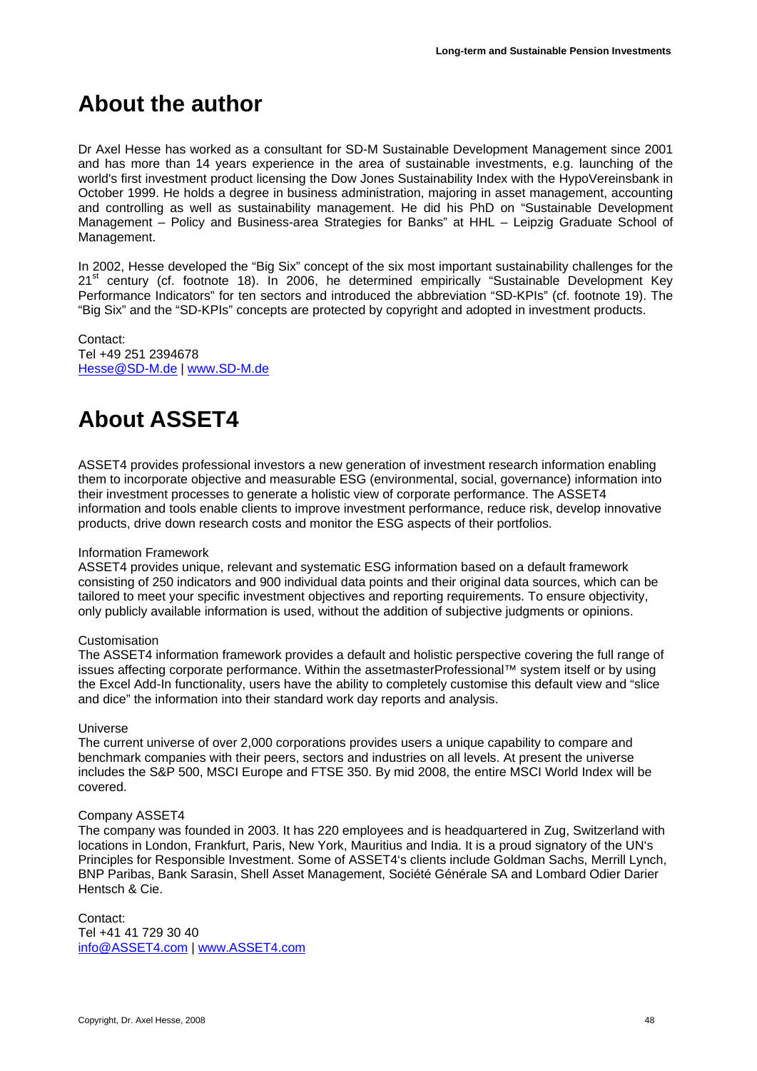# About the author

Dr Axel Hesse has worked as a consultant for SD-M Sustainable Development Management since 2001 and has more than 14 years experience in the area of sustainable investments, e.g. launching of the world's first investment product licensing the Dow Jones Sustainability Index with the HypoVereinsbank in October 1999. He holds a degree in business administration, majoring in asset management, accounting and controlling as well as sustainability management. He did his PhD on "Sustainable Development Management – Policy and Business-area Strategies for Banks" at HHL – Leipzig Graduate School of Management.

In 2002, Hesse developed the "Big Six" concept of the six most important sustainability challenges for the 21st century (cf. footnote 18). In 2006, he determined empirically "Sustainable Development Key Performance Indicators" for ten sectors and introduced the abbreviation "SD-KPIs" (cf. footnote 19). The "Big Six" and the "SD-KPIs" concepts are protected by copyright and adopted in investment products.

Contact:
Tel +49 251 2394678
Hesse@SD-M.de | www.SD-M.de

# About ASSET4

ASSET4 provides professional investors a new generation of investment research information enabling them to incorporate objective and measurable ESG (environmental, social, governance) information into their investment processes to generate a holistic view of corporate performance. The ASSET4 information and tools enable clients to improve investment performance, reduce risk, develop innovative products, drive down research costs and monitor the ESG aspects of their portfolios.

Information Framework
ASSET4 provides unique, relevant and systematic ESG information based on a default framework consisting of 250 indicators and 900 individual data points and their original data sources, which can be tailored to meet your specific investment objectives and reporting requirements. To ensure objectivity, only publicly available information is used, without the addition of subjective judgments or opinions.

Customisation
The ASSET4 information framework provides a default and holistic perspective covering the full range of issues affecting corporate performance. Within the assetmasterProfessional™ system itself or by using the Excel Add-In functionality, users have the ability to completely customise this default view and "slice and dice" the information into their standard work day reports and analysis.

Universe
The current universe of over 2,000 corporations provides users a unique capability to compare and benchmark companies with their peers, sectors and industries on all levels. At present the universe includes the S&P 500, MSCI Europe and FTSE 350. By mid 2008, the entire MSCI World Index will be covered.

Company ASSET4
The company was founded in 2003. It has 220 employees and is headquartered in Zug, Switzerland with locations in London, Frankfurt, Paris, New York, Mauritius and India. It is a proud signatory of the UN's Principles for Responsible Investment. Some of ASSET4's clients include Goldman Sachs, Merrill Lynch, BNP Paribas, Bank Sarasin, Shell Asset Management, Société Générale SA and Lombard Odier Darier Hentsch & Cie.

Contact:
Tel +41 41 729 30 40
info@ASSET4.com | www.ASSET4.com

Copyright, Dr. Axel Hesse, 2008